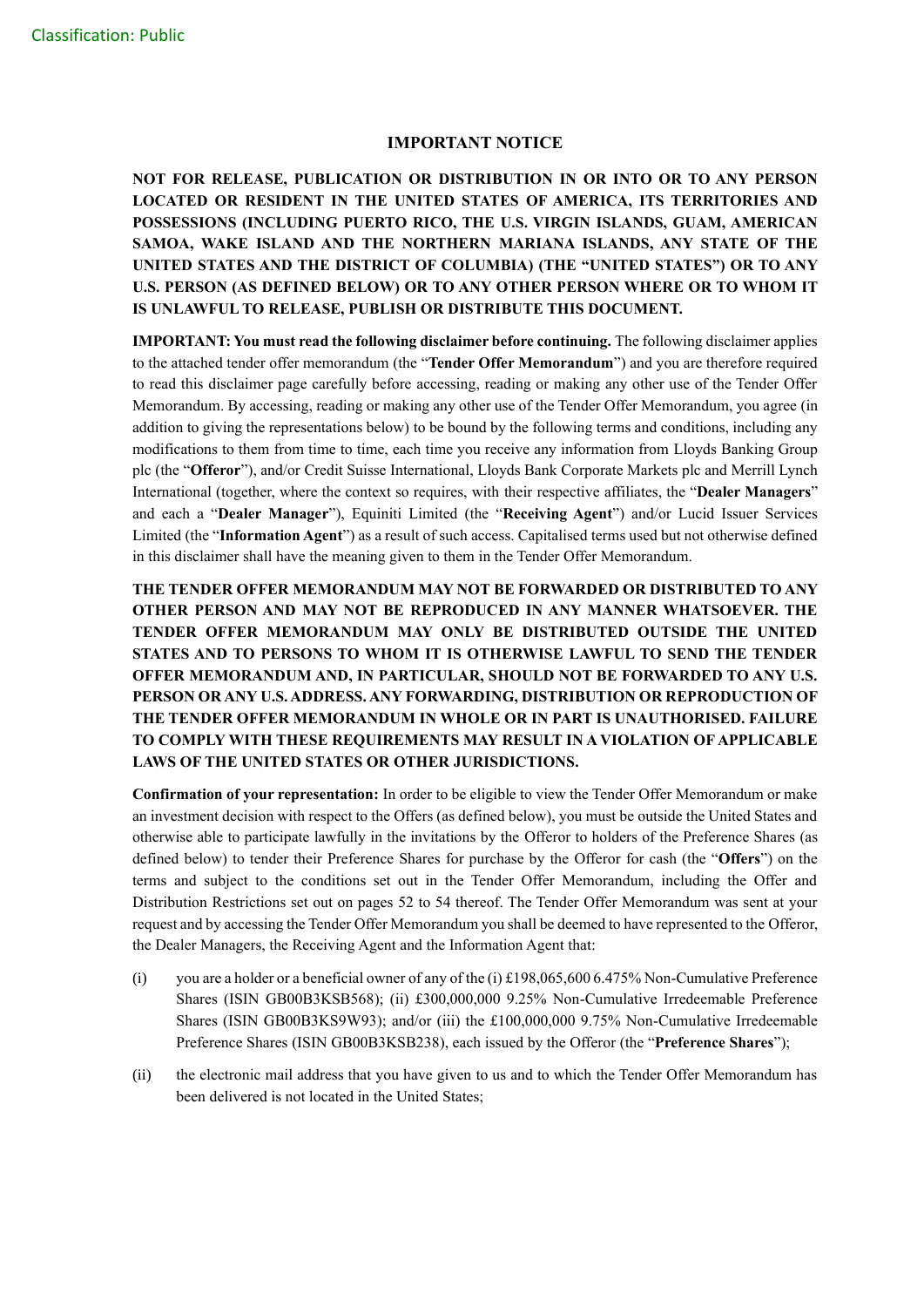## IMPORTANT NOTICE

**NOT FOR RELEASE, PUBLICATION OR DISTRIBUTION IN OR INTO OR TO ANY PERSON LOCATED OR RESIDENT IN THE UNITED STATES OF AMERICA, ITS TERRITORIES AND POSSESSIONS (INCLUDING PUERTO RICO, THE U.S. VIRGIN ISLANDS, GUAM, AMERICAN SAMOA, WAKE ISLAND AND THE NORTHERN MARIANA ISLANDS, ANY STATE OF THE UNITED STATES AND THE DISTRICT OF COLUMBIA) (THE "UNITED STATES") OR TO ANY U.S. PERSON (AS DEFINED BELOW) OR TO ANY OTHER PERSON WHERE OR TO WHOM IT IS UNLAWFUL TO RELEASE, PUBLISH OR DISTRIBUTE THIS DOCUMENT.**

**IMPORTANT: You must read the following disclaimer before continuing.** The following disclaimer applies to the attached tender offer memorandum (the "**Tender Offer Memorandum**") and you are therefore required to read this disclaimer page carefully before accessing, reading or making any other use of the Tender Offer Memorandum. By accessing, reading or making any other use of the Tender Offer Memorandum, you agree (in addition to giving the representations below) to be bound by the following terms and conditions, including any modifications to them from time to time, each time you receive any information from Lloyds Banking Group plc (the "**Offeror**"), and/or Credit Suisse International, Lloyds Bank Corporate Markets plc and Merrill Lynch International (together, where the context so requires, with their respective affiliates, the "**Dealer Managers**" and each a "**Dealer Manager**"), Equiniti Limited (the "**Receiving Agent**") and/or Lucid Issuer Services Limited (the "**Information Agent**") as a result of such access. Capitalised terms used but not otherwise defined in this disclaimer shall have the meaning given to them in the Tender Offer Memorandum.

**THE TENDER OFFER MEMORANDUM MAY NOT BE FORWARDED OR DISTRIBUTED TO ANY OTHER PERSON AND MAY NOT BE REPRODUCED IN ANY MANNER WHATSOEVER. THE TENDER OFFER MEMORANDUM MAY ONLY BE DISTRIBUTED OUTSIDE THE UNITED STATES AND TO PERSONS TO WHOM IT IS OTHERWISE LAWFUL TO SEND THE TENDER OFFER MEMORANDUM AND, IN PARTICULAR, SHOULD NOT BE FORWARDED TO ANY U.S. PERSON OR ANY U.S. ADDRESS. ANY FORWARDING, DISTRIBUTION OR REPRODUCTION OF THE TENDER OFFER MEMORANDUM IN WHOLE OR IN PART IS UNAUTHORISED. FAILURE TO COMPLY WITH THESE REQUIREMENTS MAY RESULT IN A VIOLATION OF APPLICABLE LAWS OF THE UNITED STATES OR OTHER JURISDICTIONS.**

**Confirmation of your representation:** In order to be eligible to view the Tender Offer Memorandum or make an investment decision with respect to the Offers (as defined below), you must be outside the United States and otherwise able to participate lawfully in the invitations by the Offeror to holders of the Preference Shares (as defined below) to tender their Preference Shares for purchase by the Offeror for cash (the "**Offers**") on the terms and subject to the conditions set out in the Tender Offer Memorandum, including the Offer and Distribution Restrictions set out on pages 52 to 54 thereof. The Tender Offer Memorandum was sent at your request and by accessing the Tender Offer Memorandum you shall be deemed to have represented to the Offeror, the Dealer Managers, the Receiving Agent and the Information Agent that:

(i) you are a holder or a beneficial owner of any of the (i) £198,065,600 6.475% Non-Cumulative Preference Shares (ISIN GB00B3KSB568); (ii) £300,000,000 9.25% Non-Cumulative Irredeemable Preference Shares (ISIN GB00B3KS9W93); and/or (iii) the £100,000,000 9.75% Non-Cumulative Irredeemable Preference Shares (ISIN GB00B3KSB238), each issued by the Offeror (the "**Preference Shares**");

(ii) the electronic mail address that you have given to us and to which the Tender Offer Memorandum has been delivered is not located in the United States;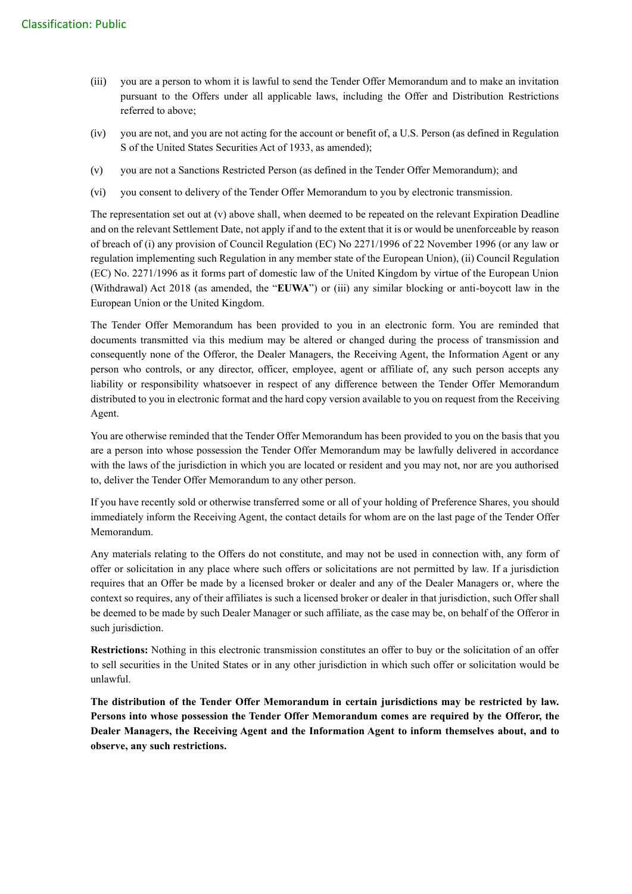(iii) you are a person to whom it is lawful to send the Tender Offer Memorandum and to make an invitation pursuant to the Offers under all applicable laws, including the Offer and Distribution Restrictions referred to above;

(iv) you are not, and you are not acting for the account or benefit of, a U.S. Person (as defined in Regulation S of the United States Securities Act of 1933, as amended);

(v) you are not a Sanctions Restricted Person (as defined in the Tender Offer Memorandum); and

(vi) you consent to delivery of the Tender Offer Memorandum to you by electronic transmission.

The representation set out at (v) above shall, when deemed to be repeated on the relevant Expiration Deadline and on the relevant Settlement Date, not apply if and to the extent that it is or would be unenforceable by reason of breach of (i) any provision of Council Regulation (EC) No 2271/1996 of 22 November 1996 (or any law or regulation implementing such Regulation in any member state of the European Union), (ii) Council Regulation (EC) No. 2271/1996 as it forms part of domestic law of the United Kingdom by virtue of the European Union (Withdrawal) Act 2018 (as amended, the "**EUWA**") or (iii) any similar blocking or anti-boycott law in the European Union or the United Kingdom.

The Tender Offer Memorandum has been provided to you in an electronic form. You are reminded that documents transmitted via this medium may be altered or changed during the process of transmission and consequently none of the Offeror, the Dealer Managers, the Receiving Agent, the Information Agent or any person who controls, or any director, officer, employee, agent or affiliate of, any such person accepts any liability or responsibility whatsoever in respect of any difference between the Tender Offer Memorandum distributed to you in electronic format and the hard copy version available to you on request from the Receiving Agent.

You are otherwise reminded that the Tender Offer Memorandum has been provided to you on the basis that you are a person into whose possession the Tender Offer Memorandum may be lawfully delivered in accordance with the laws of the jurisdiction in which you are located or resident and you may not, nor are you authorised to, deliver the Tender Offer Memorandum to any other person.

If you have recently sold or otherwise transferred some or all of your holding of Preference Shares, you should immediately inform the Receiving Agent, the contact details for whom are on the last page of the Tender Offer Memorandum.

Any materials relating to the Offers do not constitute, and may not be used in connection with, any form of offer or solicitation in any place where such offers or solicitations are not permitted by law. If a jurisdiction requires that an Offer be made by a licensed broker or dealer and any of the Dealer Managers or, where the context so requires, any of their affiliates is such a licensed broker or dealer in that jurisdiction, such Offer shall be deemed to be made by such Dealer Manager or such affiliate, as the case may be, on behalf of the Offeror in such jurisdiction.

**Restrictions:** Nothing in this electronic transmission constitutes an offer to buy or the solicitation of an offer to sell securities in the United States or in any other jurisdiction in which such offer or solicitation would be unlawful.

**The distribution of the Tender Offer Memorandum in certain jurisdictions may be restricted by law. Persons into whose possession the Tender Offer Memorandum comes are required by the Offeror, the Dealer Managers, the Receiving Agent and the Information Agent to inform themselves about, and to observe, any such restrictions.**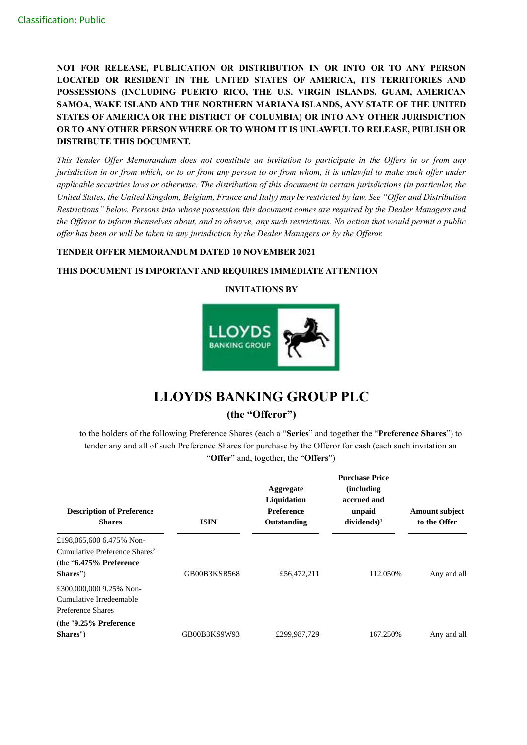Classification: Public

**NOT FOR RELEASE, PUBLICATION OR DISTRIBUTION IN OR INTO OR TO ANY PERSON LOCATED OR RESIDENT IN THE UNITED STATES OF AMERICA, ITS TERRITORIES AND POSSESSIONS (INCLUDING PUERTO RICO, THE U.S. VIRGIN ISLANDS, GUAM, AMERICAN SAMOA, WAKE ISLAND AND THE NORTHERN MARIANA ISLANDS, ANY STATE OF THE UNITED STATES OF AMERICA OR THE DISTRICT OF COLUMBIA) OR INTO ANY OTHER JURISDICTION OR TO ANY OTHER PERSON WHERE OR TO WHOM IT IS UNLAWFUL TO RELEASE, PUBLISH OR DISTRIBUTE THIS DOCUMENT.**

*This Tender Offer Memorandum does not constitute an invitation to participate in the Offers in or from any jurisdiction in or from which, or to or from any person to or from whom, it is unlawful to make such offer under applicable securities laws or otherwise. The distribution of this document in certain jurisdictions (in particular, the United States, the United Kingdom, Belgium, France and Italy) may be restricted by law. See "Offer and Distribution Restrictions" below. Persons into whose possession this document comes are required by the Dealer Managers and the Offeror to inform themselves about, and to observe, any such restrictions. No action that would permit a public offer has been or will be taken in any jurisdiction by the Dealer Managers or by the Offeror.*

**TENDER OFFER MEMORANDUM DATED 10 NOVEMBER 2021**

**THIS DOCUMENT IS IMPORTANT AND REQUIRES IMMEDIATE ATTENTION**

**INVITATIONS BY**

LLOYDS BANKING GROUP

# LLOYDS BANKING GROUP PLC

**(the "Offeror")**

to the holders of the following Preference Shares (each a "**Series**" and together the "**Preference Shares**") to tender any and all of such Preference Shares for purchase by the Offeror for cash (each such invitation an "**Offer**" and, together, the "**Offers**")

| Description of Preference Shares | ISIN | Aggregate Liquidation Preference Outstanding | Purchase Price (including accrued and unpaid dividends)[1] | Amount subject to the Offer |
|---|---|---|---|---|
| £198,065,600 6.475% Non-Cumulative Preference Shares[2] (the "**6.475% Preference Shares**") | GB00B3KSB568 | £56,472,211 | 112.050% | Any and all |
| £300,000,000 9.25% Non-Cumulative Irredeemable Preference Shares (the "**9.25% Preference Shares**") | GB00B3KS9W93 | £299,987,729 | 167.250% | Any and all |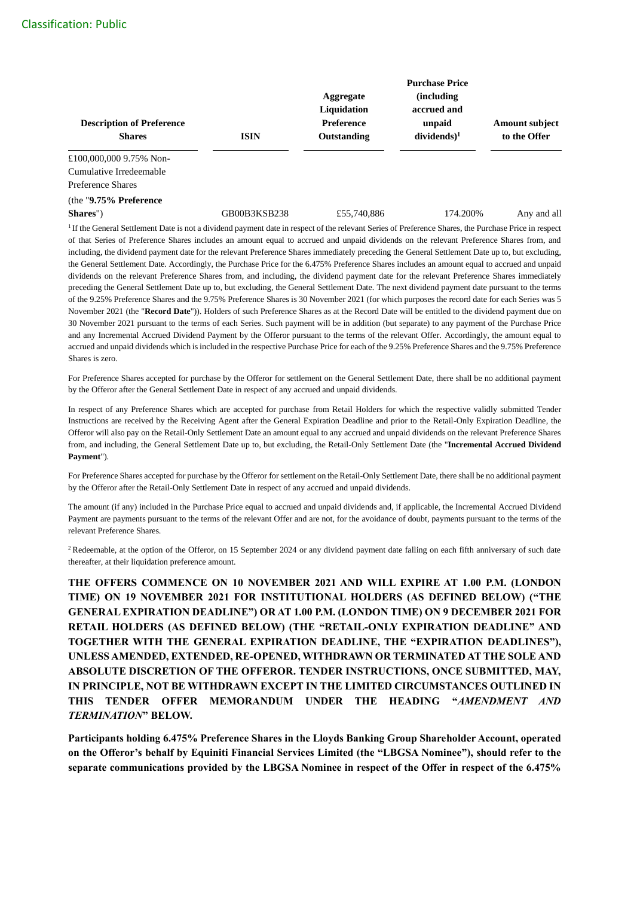| Description of Preference Shares | ISIN | Aggregate Liquidation Preference Outstanding | Purchase Price (including accrued and unpaid dividends)[1] | Amount subject to the Offer |
|---|---|---|---|---|
| £100,000,000 9.75% Non-Cumulative Irredeemable Preference Shares (the "**9.75% Preference Shares**") | GB00B3KSB238 | £55,740,886 | 174.200% | Any and all |

[1] If the General Settlement Date is not a dividend payment date in respect of the relevant Series of Preference Shares, the Purchase Price in respect of that Series of Preference Shares includes an amount equal to accrued and unpaid dividends on the relevant Preference Shares from, and including, the dividend payment date for the relevant Preference Shares immediately preceding the General Settlement Date up to, but excluding, the General Settlement Date. Accordingly, the Purchase Price for the 6.475% Preference Shares includes an amount equal to accrued and unpaid dividends on the relevant Preference Shares from, and including, the dividend payment date for the relevant Preference Shares immediately preceding the General Settlement Date up to, but excluding, the General Settlement Date. The next dividend payment date pursuant to the terms of the 9.25% Preference Shares and the 9.75% Preference Shares is 30 November 2021 (for which purposes the record date for each Series was 5 November 2021 (the "**Record Date**")). Holders of such Preference Shares as at the Record Date will be entitled to the dividend payment due on 30 November 2021 pursuant to the terms of each Series. Such payment will be in addition (but separate) to any payment of the Purchase Price and any Incremental Accrued Dividend Payment by the Offeror pursuant to the terms of the relevant Offer. Accordingly, the amount equal to accrued and unpaid dividends which is included in the respective Purchase Price for each of the 9.25% Preference Shares and the 9.75% Preference Shares is zero.

For Preference Shares accepted for purchase by the Offeror for settlement on the General Settlement Date, there shall be no additional payment by the Offeror after the General Settlement Date in respect of any accrued and unpaid dividends.

In respect of any Preference Shares which are accepted for purchase from Retail Holders for which the respective validly submitted Tender Instructions are received by the Receiving Agent after the General Expiration Deadline and prior to the Retail-Only Expiration Deadline, the Offeror will also pay on the Retail-Only Settlement Date an amount equal to any accrued and unpaid dividends on the relevant Preference Shares from, and including, the General Settlement Date up to, but excluding, the Retail-Only Settlement Date (the "**Incremental Accrued Dividend Payment**").

For Preference Shares accepted for purchase by the Offeror for settlement on the Retail-Only Settlement Date, there shall be no additional payment by the Offeror after the Retail-Only Settlement Date in respect of any accrued and unpaid dividends.

The amount (if any) included in the Purchase Price equal to accrued and unpaid dividends and, if applicable, the Incremental Accrued Dividend Payment are payments pursuant to the terms of the relevant Offer and are not, for the avoidance of doubt, payments pursuant to the terms of the relevant Preference Shares.

[2] Redeemable, at the option of the Offeror, on 15 September 2024 or any dividend payment date falling on each fifth anniversary of such date thereafter, at their liquidation preference amount.

**THE OFFERS COMMENCE ON 10 NOVEMBER 2021 AND WILL EXPIRE AT 1.00 P.M. (LONDON TIME) ON 19 NOVEMBER 2021 FOR INSTITUTIONAL HOLDERS (AS DEFINED BELOW) ("THE GENERAL EXPIRATION DEADLINE") OR AT 1.00 P.M. (LONDON TIME) ON 9 DECEMBER 2021 FOR RETAIL HOLDERS (AS DEFINED BELOW) (THE "RETAIL-ONLY EXPIRATION DEADLINE" AND TOGETHER WITH THE GENERAL EXPIRATION DEADLINE, THE "EXPIRATION DEADLINES"), UNLESS AMENDED, EXTENDED, RE-OPENED, WITHDRAWN OR TERMINATED AT THE SOLE AND ABSOLUTE DISCRETION OF THE OFFEROR. TENDER INSTRUCTIONS, ONCE SUBMITTED, MAY, IN PRINCIPLE, NOT BE WITHDRAWN EXCEPT IN THE LIMITED CIRCUMSTANCES OUTLINED IN THIS TENDER OFFER MEMORANDUM UNDER THE HEADING "*AMENDMENT AND TERMINATION*" BELOW.**

**Participants holding 6.475% Preference Shares in the Lloyds Banking Group Shareholder Account, operated on the Offeror's behalf by Equiniti Financial Services Limited (the "LBGSA Nominee"), should refer to the separate communications provided by the LBGSA Nominee in respect of the Offer in respect of the 6.475%**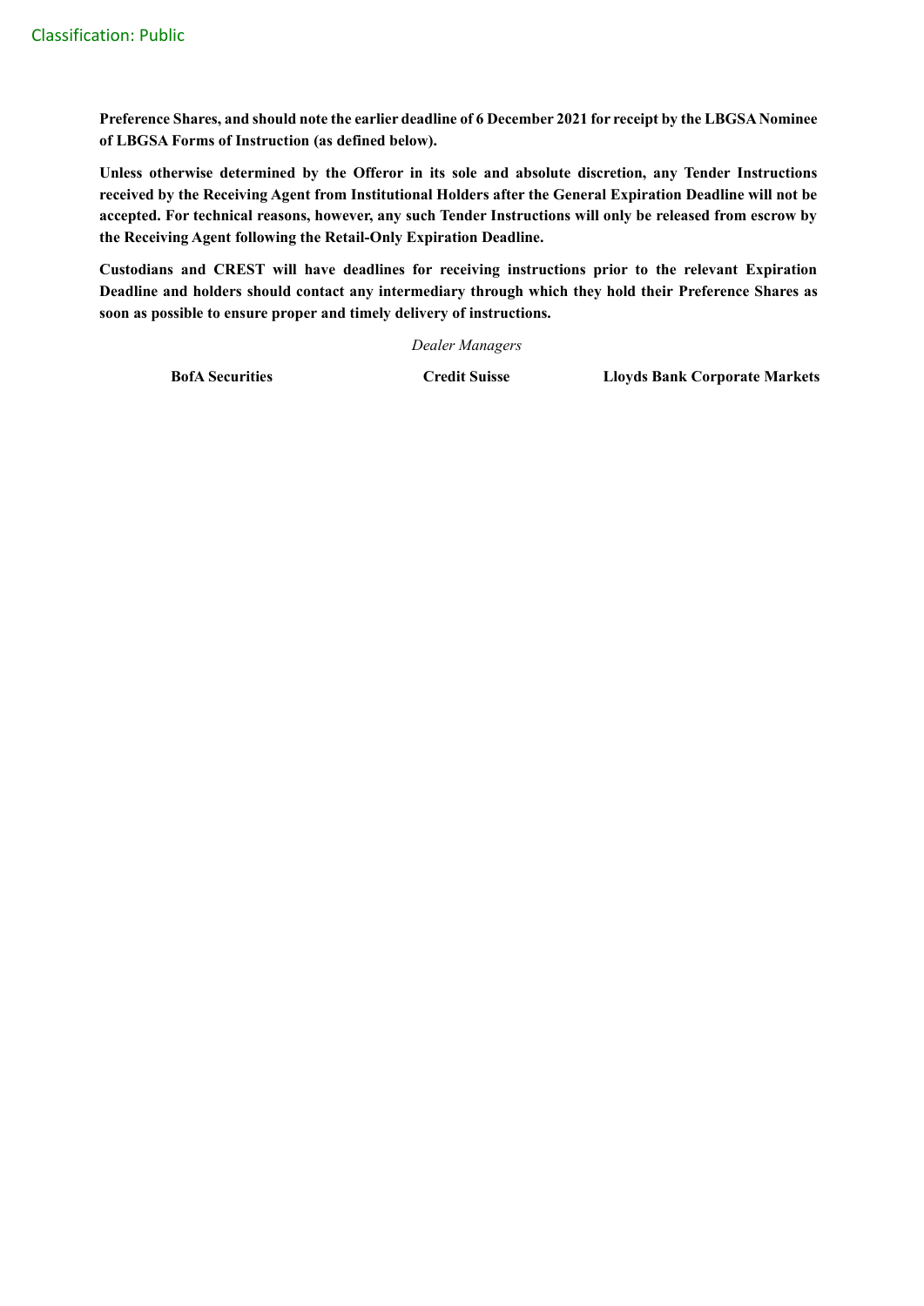**Preference Shares, and should note the earlier deadline of 6 December 2021 for receipt by the LBGSA Nominee of LBGSA Forms of Instruction (as defined below).**

**Unless otherwise determined by the Offeror in its sole and absolute discretion, any Tender Instructions received by the Receiving Agent from Institutional Holders after the General Expiration Deadline will not be accepted. For technical reasons, however, any such Tender Instructions will only be released from escrow by the Receiving Agent following the Retail-Only Expiration Deadline.**

**Custodians and CREST will have deadlines for receiving instructions prior to the relevant Expiration Deadline and holders should contact any intermediary through which they hold their Preference Shares as soon as possible to ensure proper and timely delivery of instructions.**

*Dealer Managers*

**BofA Securities** **Credit Suisse** **Lloyds Bank Corporate Markets**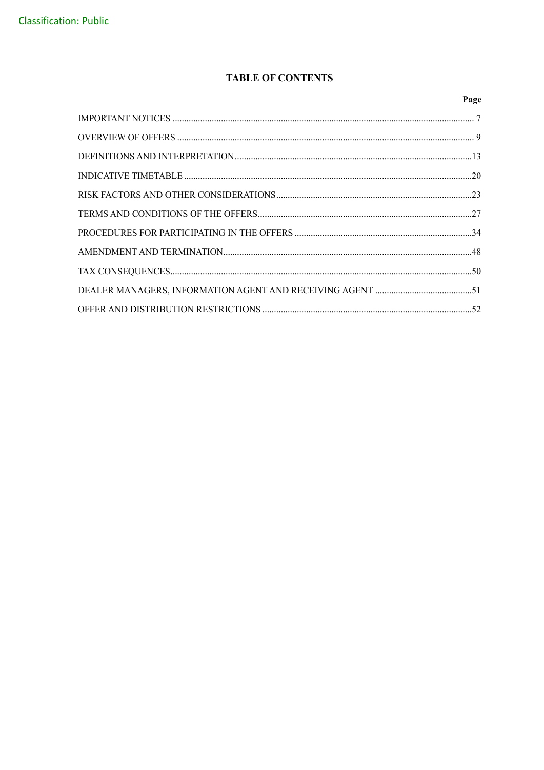Classification: Public

## TABLE OF CONTENTS

| | Page |
|---|---|
| IMPORTANT NOTICES | 7 |
| OVERVIEW OF OFFERS | 9 |
| DEFINITIONS AND INTERPRETATION | 13 |
| INDICATIVE TIMETABLE | 20 |
| RISK FACTORS AND OTHER CONSIDERATIONS | 23 |
| TERMS AND CONDITIONS OF THE OFFERS | 27 |
| PROCEDURES FOR PARTICIPATING IN THE OFFERS | 34 |
| AMENDMENT AND TERMINATION | 48 |
| TAX CONSEQUENCES | 50 |
| DEALER MANAGERS, INFORMATION AGENT AND RECEIVING AGENT | 51 |
| OFFER AND DISTRIBUTION RESTRICTIONS | 52 |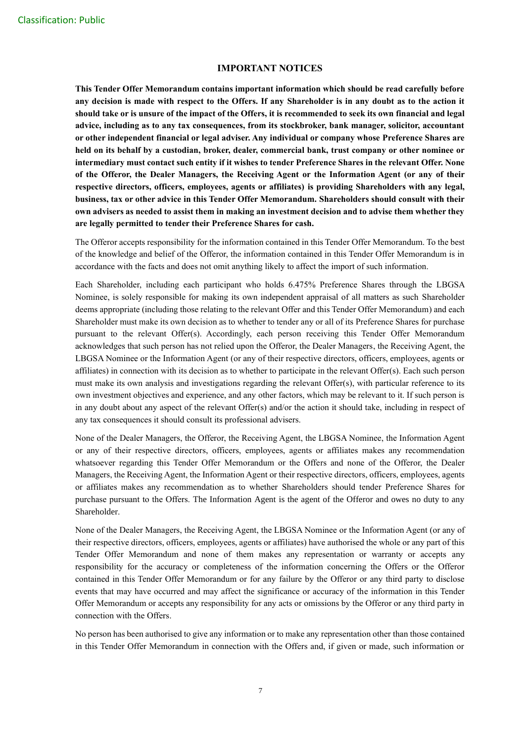## IMPORTANT NOTICES

**This Tender Offer Memorandum contains important information which should be read carefully before any decision is made with respect to the Offers. If any Shareholder is in any doubt as to the action it should take or is unsure of the impact of the Offers, it is recommended to seek its own financial and legal advice, including as to any tax consequences, from its stockbroker, bank manager, solicitor, accountant or other independent financial or legal adviser. Any individual or company whose Preference Shares are held on its behalf by a custodian, broker, dealer, commercial bank, trust company or other nominee or intermediary must contact such entity if it wishes to tender Preference Shares in the relevant Offer. None of the Offeror, the Dealer Managers, the Receiving Agent or the Information Agent (or any of their respective directors, officers, employees, agents or affiliates) is providing Shareholders with any legal, business, tax or other advice in this Tender Offer Memorandum. Shareholders should consult with their own advisers as needed to assist them in making an investment decision and to advise them whether they are legally permitted to tender their Preference Shares for cash.**

The Offeror accepts responsibility for the information contained in this Tender Offer Memorandum. To the best of the knowledge and belief of the Offeror, the information contained in this Tender Offer Memorandum is in accordance with the facts and does not omit anything likely to affect the import of such information.

Each Shareholder, including each participant who holds 6.475% Preference Shares through the LBGSA Nominee, is solely responsible for making its own independent appraisal of all matters as such Shareholder deems appropriate (including those relating to the relevant Offer and this Tender Offer Memorandum) and each Shareholder must make its own decision as to whether to tender any or all of its Preference Shares for purchase pursuant to the relevant Offer(s). Accordingly, each person receiving this Tender Offer Memorandum acknowledges that such person has not relied upon the Offeror, the Dealer Managers, the Receiving Agent, the LBGSA Nominee or the Information Agent (or any of their respective directors, officers, employees, agents or affiliates) in connection with its decision as to whether to participate in the relevant Offer(s). Each such person must make its own analysis and investigations regarding the relevant Offer(s), with particular reference to its own investment objectives and experience, and any other factors, which may be relevant to it. If such person is in any doubt about any aspect of the relevant Offer(s) and/or the action it should take, including in respect of any tax consequences it should consult its professional advisers.

None of the Dealer Managers, the Offeror, the Receiving Agent, the LBGSA Nominee, the Information Agent or any of their respective directors, officers, employees, agents or affiliates makes any recommendation whatsoever regarding this Tender Offer Memorandum or the Offers and none of the Offeror, the Dealer Managers, the Receiving Agent, the Information Agent or their respective directors, officers, employees, agents or affiliates makes any recommendation as to whether Shareholders should tender Preference Shares for purchase pursuant to the Offers. The Information Agent is the agent of the Offeror and owes no duty to any Shareholder.

None of the Dealer Managers, the Receiving Agent, the LBGSA Nominee or the Information Agent (or any of their respective directors, officers, employees, agents or affiliates) have authorised the whole or any part of this Tender Offer Memorandum and none of them makes any representation or warranty or accepts any responsibility for the accuracy or completeness of the information concerning the Offers or the Offeror contained in this Tender Offer Memorandum or for any failure by the Offeror or any third party to disclose events that may have occurred and may affect the significance or accuracy of the information in this Tender Offer Memorandum or accepts any responsibility for any acts or omissions by the Offeror or any third party in connection with the Offers.

No person has been authorised to give any information or to make any representation other than those contained in this Tender Offer Memorandum in connection with the Offers and, if given or made, such information or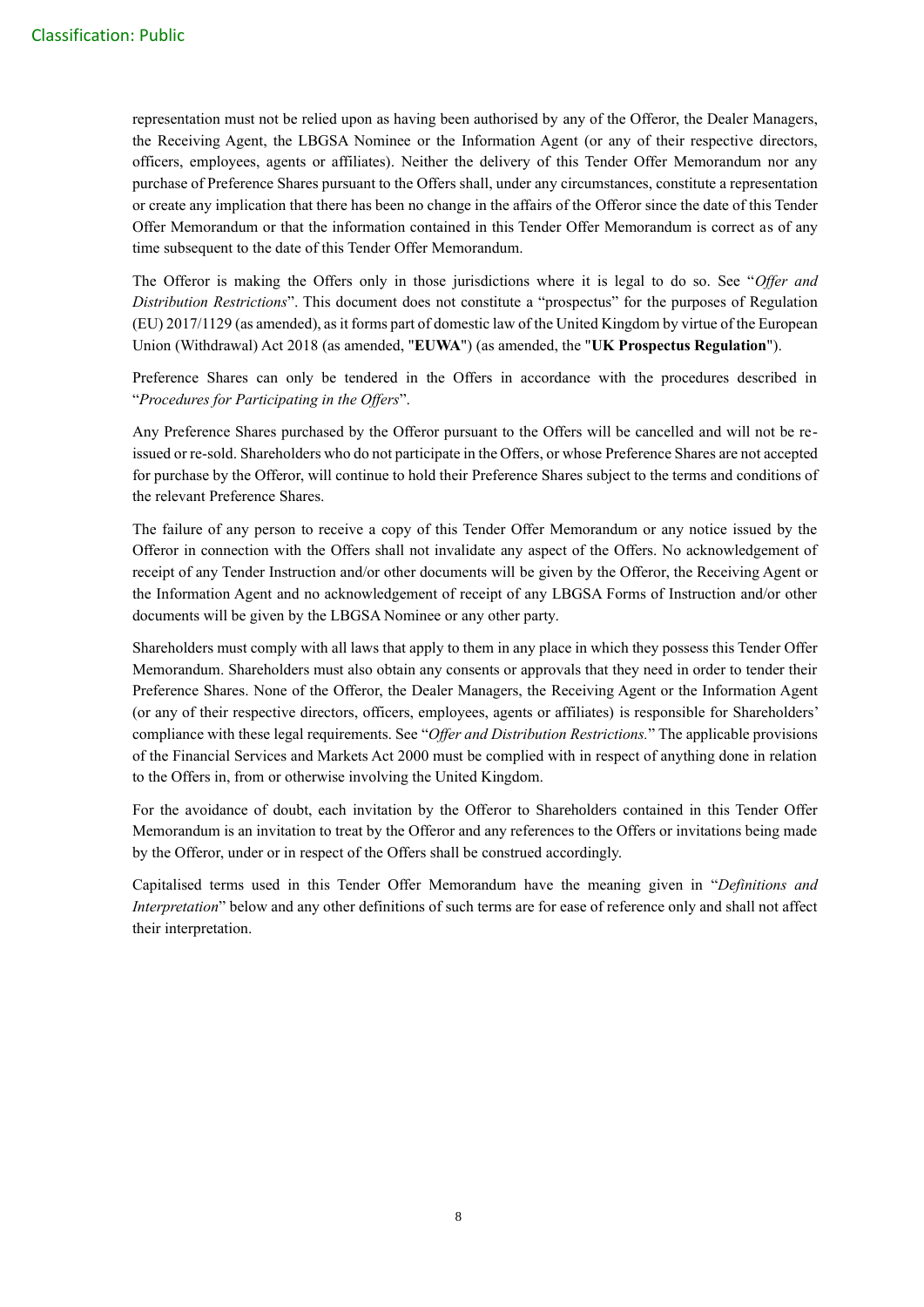representation must not be relied upon as having been authorised by any of the Offeror, the Dealer Managers, the Receiving Agent, the LBGSA Nominee or the Information Agent (or any of their respective directors, officers, employees, agents or affiliates). Neither the delivery of this Tender Offer Memorandum nor any purchase of Preference Shares pursuant to the Offers shall, under any circumstances, constitute a representation or create any implication that there has been no change in the affairs of the Offeror since the date of this Tender Offer Memorandum or that the information contained in this Tender Offer Memorandum is correct as of any time subsequent to the date of this Tender Offer Memorandum.

The Offeror is making the Offers only in those jurisdictions where it is legal to do so. See "*Offer and Distribution Restrictions*". This document does not constitute a "prospectus" for the purposes of Regulation (EU) 2017/1129 (as amended), as it forms part of domestic law of the United Kingdom by virtue of the European Union (Withdrawal) Act 2018 (as amended, "**EUWA**") (as amended, the "**UK Prospectus Regulation**").

Preference Shares can only be tendered in the Offers in accordance with the procedures described in "*Procedures for Participating in the Offers*".

Any Preference Shares purchased by the Offeror pursuant to the Offers will be cancelled and will not be re-issued or re-sold. Shareholders who do not participate in the Offers, or whose Preference Shares are not accepted for purchase by the Offeror, will continue to hold their Preference Shares subject to the terms and conditions of the relevant Preference Shares.

The failure of any person to receive a copy of this Tender Offer Memorandum or any notice issued by the Offeror in connection with the Offers shall not invalidate any aspect of the Offers. No acknowledgement of receipt of any Tender Instruction and/or other documents will be given by the Offeror, the Receiving Agent or the Information Agent and no acknowledgement of receipt of any LBGSA Forms of Instruction and/or other documents will be given by the LBGSA Nominee or any other party.

Shareholders must comply with all laws that apply to them in any place in which they possess this Tender Offer Memorandum. Shareholders must also obtain any consents or approvals that they need in order to tender their Preference Shares. None of the Offeror, the Dealer Managers, the Receiving Agent or the Information Agent (or any of their respective directors, officers, employees, agents or affiliates) is responsible for Shareholders' compliance with these legal requirements. See "*Offer and Distribution Restrictions.*" The applicable provisions of the Financial Services and Markets Act 2000 must be complied with in respect of anything done in relation to the Offers in, from or otherwise involving the United Kingdom.

For the avoidance of doubt, each invitation by the Offeror to Shareholders contained in this Tender Offer Memorandum is an invitation to treat by the Offeror and any references to the Offers or invitations being made by the Offeror, under or in respect of the Offers shall be construed accordingly.

Capitalised terms used in this Tender Offer Memorandum have the meaning given in "*Definitions and Interpretation*" below and any other definitions of such terms are for ease of reference only and shall not affect their interpretation.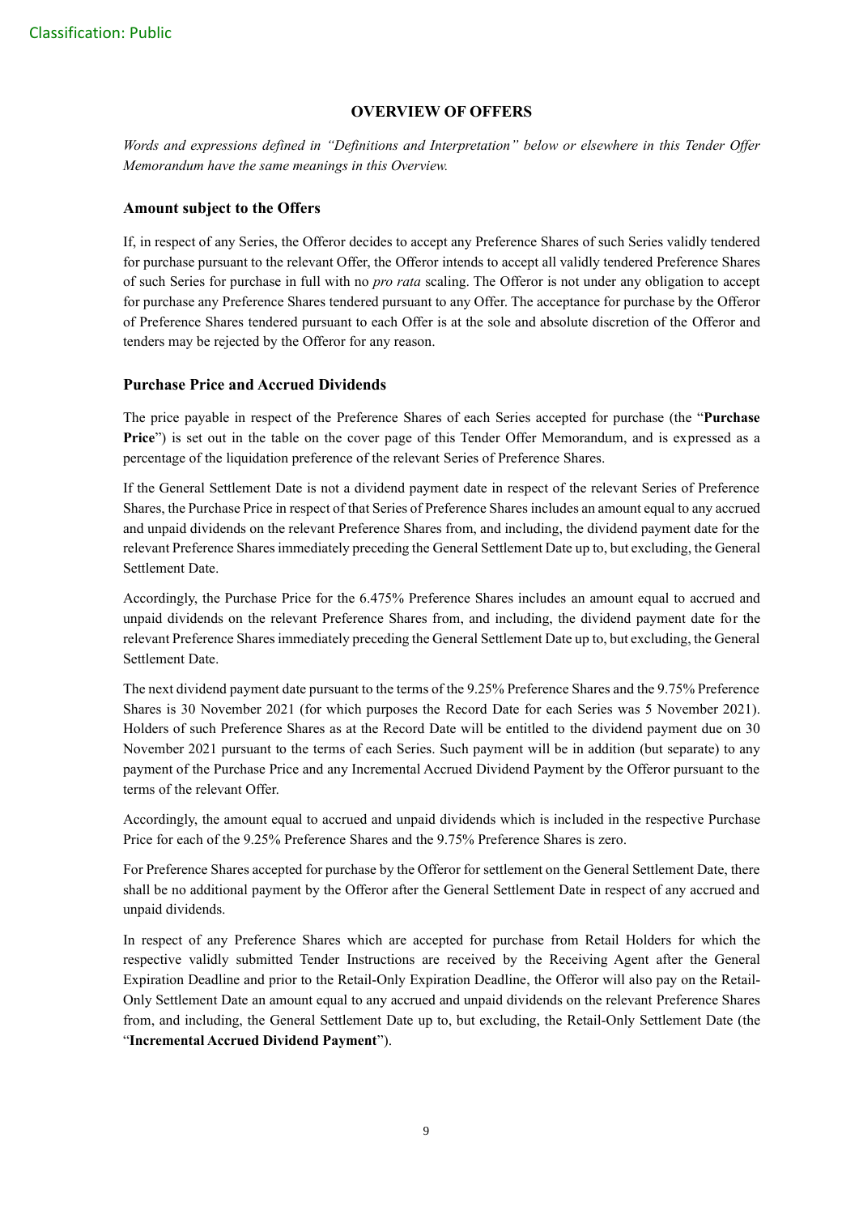## OVERVIEW OF OFFERS

*Words and expressions defined in "Definitions and Interpretation" below or elsewhere in this Tender Offer Memorandum have the same meanings in this Overview.*

### Amount subject to the Offers

If, in respect of any Series, the Offeror decides to accept any Preference Shares of such Series validly tendered for purchase pursuant to the relevant Offer, the Offeror intends to accept all validly tendered Preference Shares of such Series for purchase in full with no *pro rata* scaling. The Offeror is not under any obligation to accept for purchase any Preference Shares tendered pursuant to any Offer. The acceptance for purchase by the Offeror of Preference Shares tendered pursuant to each Offer is at the sole and absolute discretion of the Offeror and tenders may be rejected by the Offeror for any reason.

### Purchase Price and Accrued Dividends

The price payable in respect of the Preference Shares of each Series accepted for purchase (the "**Purchase Price**") is set out in the table on the cover page of this Tender Offer Memorandum, and is expressed as a percentage of the liquidation preference of the relevant Series of Preference Shares.

If the General Settlement Date is not a dividend payment date in respect of the relevant Series of Preference Shares, the Purchase Price in respect of that Series of Preference Shares includes an amount equal to any accrued and unpaid dividends on the relevant Preference Shares from, and including, the dividend payment date for the relevant Preference Shares immediately preceding the General Settlement Date up to, but excluding, the General Settlement Date.

Accordingly, the Purchase Price for the 6.475% Preference Shares includes an amount equal to accrued and unpaid dividends on the relevant Preference Shares from, and including, the dividend payment date for the relevant Preference Shares immediately preceding the General Settlement Date up to, but excluding, the General Settlement Date.

The next dividend payment date pursuant to the terms of the 9.25% Preference Shares and the 9.75% Preference Shares is 30 November 2021 (for which purposes the Record Date for each Series was 5 November 2021). Holders of such Preference Shares as at the Record Date will be entitled to the dividend payment due on 30 November 2021 pursuant to the terms of each Series. Such payment will be in addition (but separate) to any payment of the Purchase Price and any Incremental Accrued Dividend Payment by the Offeror pursuant to the terms of the relevant Offer.

Accordingly, the amount equal to accrued and unpaid dividends which is included in the respective Purchase Price for each of the 9.25% Preference Shares and the 9.75% Preference Shares is zero.

For Preference Shares accepted for purchase by the Offeror for settlement on the General Settlement Date, there shall be no additional payment by the Offeror after the General Settlement Date in respect of any accrued and unpaid dividends.

In respect of any Preference Shares which are accepted for purchase from Retail Holders for which the respective validly submitted Tender Instructions are received by the Receiving Agent after the General Expiration Deadline and prior to the Retail-Only Expiration Deadline, the Offeror will also pay on the Retail-Only Settlement Date an amount equal to any accrued and unpaid dividends on the relevant Preference Shares from, and including, the General Settlement Date up to, but excluding, the Retail-Only Settlement Date (the "**Incremental Accrued Dividend Payment**").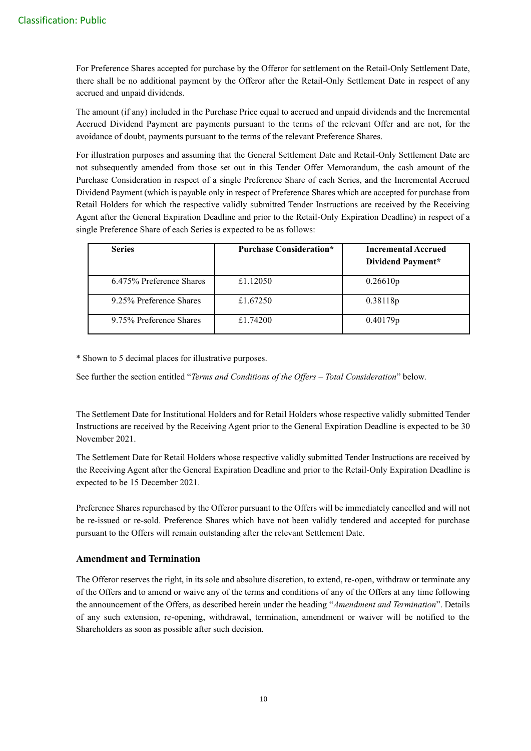For Preference Shares accepted for purchase by the Offeror for settlement on the Retail-Only Settlement Date, there shall be no additional payment by the Offeror after the Retail-Only Settlement Date in respect of any accrued and unpaid dividends.

The amount (if any) included in the Purchase Price equal to accrued and unpaid dividends and the Incremental Accrued Dividend Payment are payments pursuant to the terms of the relevant Offer and are not, for the avoidance of doubt, payments pursuant to the terms of the relevant Preference Shares.

For illustration purposes and assuming that the General Settlement Date and Retail-Only Settlement Date are not subsequently amended from those set out in this Tender Offer Memorandum, the cash amount of the Purchase Consideration in respect of a single Preference Share of each Series, and the Incremental Accrued Dividend Payment (which is payable only in respect of Preference Shares which are accepted for purchase from Retail Holders for which the respective validly submitted Tender Instructions are received by the Receiving Agent after the General Expiration Deadline and prior to the Retail-Only Expiration Deadline) in respect of a single Preference Share of each Series is expected to be as follows:

| **Series** | **Purchase Consideration*** | **Incremental Accrued Dividend Payment*** |
|---|---|---|
| 6.475% Preference Shares | £1.12050 | 0.26610p |
| 9.25% Preference Shares | £1.67250 | 0.38118p |
| 9.75% Preference Shares | £1.74200 | 0.40179p |

* Shown to 5 decimal places for illustrative purposes.

See further the section entitled "*Terms and Conditions of the Offers – Total Consideration*" below.

The Settlement Date for Institutional Holders and for Retail Holders whose respective validly submitted Tender Instructions are received by the Receiving Agent prior to the General Expiration Deadline is expected to be 30 November 2021.

The Settlement Date for Retail Holders whose respective validly submitted Tender Instructions are received by the Receiving Agent after the General Expiration Deadline and prior to the Retail-Only Expiration Deadline is expected to be 15 December 2021.

Preference Shares repurchased by the Offeror pursuant to the Offers will be immediately cancelled and will not be re-issued or re-sold. Preference Shares which have not been validly tendered and accepted for purchase pursuant to the Offers will remain outstanding after the relevant Settlement Date.

### Amendment and Termination

The Offeror reserves the right, in its sole and absolute discretion, to extend, re-open, withdraw or terminate any of the Offers and to amend or waive any of the terms and conditions of any of the Offers at any time following the announcement of the Offers, as described herein under the heading "*Amendment and Termination*". Details of any such extension, re-opening, withdrawal, termination, amendment or waiver will be notified to the Shareholders as soon as possible after such decision.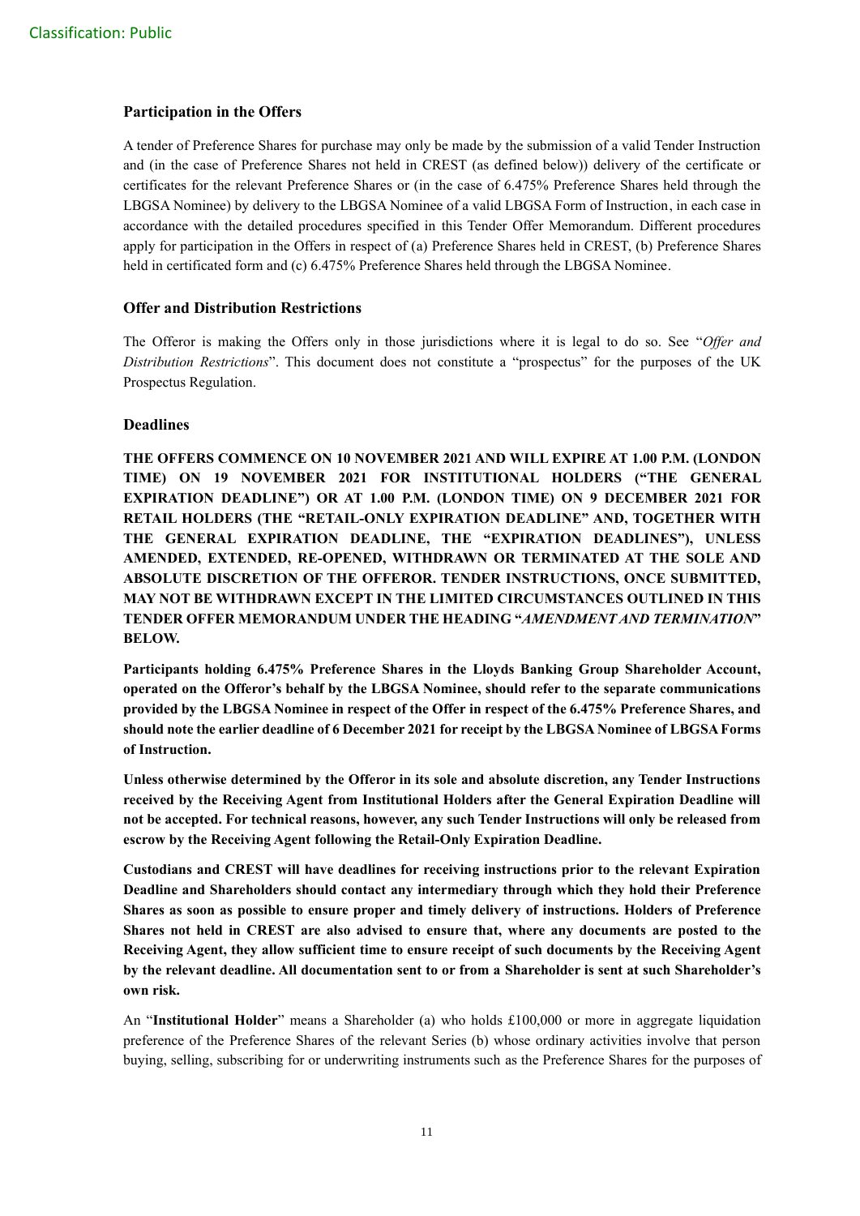### Participation in the Offers

A tender of Preference Shares for purchase may only be made by the submission of a valid Tender Instruction and (in the case of Preference Shares not held in CREST (as defined below)) delivery of the certificate or certificates for the relevant Preference Shares or (in the case of 6.475% Preference Shares held through the LBGSA Nominee) by delivery to the LBGSA Nominee of a valid LBGSA Form of Instruction, in each case in accordance with the detailed procedures specified in this Tender Offer Memorandum. Different procedures apply for participation in the Offers in respect of (a) Preference Shares held in CREST, (b) Preference Shares held in certificated form and (c) 6.475% Preference Shares held through the LBGSA Nominee.

### Offer and Distribution Restrictions

The Offeror is making the Offers only in those jurisdictions where it is legal to do so. See "*Offer and Distribution Restrictions*". This document does not constitute a "prospectus" for the purposes of the UK Prospectus Regulation.

### Deadlines

**THE OFFERS COMMENCE ON 10 NOVEMBER 2021 AND WILL EXPIRE AT 1.00 P.M. (LONDON TIME) ON 19 NOVEMBER 2021 FOR INSTITUTIONAL HOLDERS ("THE GENERAL EXPIRATION DEADLINE") OR AT 1.00 P.M. (LONDON TIME) ON 9 DECEMBER 2021 FOR RETAIL HOLDERS (THE "RETAIL-ONLY EXPIRATION DEADLINE" AND, TOGETHER WITH THE GENERAL EXPIRATION DEADLINE, THE "EXPIRATION DEADLINES"), UNLESS AMENDED, EXTENDED, RE-OPENED, WITHDRAWN OR TERMINATED AT THE SOLE AND ABSOLUTE DISCRETION OF THE OFFEROR. TENDER INSTRUCTIONS, ONCE SUBMITTED, MAY NOT BE WITHDRAWN EXCEPT IN THE LIMITED CIRCUMSTANCES OUTLINED IN THIS TENDER OFFER MEMORANDUM UNDER THE HEADING "*AMENDMENT AND TERMINATION*" BELOW.**

**Participants holding 6.475% Preference Shares in the Lloyds Banking Group Shareholder Account, operated on the Offeror's behalf by the LBGSA Nominee, should refer to the separate communications provided by the LBGSA Nominee in respect of the Offer in respect of the 6.475% Preference Shares, and should note the earlier deadline of 6 December 2021 for receipt by the LBGSA Nominee of LBGSA Forms of Instruction.**

**Unless otherwise determined by the Offeror in its sole and absolute discretion, any Tender Instructions received by the Receiving Agent from Institutional Holders after the General Expiration Deadline will not be accepted. For technical reasons, however, any such Tender Instructions will only be released from escrow by the Receiving Agent following the Retail-Only Expiration Deadline.**

**Custodians and CREST will have deadlines for receiving instructions prior to the relevant Expiration Deadline and Shareholders should contact any intermediary through which they hold their Preference Shares as soon as possible to ensure proper and timely delivery of instructions. Holders of Preference Shares not held in CREST are also advised to ensure that, where any documents are posted to the Receiving Agent, they allow sufficient time to ensure receipt of such documents by the Receiving Agent by the relevant deadline. All documentation sent to or from a Shareholder is sent at such Shareholder's own risk.**

An "**Institutional Holder**" means a Shareholder (a) who holds £100,000 or more in aggregate liquidation preference of the Preference Shares of the relevant Series (b) whose ordinary activities involve that person buying, selling, subscribing for or underwriting instruments such as the Preference Shares for the purposes of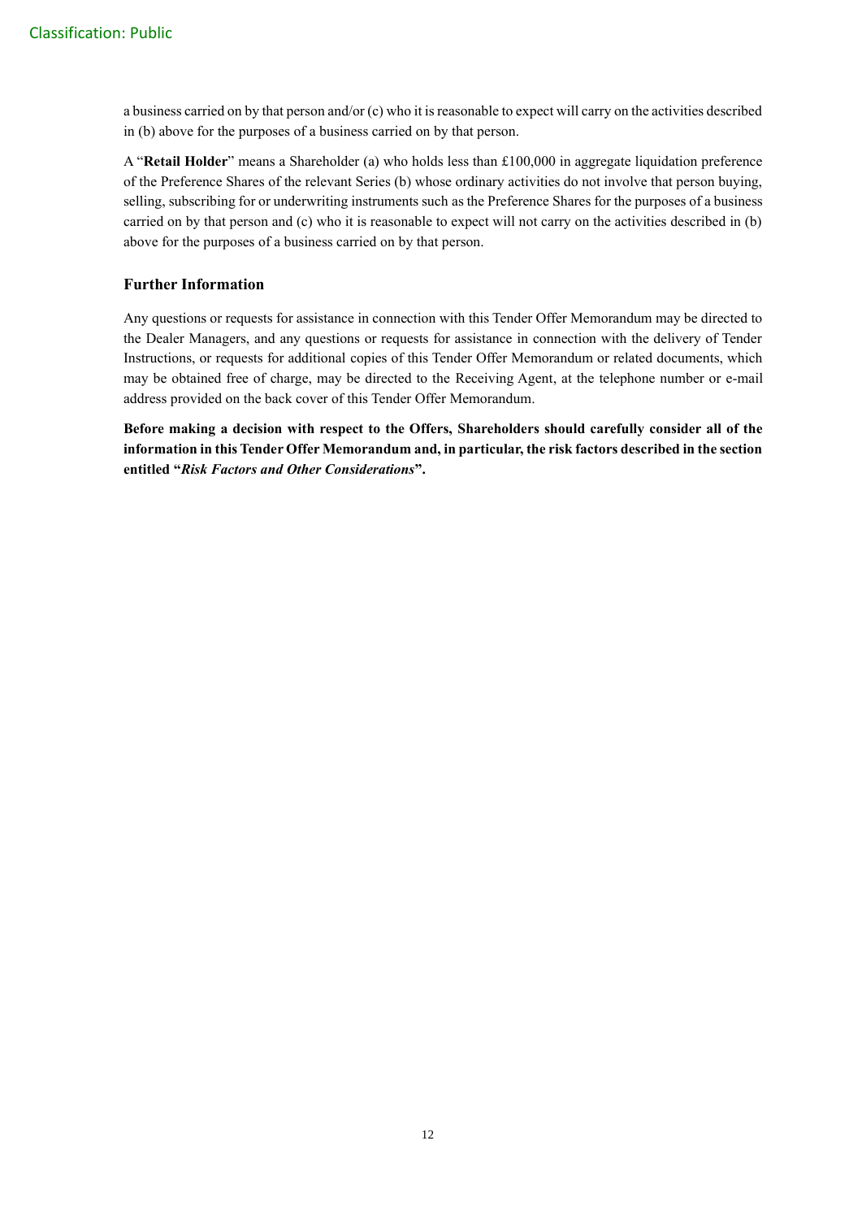a business carried on by that person and/or (c) who it is reasonable to expect will carry on the activities described in (b) above for the purposes of a business carried on by that person.

A "**Retail Holder**" means a Shareholder (a) who holds less than £100,000 in aggregate liquidation preference of the Preference Shares of the relevant Series (b) whose ordinary activities do not involve that person buying, selling, subscribing for or underwriting instruments such as the Preference Shares for the purposes of a business carried on by that person and (c) who it is reasonable to expect will not carry on the activities described in (b) above for the purposes of a business carried on by that person.

### Further Information

Any questions or requests for assistance in connection with this Tender Offer Memorandum may be directed to the Dealer Managers, and any questions or requests for assistance in connection with the delivery of Tender Instructions, or requests for additional copies of this Tender Offer Memorandum or related documents, which may be obtained free of charge, may be directed to the Receiving Agent, at the telephone number or e-mail address provided on the back cover of this Tender Offer Memorandum.

**Before making a decision with respect to the Offers, Shareholders should carefully consider all of the information in this Tender Offer Memorandum and, in particular, the risk factors described in the section entitled "*Risk Factors and Other Considerations*".**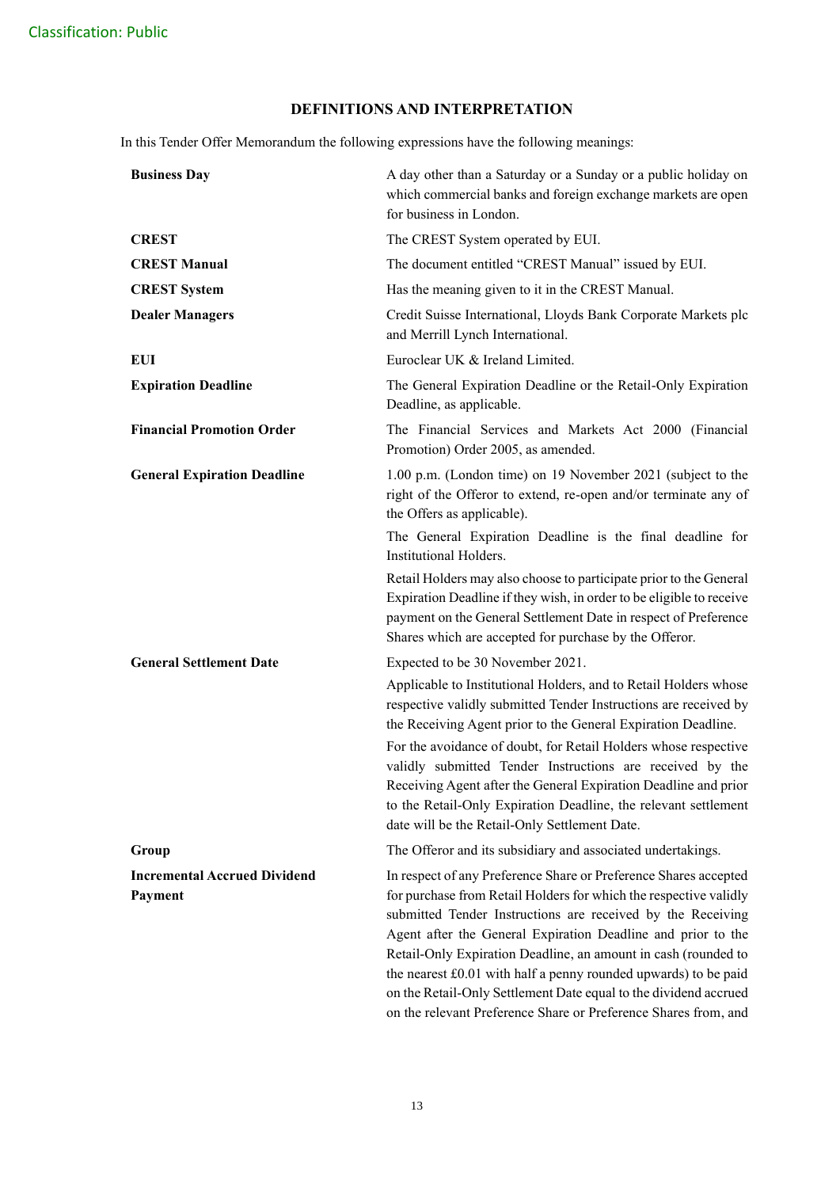## DEFINITIONS AND INTERPRETATION

In this Tender Offer Memorandum the following expressions have the following meanings:

| | |
|---|---|
| **Business Day** | A day other than a Saturday or a Sunday or a public holiday on which commercial banks and foreign exchange markets are open for business in London. |
| **CREST** | The CREST System operated by EUI. |
| **CREST Manual** | The document entitled "CREST Manual" issued by EUI. |
| **CREST System** | Has the meaning given to it in the CREST Manual. |
| **Dealer Managers** | Credit Suisse International, Lloyds Bank Corporate Markets plc and Merrill Lynch International. |
| **EUI** | Euroclear UK & Ireland Limited. |
| **Expiration Deadline** | The General Expiration Deadline or the Retail-Only Expiration Deadline, as applicable. |
| **Financial Promotion Order** | The Financial Services and Markets Act 2000 (Financial Promotion) Order 2005, as amended. |
| **General Expiration Deadline** | 1.00 p.m. (London time) on 19 November 2021 (subject to the right of the Offeror to extend, re-open and/or terminate any of the Offers as applicable).<br><br>The General Expiration Deadline is the final deadline for Institutional Holders.<br><br>Retail Holders may also choose to participate prior to the General Expiration Deadline if they wish, in order to be eligible to receive payment on the General Settlement Date in respect of Preference Shares which are accepted for purchase by the Offeror. |
| **General Settlement Date** | Expected to be 30 November 2021.<br><br>Applicable to Institutional Holders, and to Retail Holders whose respective validly submitted Tender Instructions are received by the Receiving Agent prior to the General Expiration Deadline.<br><br>For the avoidance of doubt, for Retail Holders whose respective validly submitted Tender Instructions are received by the Receiving Agent after the General Expiration Deadline and prior to the Retail-Only Expiration Deadline, the relevant settlement date will be the Retail-Only Settlement Date. |
| **Group** | The Offeror and its subsidiary and associated undertakings. |
| **Incremental Accrued Dividend Payment** | In respect of any Preference Share or Preference Shares accepted for purchase from Retail Holders for which the respective validly submitted Tender Instructions are received by the Receiving Agent after the General Expiration Deadline and prior to the Retail-Only Expiration Deadline, an amount in cash (rounded to the nearest £0.01 with half a penny rounded upwards) to be paid on the Retail-Only Settlement Date equal to the dividend accrued on the relevant Preference Share or Preference Shares from, and |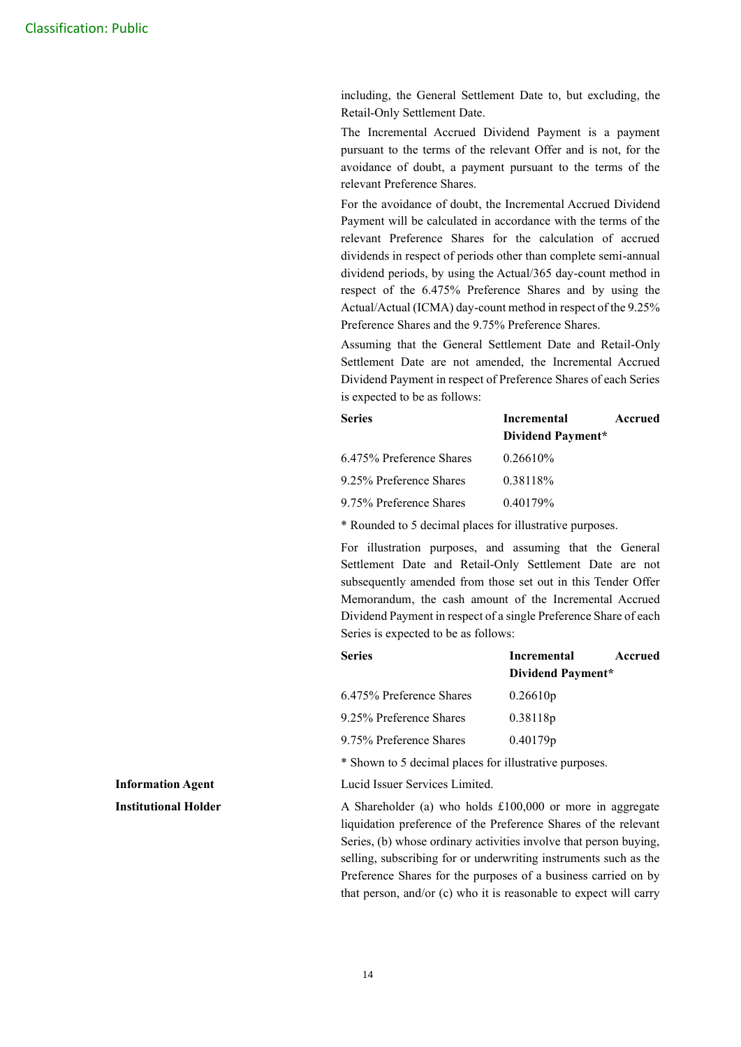including, the General Settlement Date to, but excluding, the Retail-Only Settlement Date.

The Incremental Accrued Dividend Payment is a payment pursuant to the terms of the relevant Offer and is not, for the avoidance of doubt, a payment pursuant to the terms of the relevant Preference Shares.

For the avoidance of doubt, the Incremental Accrued Dividend Payment will be calculated in accordance with the terms of the relevant Preference Shares for the calculation of accrued dividends in respect of periods other than complete semi-annual dividend periods, by using the Actual/365 day-count method in respect of the 6.475% Preference Shares and by using the Actual/Actual (ICMA) day-count method in respect of the 9.25% Preference Shares and the 9.75% Preference Shares.

Assuming that the General Settlement Date and Retail-Only Settlement Date are not amended, the Incremental Accrued Dividend Payment in respect of Preference Shares of each Series is expected to be as follows:

| Series | Incremental Accrued Dividend Payment* |
|---|---|
| 6.475% Preference Shares | 0.26610% |
| 9.25% Preference Shares | 0.38118% |
| 9.75% Preference Shares | 0.40179% |

* Rounded to 5 decimal places for illustrative purposes.

For illustration purposes, and assuming that the General Settlement Date and Retail-Only Settlement Date are not subsequently amended from those set out in this Tender Offer Memorandum, the cash amount of the Incremental Accrued Dividend Payment in respect of a single Preference Share of each Series is expected to be as follows:

| Series | Incremental Accrued Dividend Payment* |
|---|---|
| 6.475% Preference Shares | 0.26610p |
| 9.25% Preference Shares | 0.38118p |
| 9.75% Preference Shares | 0.40179p |

* Shown to 5 decimal places for illustrative purposes.

**Information Agent**

Lucid Issuer Services Limited.

**Institutional Holder**

A Shareholder (a) who holds £100,000 or more in aggregate liquidation preference of the Preference Shares of the relevant Series, (b) whose ordinary activities involve that person buying, selling, subscribing for or underwriting instruments such as the Preference Shares for the purposes of a business carried on by that person, and/or (c) who it is reasonable to expect will carry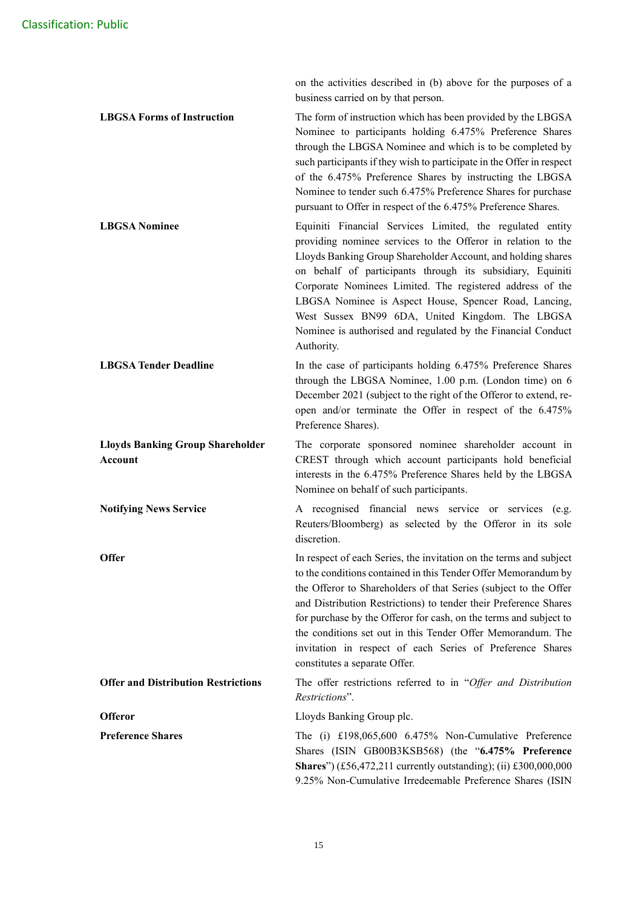on the activities described in (b) above for the purposes of a business carried on by that person.

| | |
|---|---|
| **LBGSA Forms of Instruction** | The form of instruction which has been provided by the LBGSA Nominee to participants holding 6.475% Preference Shares through the LBGSA Nominee and which is to be completed by such participants if they wish to participate in the Offer in respect of the 6.475% Preference Shares by instructing the LBGSA Nominee to tender such 6.475% Preference Shares for purchase pursuant to Offer in respect of the 6.475% Preference Shares. |
| **LBGSA Nominee** | Equiniti Financial Services Limited, the regulated entity providing nominee services to the Offeror in relation to the Lloyds Banking Group Shareholder Account, and holding shares on behalf of participants through its subsidiary, Equiniti Corporate Nominees Limited. The registered address of the LBGSA Nominee is Aspect House, Spencer Road, Lancing, West Sussex BN99 6DA, United Kingdom. The LBGSA Nominee is authorised and regulated by the Financial Conduct Authority. |
| **LBGSA Tender Deadline** | In the case of participants holding 6.475% Preference Shares through the LBGSA Nominee, 1.00 p.m. (London time) on 6 December 2021 (subject to the right of the Offeror to extend, re-open and/or terminate the Offer in respect of the 6.475% Preference Shares). |
| **Lloyds Banking Group Shareholder Account** | The corporate sponsored nominee shareholder account in CREST through which account participants hold beneficial interests in the 6.475% Preference Shares held by the LBGSA Nominee on behalf of such participants. |
| **Notifying News Service** | A recognised financial news service or services (e.g. Reuters/Bloomberg) as selected by the Offeror in its sole discretion. |
| **Offer** | In respect of each Series, the invitation on the terms and subject to the conditions contained in this Tender Offer Memorandum by the Offeror to Shareholders of that Series (subject to the Offer and Distribution Restrictions) to tender their Preference Shares for purchase by the Offeror for cash, on the terms and subject to the conditions set out in this Tender Offer Memorandum. The invitation in respect of each Series of Preference Shares constitutes a separate Offer. |
| **Offer and Distribution Restrictions** | The offer restrictions referred to in "*Offer and Distribution Restrictions*". |
| **Offeror** | Lloyds Banking Group plc. |
| **Preference Shares** | The (i) £198,065,600 6.475% Non-Cumulative Preference Shares (ISIN GB00B3KSB568) (the "**6.475% Preference Shares**") (£56,472,211 currently outstanding); (ii) £300,000,000 9.25% Non-Cumulative Irredeemable Preference Shares (ISIN |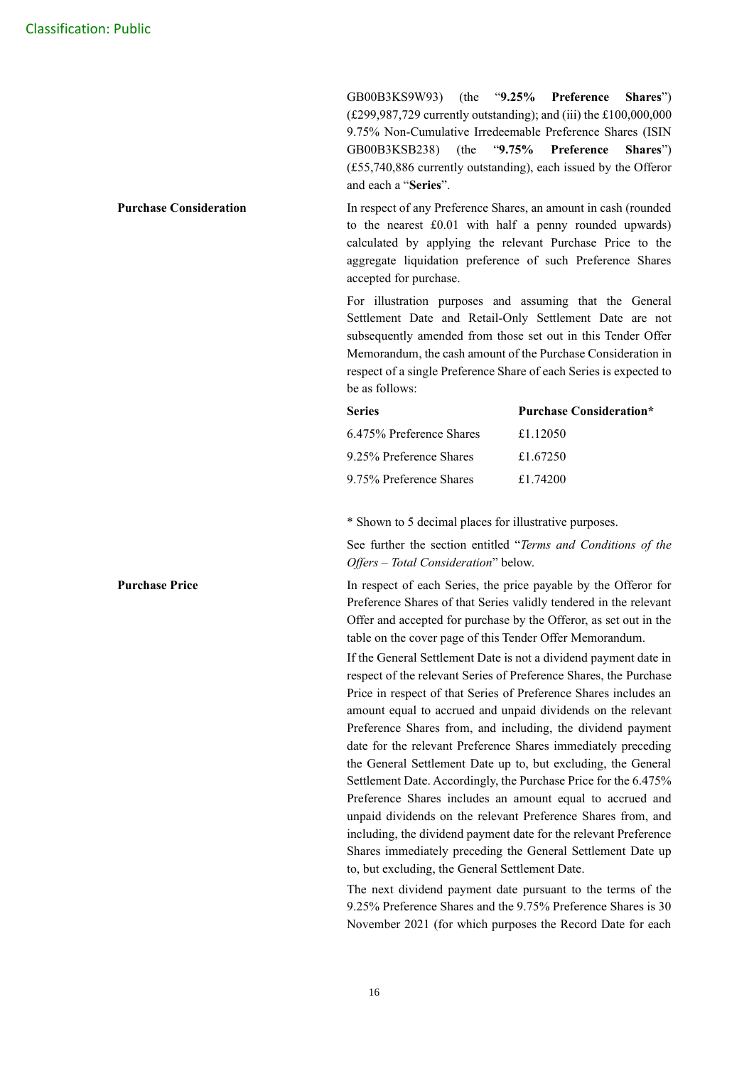GB00B3KS9W93) (the "**9.25% Preference Shares**") (£299,987,729 currently outstanding); and (iii) the £100,000,000 9.75% Non-Cumulative Irredeemable Preference Shares (ISIN GB00B3KSB238) (the "**9.75% Preference Shares**") (£55,740,886 currently outstanding), each issued by the Offeror and each a "**Series**".

**Purchase Consideration**

In respect of any Preference Shares, an amount in cash (rounded to the nearest £0.01 with half a penny rounded upwards) calculated by applying the relevant Purchase Price to the aggregate liquidation preference of such Preference Shares accepted for purchase.

For illustration purposes and assuming that the General Settlement Date and Retail-Only Settlement Date are not subsequently amended from those set out in this Tender Offer Memorandum, the cash amount of the Purchase Consideration in respect of a single Preference Share of each Series is expected to be as follows:

| **Series** | **Purchase Consideration*** |
|---|---|
| 6.475% Preference Shares | £1.12050 |
| 9.25% Preference Shares | £1.67250 |
| 9.75% Preference Shares | £1.74200 |

* Shown to 5 decimal places for illustrative purposes.

See further the section entitled "*Terms and Conditions of the Offers – Total Consideration*" below.

**Purchase Price**

In respect of each Series, the price payable by the Offeror for Preference Shares of that Series validly tendered in the relevant Offer and accepted for purchase by the Offeror, as set out in the table on the cover page of this Tender Offer Memorandum.

If the General Settlement Date is not a dividend payment date in respect of the relevant Series of Preference Shares, the Purchase Price in respect of that Series of Preference Shares includes an amount equal to accrued and unpaid dividends on the relevant Preference Shares from, and including, the dividend payment date for the relevant Preference Shares immediately preceding the General Settlement Date up to, but excluding, the General Settlement Date. Accordingly, the Purchase Price for the 6.475% Preference Shares includes an amount equal to accrued and unpaid dividends on the relevant Preference Shares from, and including, the dividend payment date for the relevant Preference Shares immediately preceding the General Settlement Date up to, but excluding, the General Settlement Date.

The next dividend payment date pursuant to the terms of the 9.25% Preference Shares and the 9.75% Preference Shares is 30 November 2021 (for which purposes the Record Date for each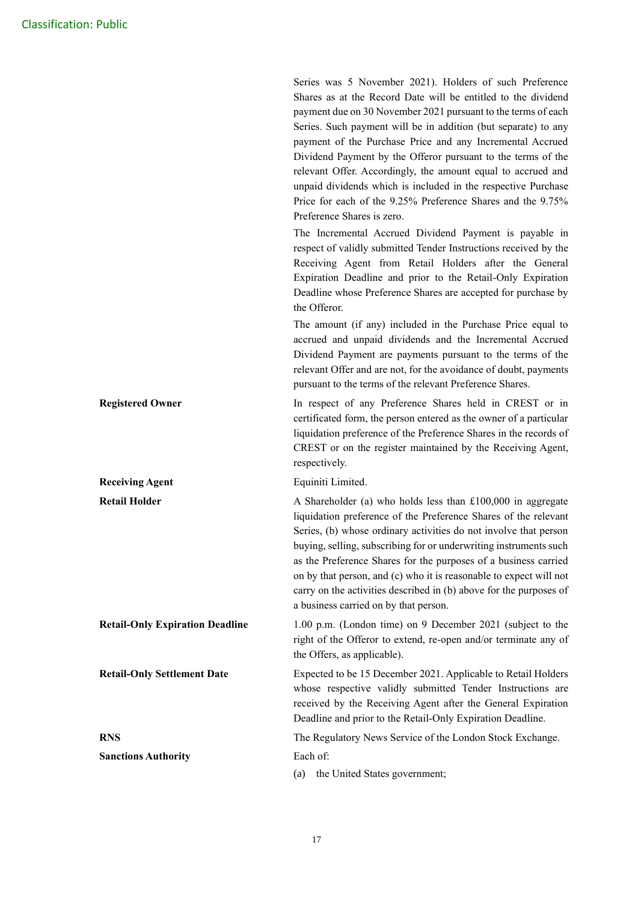Series was 5 November 2021). Holders of such Preference Shares as at the Record Date will be entitled to the dividend payment due on 30 November 2021 pursuant to the terms of each Series. Such payment will be in addition (but separate) to any payment of the Purchase Price and any Incremental Accrued Dividend Payment by the Offeror pursuant to the terms of the relevant Offer. Accordingly, the amount equal to accrued and unpaid dividends which is included in the respective Purchase Price for each of the 9.25% Preference Shares and the 9.75% Preference Shares is zero.

The Incremental Accrued Dividend Payment is payable in respect of validly submitted Tender Instructions received by the Receiving Agent from Retail Holders after the General Expiration Deadline and prior to the Retail-Only Expiration Deadline whose Preference Shares are accepted for purchase by the Offeror.

The amount (if any) included in the Purchase Price equal to accrued and unpaid dividends and the Incremental Accrued Dividend Payment are payments pursuant to the terms of the relevant Offer and are not, for the avoidance of doubt, payments pursuant to the terms of the relevant Preference Shares.

| | |
|---|---|
| **Registered Owner** | In respect of any Preference Shares held in CREST or in certificated form, the person entered as the owner of a particular liquidation preference of the Preference Shares in the records of CREST or on the register maintained by the Receiving Agent, respectively. |
| **Receiving Agent** | Equiniti Limited. |
| **Retail Holder** | A Shareholder (a) who holds less than £100,000 in aggregate liquidation preference of the Preference Shares of the relevant Series, (b) whose ordinary activities do not involve that person buying, selling, subscribing for or underwriting instruments such as the Preference Shares for the purposes of a business carried on by that person, and (c) who it is reasonable to expect will not carry on the activities described in (b) above for the purposes of a business carried on by that person. |
| **Retail-Only Expiration Deadline** | 1.00 p.m. (London time) on 9 December 2021 (subject to the right of the Offeror to extend, re-open and/or terminate any of the Offers, as applicable). |
| **Retail-Only Settlement Date** | Expected to be 15 December 2021. Applicable to Retail Holders whose respective validly submitted Tender Instructions are received by the Receiving Agent after the General Expiration Deadline and prior to the Retail-Only Expiration Deadline. |
| **RNS** | The Regulatory News Service of the London Stock Exchange. |
| **Sanctions Authority** | Each of:<br>(a) the United States government; |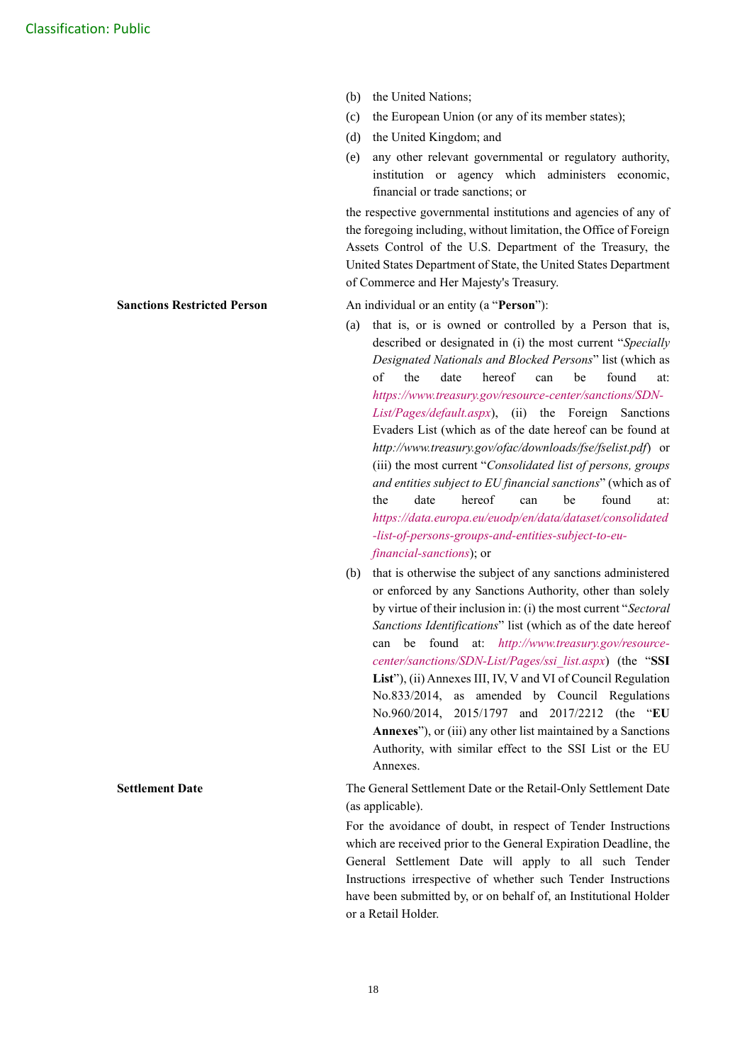(b) the United Nations;

(c) the European Union (or any of its member states);

(d) the United Kingdom; and

(e) any other relevant governmental or regulatory authority, institution or agency which administers economic, financial or trade sanctions; or

the respective governmental institutions and agencies of any of the foregoing including, without limitation, the Office of Foreign Assets Control of the U.S. Department of the Treasury, the United States Department of State, the United States Department of Commerce and Her Majesty's Treasury.

**Sanctions Restricted Person**

An individual or an entity (a "**Person**"):

(a) that is, or is owned or controlled by a Person that is, described or designated in (i) the most current "*Specially Designated Nationals and Blocked Persons*" list (which as of the date hereof can be found at: *https://www.treasury.gov/resource-center/sanctions/SDN-List/Pages/default.aspx*), (ii) the Foreign Sanctions Evaders List (which as of the date hereof can be found at *http://www.treasury.gov/ofac/downloads/fse/fselist.pdf*) or (iii) the most current "*Consolidated list of persons, groups and entities subject to EU financial sanctions*" (which as of the date hereof can be found at: *https://data.europa.eu/euodp/en/data/dataset/consolidated-list-of-persons-groups-and-entities-subject-to-eu-financial-sanctions*); or

(b) that is otherwise the subject of any sanctions administered or enforced by any Sanctions Authority, other than solely by virtue of their inclusion in: (i) the most current "*Sectoral Sanctions Identifications*" list (which as of the date hereof can be found at: *http://www.treasury.gov/resource-center/sanctions/SDN-List/Pages/ssi_list.aspx*) (the "**SSI List**"), (ii) Annexes III, IV, V and VI of Council Regulation No.833/2014, as amended by Council Regulations No.960/2014, 2015/1797 and 2017/2212 (the "**EU Annexes**"), or (iii) any other list maintained by a Sanctions Authority, with similar effect to the SSI List or the EU Annexes.

**Settlement Date**

The General Settlement Date or the Retail-Only Settlement Date (as applicable).

For the avoidance of doubt, in respect of Tender Instructions which are received prior to the General Expiration Deadline, the General Settlement Date will apply to all such Tender Instructions irrespective of whether such Tender Instructions have been submitted by, or on behalf of, an Institutional Holder or a Retail Holder.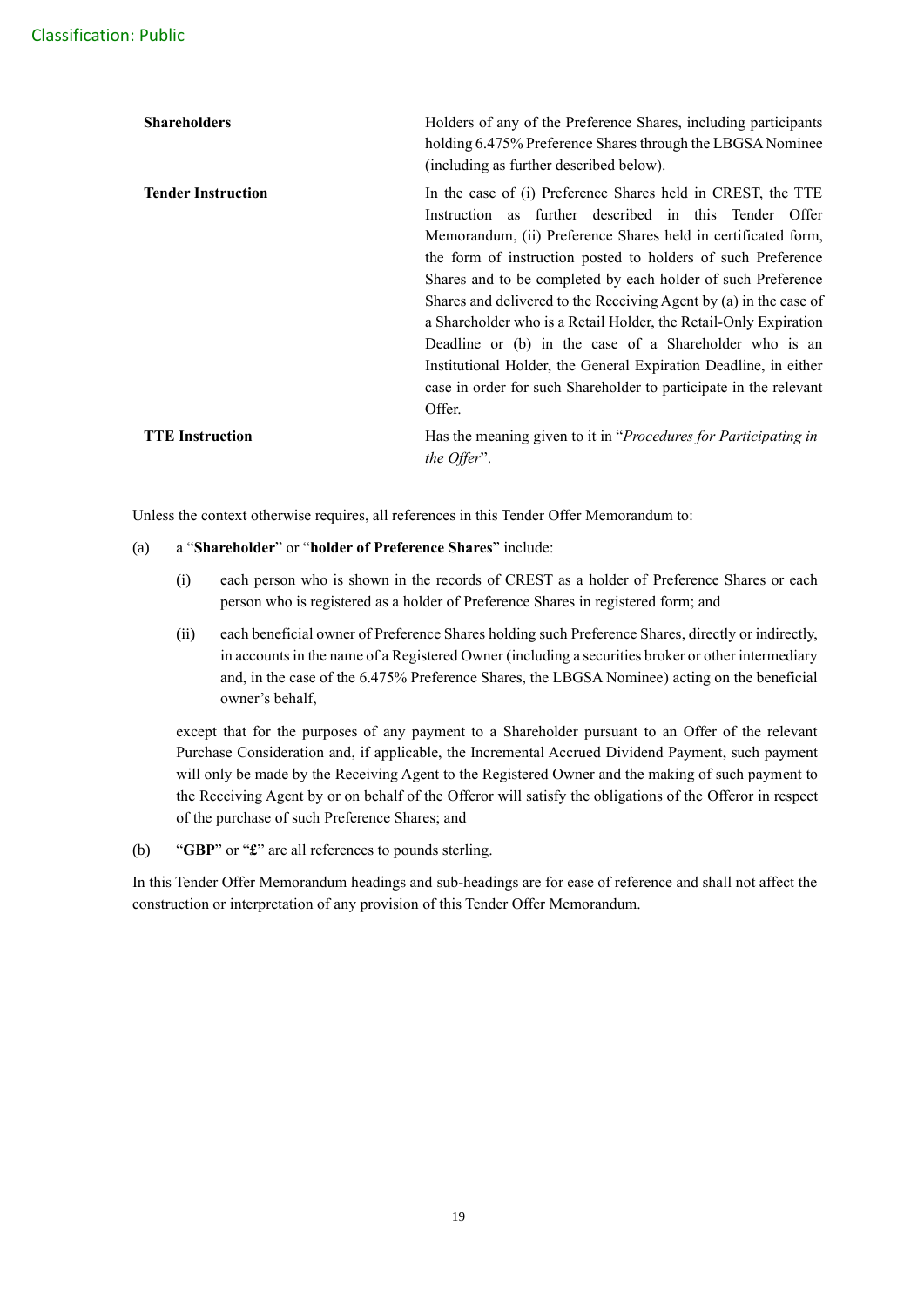| | |
|---|---|
| **Shareholders** | Holders of any of the Preference Shares, including participants holding 6.475% Preference Shares through the LBGSA Nominee (including as further described below). |
| **Tender Instruction** | In the case of (i) Preference Shares held in CREST, the TTE Instruction as further described in this Tender Offer Memorandum, (ii) Preference Shares held in certificated form, the form of instruction posted to holders of such Preference Shares and to be completed by each holder of such Preference Shares and delivered to the Receiving Agent by (a) in the case of a Shareholder who is a Retail Holder, the Retail-Only Expiration Deadline or (b) in the case of a Shareholder who is an Institutional Holder, the General Expiration Deadline, in either case in order for such Shareholder to participate in the relevant Offer. |
| **TTE Instruction** | Has the meaning given to it in "*Procedures for Participating in the Offer*". |

Unless the context otherwise requires, all references in this Tender Offer Memorandum to:

(a) a "**Shareholder**" or "**holder of Preference Shares**" include:

(i) each person who is shown in the records of CREST as a holder of Preference Shares or each person who is registered as a holder of Preference Shares in registered form; and

(ii) each beneficial owner of Preference Shares holding such Preference Shares, directly or indirectly, in accounts in the name of a Registered Owner (including a securities broker or other intermediary and, in the case of the 6.475% Preference Shares, the LBGSA Nominee) acting on the beneficial owner's behalf,

except that for the purposes of any payment to a Shareholder pursuant to an Offer of the relevant Purchase Consideration and, if applicable, the Incremental Accrued Dividend Payment, such payment will only be made by the Receiving Agent to the Registered Owner and the making of such payment to the Receiving Agent by or on behalf of the Offeror will satisfy the obligations of the Offeror in respect of the purchase of such Preference Shares; and

(b) "**GBP**" or "**£**" are all references to pounds sterling.

In this Tender Offer Memorandum headings and sub-headings are for ease of reference and shall not affect the construction or interpretation of any provision of this Tender Offer Memorandum.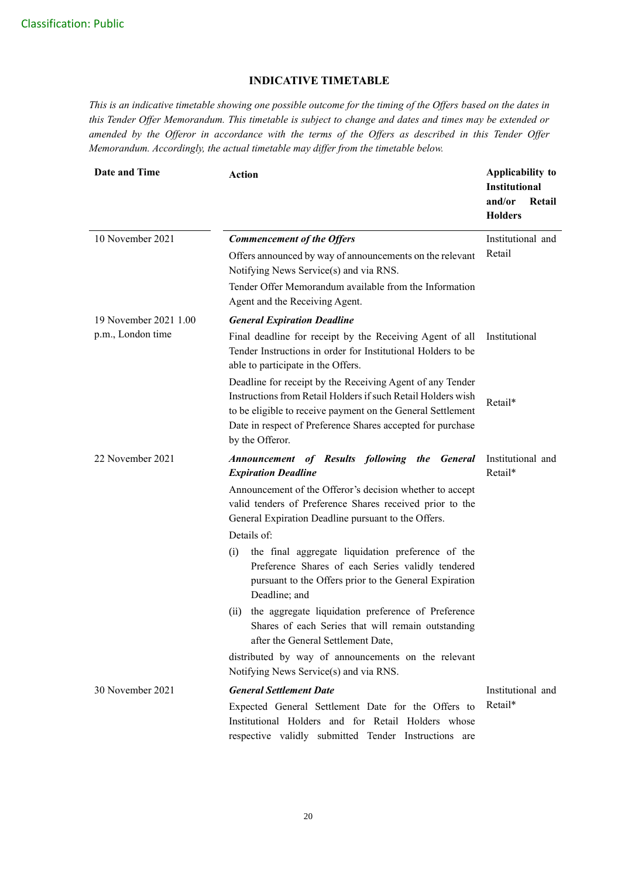## INDICATIVE TIMETABLE

*This is an indicative timetable showing one possible outcome for the timing of the Offers based on the dates in this Tender Offer Memorandum. This timetable is subject to change and dates and times may be extended or amended by the Offeror in accordance with the terms of the Offers as described in this Tender Offer Memorandum. Accordingly, the actual timetable may differ from the timetable below.*

| Date and Time | Action | Applicability to Institutional and/or Retail Holders |
|---|---|---|
| 10 November 2021 | ***Commencement of the Offers*** | Institutional and Retail |
| | Offers announced by way of announcements on the relevant Notifying News Service(s) and via RNS. | |
| | Tender Offer Memorandum available from the Information Agent and the Receiving Agent. | |
| 19 November 2021 1.00 p.m., London time | ***General Expiration Deadline*** | |
| | Final deadline for receipt by the Receiving Agent of all Tender Instructions in order for Institutional Holders to be able to participate in the Offers. | Institutional |
| | Deadline for receipt by the Receiving Agent of any Tender Instructions from Retail Holders if such Retail Holders wish to be eligible to receive payment on the General Settlement Date in respect of Preference Shares accepted for purchase by the Offeror. | Retail* |
| 22 November 2021 | ***Announcement of Results following the General Expiration Deadline*** | Institutional and Retail* |
| | Announcement of the Offeror's decision whether to accept valid tenders of Preference Shares received prior to the General Expiration Deadline pursuant to the Offers. | |
| | Details of: | |
| | (i) the final aggregate liquidation preference of the Preference Shares of each Series validly tendered pursuant to the Offers prior to the General Expiration Deadline; and | |
| | (ii) the aggregate liquidation preference of Preference Shares of each Series that will remain outstanding after the General Settlement Date, | |
| | distributed by way of announcements on the relevant Notifying News Service(s) and via RNS. | |
| 30 November 2021 | ***General Settlement Date*** | Institutional and Retail* |
| | Expected General Settlement Date for the Offers to Institutional Holders and for Retail Holders whose respective validly submitted Tender Instructions are | |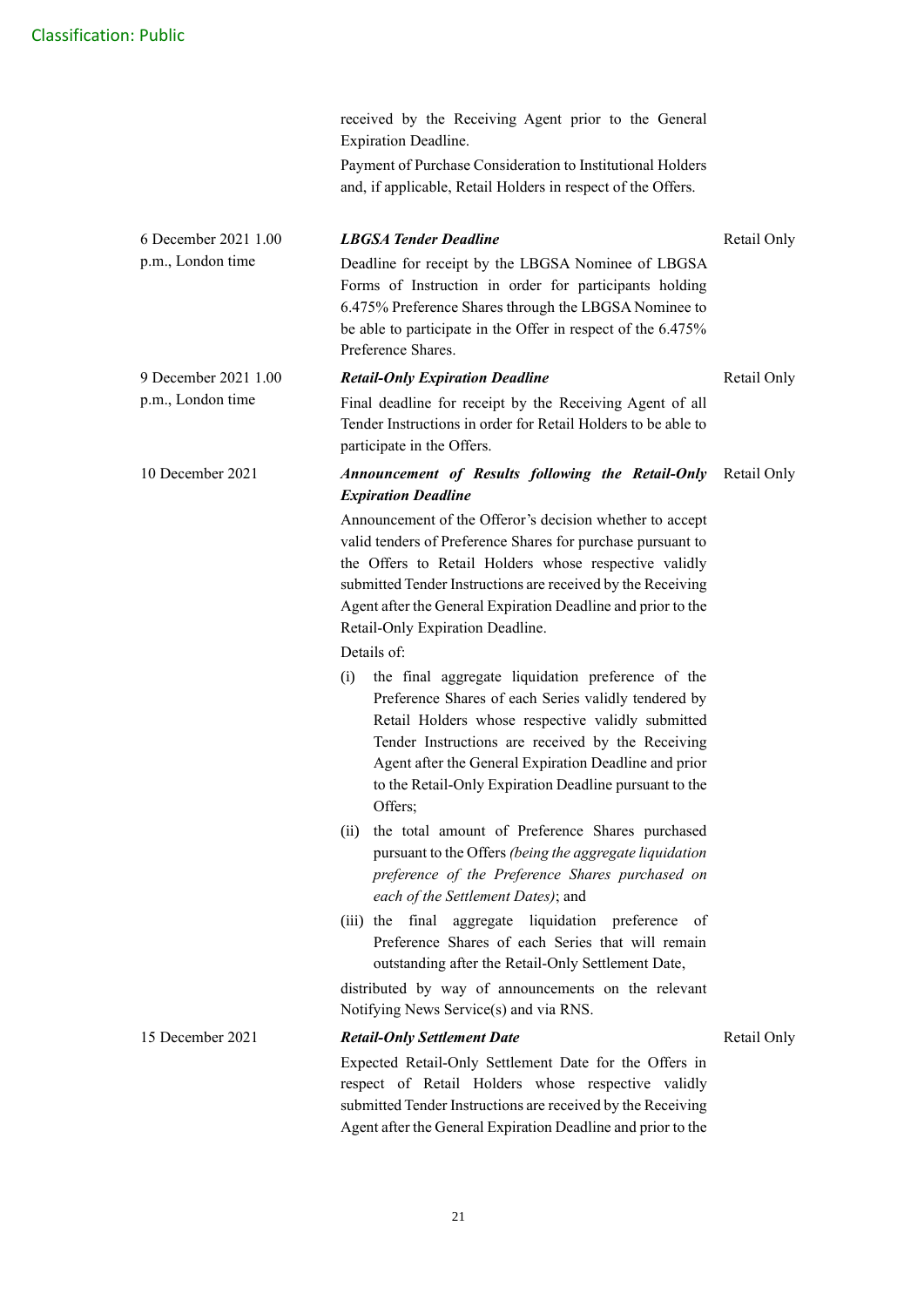Classification: Public

| | | |
|---|---|---|
| | received by the Receiving Agent prior to the General Expiration Deadline.<br><br>Payment of Purchase Consideration to Institutional Holders and, if applicable, Retail Holders in respect of the Offers. | |
| 6 December 2021 1.00 p.m., London time | ***LBGSA Tender Deadline***<br><br>Deadline for receipt by the LBGSA Nominee of LBGSA Forms of Instruction in order for participants holding 6.475% Preference Shares through the LBGSA Nominee to be able to participate in the Offer in respect of the 6.475% Preference Shares. | Retail Only |
| 9 December 2021 1.00 p.m., London time | ***Retail-Only Expiration Deadline***<br><br>Final deadline for receipt by the Receiving Agent of all Tender Instructions in order for Retail Holders to be able to participate in the Offers. | Retail Only |
| 10 December 2021 | ***Announcement of Results following the Retail-Only Expiration Deadline***<br><br>Announcement of the Offeror's decision whether to accept valid tenders of Preference Shares for purchase pursuant to the Offers to Retail Holders whose respective validly submitted Tender Instructions are received by the Receiving Agent after the General Expiration Deadline and prior to the Retail-Only Expiration Deadline.<br><br>Details of:<br><br>(i) the final aggregate liquidation preference of the Preference Shares of each Series validly tendered by Retail Holders whose respective validly submitted Tender Instructions are received by the Receiving Agent after the General Expiration Deadline and prior to the Retail-Only Expiration Deadline pursuant to the Offers;<br><br>(ii) the total amount of Preference Shares purchased pursuant to the Offers *(being the aggregate liquidation preference of the Preference Shares purchased on each of the Settlement Dates)*; and<br><br>(iii) the final aggregate liquidation preference of Preference Shares of each Series that will remain outstanding after the Retail-Only Settlement Date,<br><br>distributed by way of announcements on the relevant Notifying News Service(s) and via RNS. | Retail Only |
| 15 December 2021 | ***Retail-Only Settlement Date***<br><br>Expected Retail-Only Settlement Date for the Offers in respect of Retail Holders whose respective validly submitted Tender Instructions are received by the Receiving Agent after the General Expiration Deadline and prior to the | Retail Only |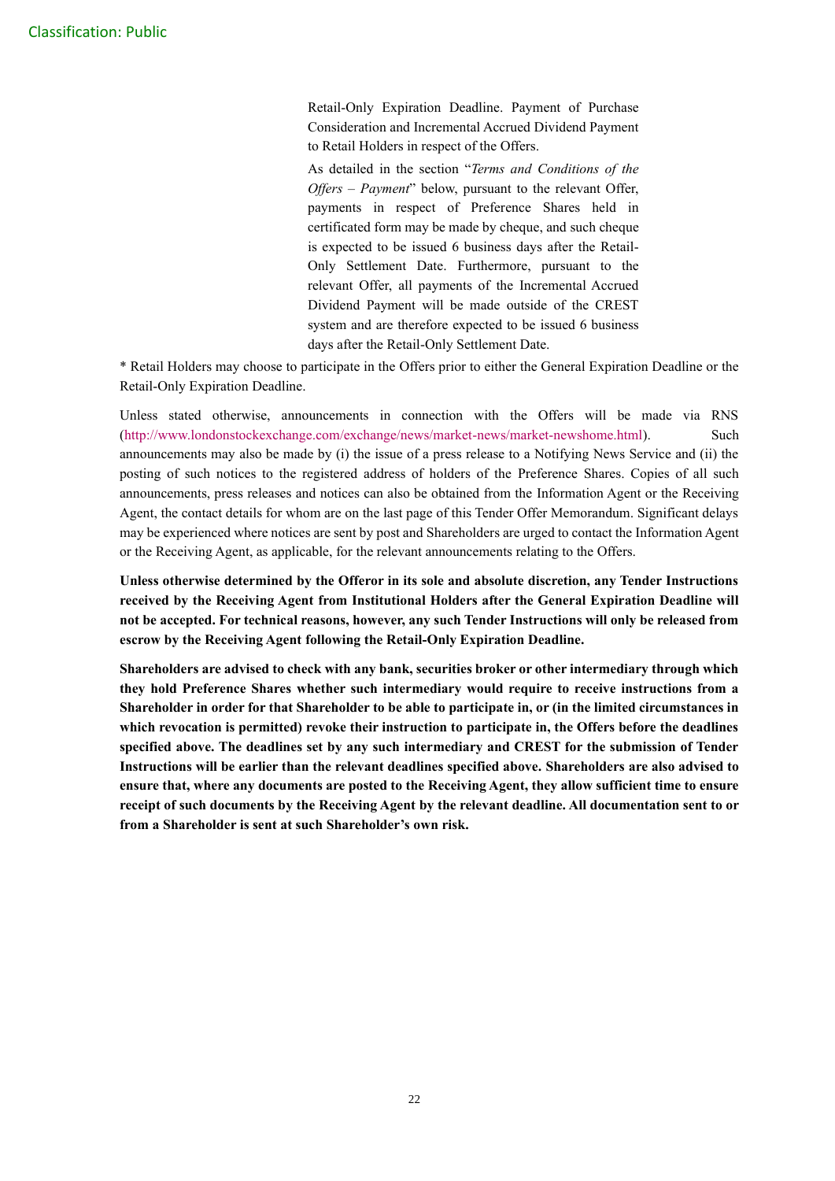Retail-Only Expiration Deadline. Payment of Purchase Consideration and Incremental Accrued Dividend Payment to Retail Holders in respect of the Offers.

As detailed in the section "*Terms and Conditions of the Offers – Payment*" below, pursuant to the relevant Offer, payments in respect of Preference Shares held in certificated form may be made by cheque, and such cheque is expected to be issued 6 business days after the Retail-Only Settlement Date. Furthermore, pursuant to the relevant Offer, all payments of the Incremental Accrued Dividend Payment will be made outside of the CREST system and are therefore expected to be issued 6 business days after the Retail-Only Settlement Date.

\* Retail Holders may choose to participate in the Offers prior to either the General Expiration Deadline or the Retail-Only Expiration Deadline.

Unless stated otherwise, announcements in connection with the Offers will be made via RNS (http://www.londonstockexchange.com/exchange/news/market-news/market-newshome.html). Such announcements may also be made by (i) the issue of a press release to a Notifying News Service and (ii) the posting of such notices to the registered address of holders of the Preference Shares. Copies of all such announcements, press releases and notices can also be obtained from the Information Agent or the Receiving Agent, the contact details for whom are on the last page of this Tender Offer Memorandum. Significant delays may be experienced where notices are sent by post and Shareholders are urged to contact the Information Agent or the Receiving Agent, as applicable, for the relevant announcements relating to the Offers.

**Unless otherwise determined by the Offeror in its sole and absolute discretion, any Tender Instructions received by the Receiving Agent from Institutional Holders after the General Expiration Deadline will not be accepted. For technical reasons, however, any such Tender Instructions will only be released from escrow by the Receiving Agent following the Retail-Only Expiration Deadline.**

**Shareholders are advised to check with any bank, securities broker or other intermediary through which they hold Preference Shares whether such intermediary would require to receive instructions from a Shareholder in order for that Shareholder to be able to participate in, or (in the limited circumstances in which revocation is permitted) revoke their instruction to participate in, the Offers before the deadlines specified above. The deadlines set by any such intermediary and CREST for the submission of Tender Instructions will be earlier than the relevant deadlines specified above. Shareholders are also advised to ensure that, where any documents are posted to the Receiving Agent, they allow sufficient time to ensure receipt of such documents by the Receiving Agent by the relevant deadline. All documentation sent to or from a Shareholder is sent at such Shareholder's own risk.**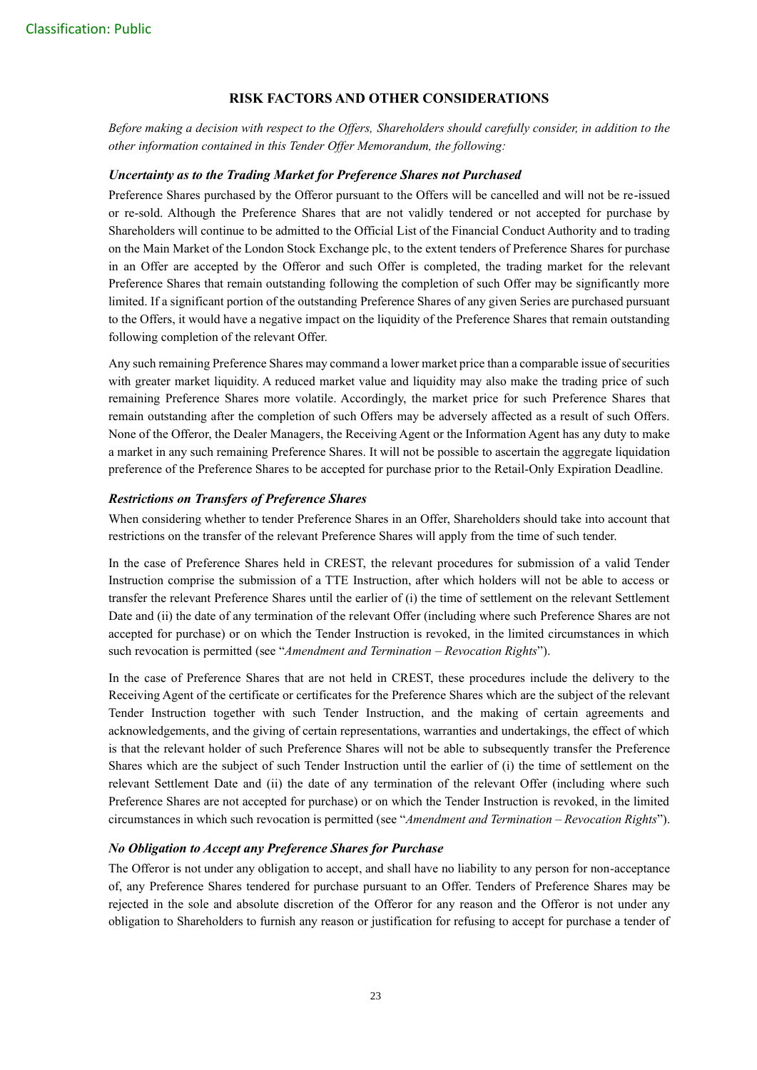## RISK FACTORS AND OTHER CONSIDERATIONS

*Before making a decision with respect to the Offers, Shareholders should carefully consider, in addition to the other information contained in this Tender Offer Memorandum, the following:*

### *Uncertainty as to the Trading Market for Preference Shares not Purchased*

Preference Shares purchased by the Offeror pursuant to the Offers will be cancelled and will not be re-issued or re-sold. Although the Preference Shares that are not validly tendered or not accepted for purchase by Shareholders will continue to be admitted to the Official List of the Financial Conduct Authority and to trading on the Main Market of the London Stock Exchange plc, to the extent tenders of Preference Shares for purchase in an Offer are accepted by the Offeror and such Offer is completed, the trading market for the relevant Preference Shares that remain outstanding following the completion of such Offer may be significantly more limited. If a significant portion of the outstanding Preference Shares of any given Series are purchased pursuant to the Offers, it would have a negative impact on the liquidity of the Preference Shares that remain outstanding following completion of the relevant Offer.

Any such remaining Preference Shares may command a lower market price than a comparable issue of securities with greater market liquidity. A reduced market value and liquidity may also make the trading price of such remaining Preference Shares more volatile. Accordingly, the market price for such Preference Shares that remain outstanding after the completion of such Offers may be adversely affected as a result of such Offers. None of the Offeror, the Dealer Managers, the Receiving Agent or the Information Agent has any duty to make a market in any such remaining Preference Shares. It will not be possible to ascertain the aggregate liquidation preference of the Preference Shares to be accepted for purchase prior to the Retail-Only Expiration Deadline.

### *Restrictions on Transfers of Preference Shares*

When considering whether to tender Preference Shares in an Offer, Shareholders should take into account that restrictions on the transfer of the relevant Preference Shares will apply from the time of such tender.

In the case of Preference Shares held in CREST, the relevant procedures for submission of a valid Tender Instruction comprise the submission of a TTE Instruction, after which holders will not be able to access or transfer the relevant Preference Shares until the earlier of (i) the time of settlement on the relevant Settlement Date and (ii) the date of any termination of the relevant Offer (including where such Preference Shares are not accepted for purchase) or on which the Tender Instruction is revoked, in the limited circumstances in which such revocation is permitted (see "*Amendment and Termination – Revocation Rights*").

In the case of Preference Shares that are not held in CREST, these procedures include the delivery to the Receiving Agent of the certificate or certificates for the Preference Shares which are the subject of the relevant Tender Instruction together with such Tender Instruction, and the making of certain agreements and acknowledgements, and the giving of certain representations, warranties and undertakings, the effect of which is that the relevant holder of such Preference Shares will not be able to subsequently transfer the Preference Shares which are the subject of such Tender Instruction until the earlier of (i) the time of settlement on the relevant Settlement Date and (ii) the date of any termination of the relevant Offer (including where such Preference Shares are not accepted for purchase) or on which the Tender Instruction is revoked, in the limited circumstances in which such revocation is permitted (see "*Amendment and Termination – Revocation Rights*").

### *No Obligation to Accept any Preference Shares for Purchase*

The Offeror is not under any obligation to accept, and shall have no liability to any person for non-acceptance of, any Preference Shares tendered for purchase pursuant to an Offer. Tenders of Preference Shares may be rejected in the sole and absolute discretion of the Offeror for any reason and the Offeror is not under any obligation to Shareholders to furnish any reason or justification for refusing to accept for purchase a tender of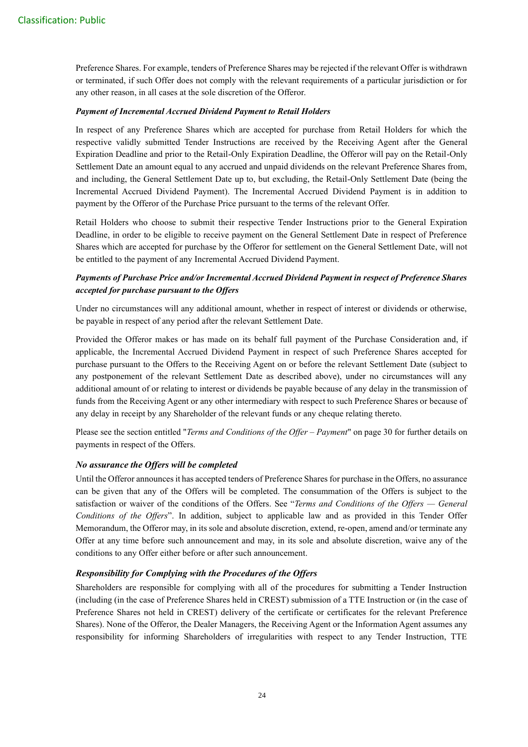Preference Shares. For example, tenders of Preference Shares may be rejected if the relevant Offer is withdrawn or terminated, if such Offer does not comply with the relevant requirements of a particular jurisdiction or for any other reason, in all cases at the sole discretion of the Offeror.

***Payment of Incremental Accrued Dividend Payment to Retail Holders***

In respect of any Preference Shares which are accepted for purchase from Retail Holders for which the respective validly submitted Tender Instructions are received by the Receiving Agent after the General Expiration Deadline and prior to the Retail-Only Expiration Deadline, the Offeror will pay on the Retail-Only Settlement Date an amount equal to any accrued and unpaid dividends on the relevant Preference Shares from, and including, the General Settlement Date up to, but excluding, the Retail-Only Settlement Date (being the Incremental Accrued Dividend Payment). The Incremental Accrued Dividend Payment is in addition to payment by the Offeror of the Purchase Price pursuant to the terms of the relevant Offer.

Retail Holders who choose to submit their respective Tender Instructions prior to the General Expiration Deadline, in order to be eligible to receive payment on the General Settlement Date in respect of Preference Shares which are accepted for purchase by the Offeror for settlement on the General Settlement Date, will not be entitled to the payment of any Incremental Accrued Dividend Payment.

***Payments of Purchase Price and/or Incremental Accrued Dividend Payment in respect of Preference Shares accepted for purchase pursuant to the Offers***

Under no circumstances will any additional amount, whether in respect of interest or dividends or otherwise, be payable in respect of any period after the relevant Settlement Date.

Provided the Offeror makes or has made on its behalf full payment of the Purchase Consideration and, if applicable, the Incremental Accrued Dividend Payment in respect of such Preference Shares accepted for purchase pursuant to the Offers to the Receiving Agent on or before the relevant Settlement Date (subject to any postponement of the relevant Settlement Date as described above), under no circumstances will any additional amount of or relating to interest or dividends be payable because of any delay in the transmission of funds from the Receiving Agent or any other intermediary with respect to such Preference Shares or because of any delay in receipt by any Shareholder of the relevant funds or any cheque relating thereto.

Please see the section entitled "*Terms and Conditions of the Offer – Payment*" on page 30 for further details on payments in respect of the Offers.

***No assurance the Offers will be completed***

Until the Offeror announces it has accepted tenders of Preference Shares for purchase in the Offers, no assurance can be given that any of the Offers will be completed. The consummation of the Offers is subject to the satisfaction or waiver of the conditions of the Offers. See "*Terms and Conditions of the Offers — General Conditions of the Offers*". In addition, subject to applicable law and as provided in this Tender Offer Memorandum, the Offeror may, in its sole and absolute discretion, extend, re-open, amend and/or terminate any Offer at any time before such announcement and may, in its sole and absolute discretion, waive any of the conditions to any Offer either before or after such announcement.

***Responsibility for Complying with the Procedures of the Offers***

Shareholders are responsible for complying with all of the procedures for submitting a Tender Instruction (including (in the case of Preference Shares held in CREST) submission of a TTE Instruction or (in the case of Preference Shares not held in CREST) delivery of the certificate or certificates for the relevant Preference Shares). None of the Offeror, the Dealer Managers, the Receiving Agent or the Information Agent assumes any responsibility for informing Shareholders of irregularities with respect to any Tender Instruction, TTE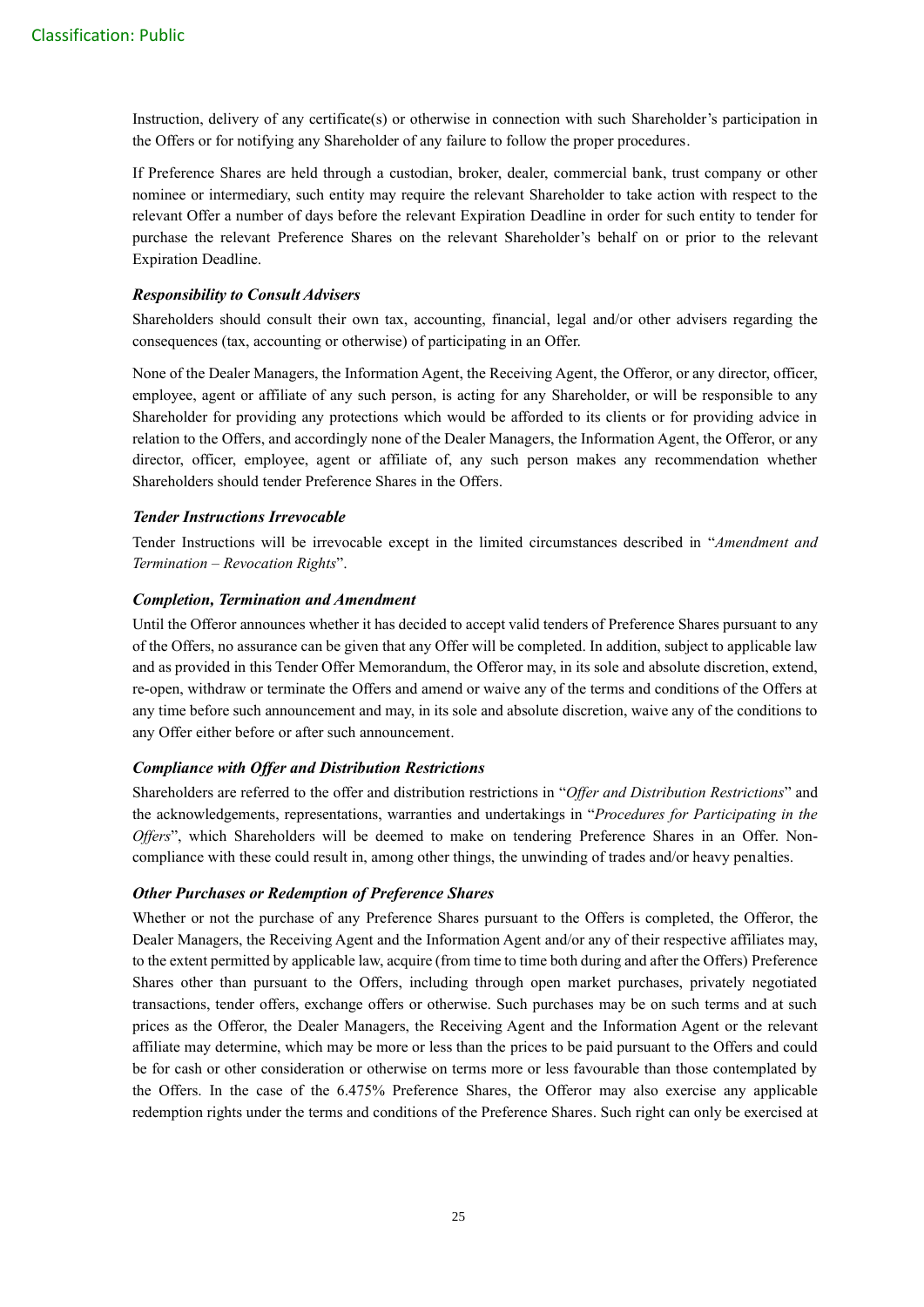Instruction, delivery of any certificate(s) or otherwise in connection with such Shareholder's participation in the Offers or for notifying any Shareholder of any failure to follow the proper procedures.

If Preference Shares are held through a custodian, broker, dealer, commercial bank, trust company or other nominee or intermediary, such entity may require the relevant Shareholder to take action with respect to the relevant Offer a number of days before the relevant Expiration Deadline in order for such entity to tender for purchase the relevant Preference Shares on the relevant Shareholder's behalf on or prior to the relevant Expiration Deadline.

***Responsibility to Consult Advisers***

Shareholders should consult their own tax, accounting, financial, legal and/or other advisers regarding the consequences (tax, accounting or otherwise) of participating in an Offer.

None of the Dealer Managers, the Information Agent, the Receiving Agent, the Offeror, or any director, officer, employee, agent or affiliate of any such person, is acting for any Shareholder, or will be responsible to any Shareholder for providing any protections which would be afforded to its clients or for providing advice in relation to the Offers, and accordingly none of the Dealer Managers, the Information Agent, the Offeror, or any director, officer, employee, agent or affiliate of, any such person makes any recommendation whether Shareholders should tender Preference Shares in the Offers.

***Tender Instructions Irrevocable***

Tender Instructions will be irrevocable except in the limited circumstances described in "*Amendment and Termination – Revocation Rights*".

***Completion, Termination and Amendment***

Until the Offeror announces whether it has decided to accept valid tenders of Preference Shares pursuant to any of the Offers, no assurance can be given that any Offer will be completed. In addition, subject to applicable law and as provided in this Tender Offer Memorandum, the Offeror may, in its sole and absolute discretion, extend, re-open, withdraw or terminate the Offers and amend or waive any of the terms and conditions of the Offers at any time before such announcement and may, in its sole and absolute discretion, waive any of the conditions to any Offer either before or after such announcement.

***Compliance with Offer and Distribution Restrictions***

Shareholders are referred to the offer and distribution restrictions in "*Offer and Distribution Restrictions*" and the acknowledgements, representations, warranties and undertakings in "*Procedures for Participating in the Offers*", which Shareholders will be deemed to make on tendering Preference Shares in an Offer. Non-compliance with these could result in, among other things, the unwinding of trades and/or heavy penalties.

***Other Purchases or Redemption of Preference Shares***

Whether or not the purchase of any Preference Shares pursuant to the Offers is completed, the Offeror, the Dealer Managers, the Receiving Agent and the Information Agent and/or any of their respective affiliates may, to the extent permitted by applicable law, acquire (from time to time both during and after the Offers) Preference Shares other than pursuant to the Offers, including through open market purchases, privately negotiated transactions, tender offers, exchange offers or otherwise. Such purchases may be on such terms and at such prices as the Offeror, the Dealer Managers, the Receiving Agent and the Information Agent or the relevant affiliate may determine, which may be more or less than the prices to be paid pursuant to the Offers and could be for cash or other consideration or otherwise on terms more or less favourable than those contemplated by the Offers. In the case of the 6.475% Preference Shares, the Offeror may also exercise any applicable redemption rights under the terms and conditions of the Preference Shares. Such right can only be exercised at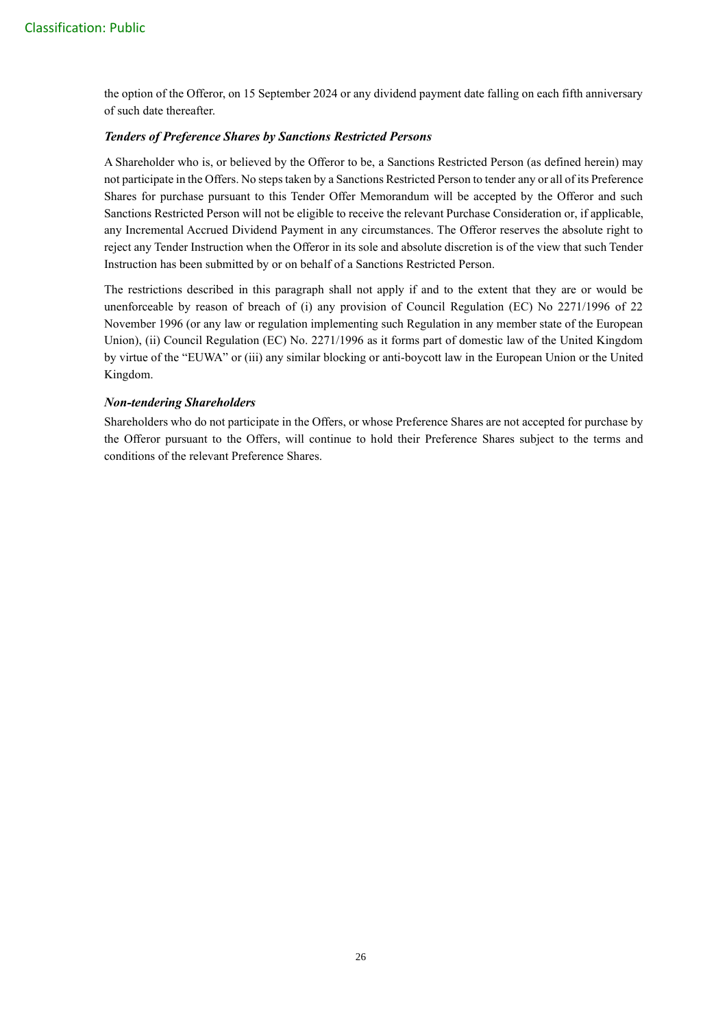the option of the Offeror, on 15 September 2024 or any dividend payment date falling on each fifth anniversary of such date thereafter.

***Tenders of Preference Shares by Sanctions Restricted Persons***

A Shareholder who is, or believed by the Offeror to be, a Sanctions Restricted Person (as defined herein) may not participate in the Offers. No steps taken by a Sanctions Restricted Person to tender any or all of its Preference Shares for purchase pursuant to this Tender Offer Memorandum will be accepted by the Offeror and such Sanctions Restricted Person will not be eligible to receive the relevant Purchase Consideration or, if applicable, any Incremental Accrued Dividend Payment in any circumstances. The Offeror reserves the absolute right to reject any Tender Instruction when the Offeror in its sole and absolute discretion is of the view that such Tender Instruction has been submitted by or on behalf of a Sanctions Restricted Person.

The restrictions described in this paragraph shall not apply if and to the extent that they are or would be unenforceable by reason of breach of (i) any provision of Council Regulation (EC) No 2271/1996 of 22 November 1996 (or any law or regulation implementing such Regulation in any member state of the European Union), (ii) Council Regulation (EC) No. 2271/1996 as it forms part of domestic law of the United Kingdom by virtue of the "EUWA" or (iii) any similar blocking or anti-boycott law in the European Union or the United Kingdom.

***Non-tendering Shareholders***

Shareholders who do not participate in the Offers, or whose Preference Shares are not accepted for purchase by the Offeror pursuant to the Offers, will continue to hold their Preference Shares subject to the terms and conditions of the relevant Preference Shares.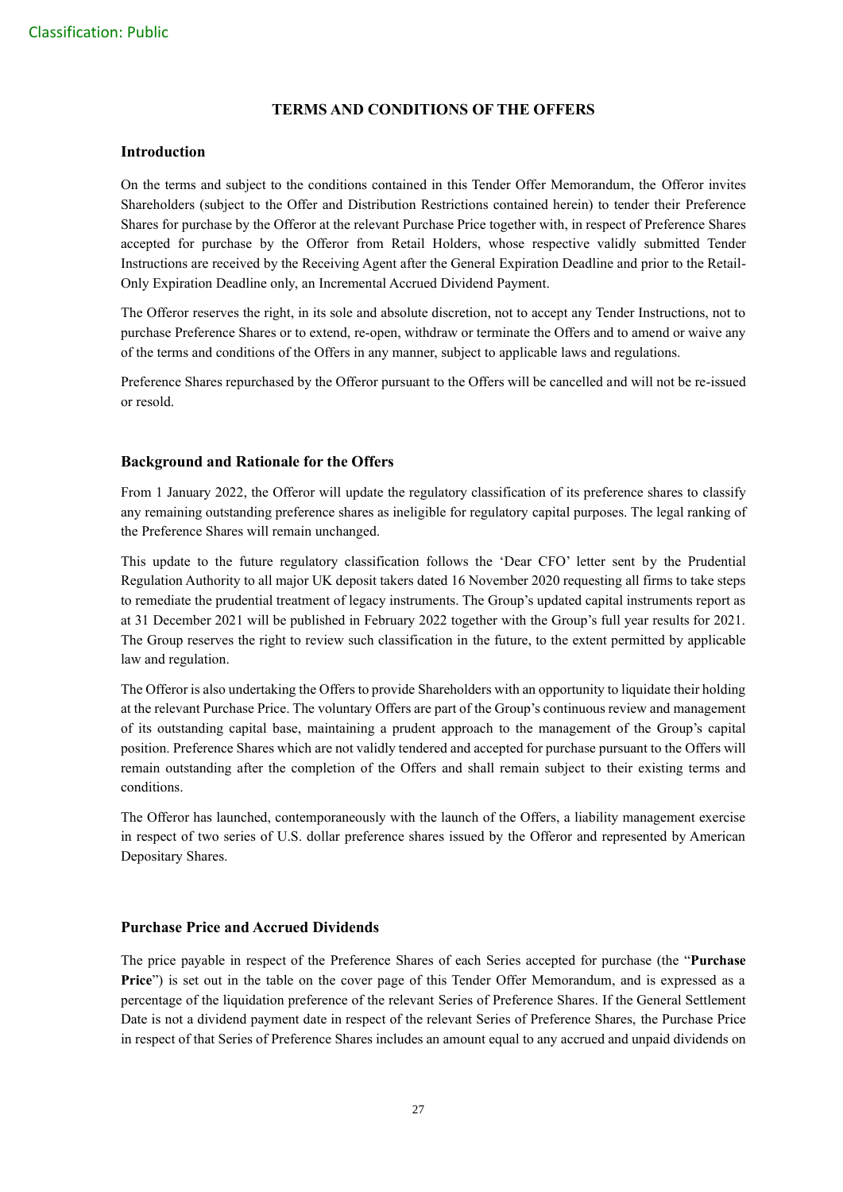# TERMS AND CONDITIONS OF THE OFFERS

## Introduction

On the terms and subject to the conditions contained in this Tender Offer Memorandum, the Offeror invites Shareholders (subject to the Offer and Distribution Restrictions contained herein) to tender their Preference Shares for purchase by the Offeror at the relevant Purchase Price together with, in respect of Preference Shares accepted for purchase by the Offeror from Retail Holders, whose respective validly submitted Tender Instructions are received by the Receiving Agent after the General Expiration Deadline and prior to the Retail-Only Expiration Deadline only, an Incremental Accrued Dividend Payment.

The Offeror reserves the right, in its sole and absolute discretion, not to accept any Tender Instructions, not to purchase Preference Shares or to extend, re-open, withdraw or terminate the Offers and to amend or waive any of the terms and conditions of the Offers in any manner, subject to applicable laws and regulations.

Preference Shares repurchased by the Offeror pursuant to the Offers will be cancelled and will not be re-issued or resold.

## Background and Rationale for the Offers

From 1 January 2022, the Offeror will update the regulatory classification of its preference shares to classify any remaining outstanding preference shares as ineligible for regulatory capital purposes. The legal ranking of the Preference Shares will remain unchanged.

This update to the future regulatory classification follows the 'Dear CFO' letter sent by the Prudential Regulation Authority to all major UK deposit takers dated 16 November 2020 requesting all firms to take steps to remediate the prudential treatment of legacy instruments. The Group's updated capital instruments report as at 31 December 2021 will be published in February 2022 together with the Group's full year results for 2021. The Group reserves the right to review such classification in the future, to the extent permitted by applicable law and regulation.

The Offeror is also undertaking the Offers to provide Shareholders with an opportunity to liquidate their holding at the relevant Purchase Price. The voluntary Offers are part of the Group's continuous review and management of its outstanding capital base, maintaining a prudent approach to the management of the Group's capital position. Preference Shares which are not validly tendered and accepted for purchase pursuant to the Offers will remain outstanding after the completion of the Offers and shall remain subject to their existing terms and conditions.

The Offeror has launched, contemporaneously with the launch of the Offers, a liability management exercise in respect of two series of U.S. dollar preference shares issued by the Offeror and represented by American Depositary Shares.

## Purchase Price and Accrued Dividends

The price payable in respect of the Preference Shares of each Series accepted for purchase (the "**Purchase Price**") is set out in the table on the cover page of this Tender Offer Memorandum, and is expressed as a percentage of the liquidation preference of the relevant Series of Preference Shares. If the General Settlement Date is not a dividend payment date in respect of the relevant Series of Preference Shares, the Purchase Price in respect of that Series of Preference Shares includes an amount equal to any accrued and unpaid dividends on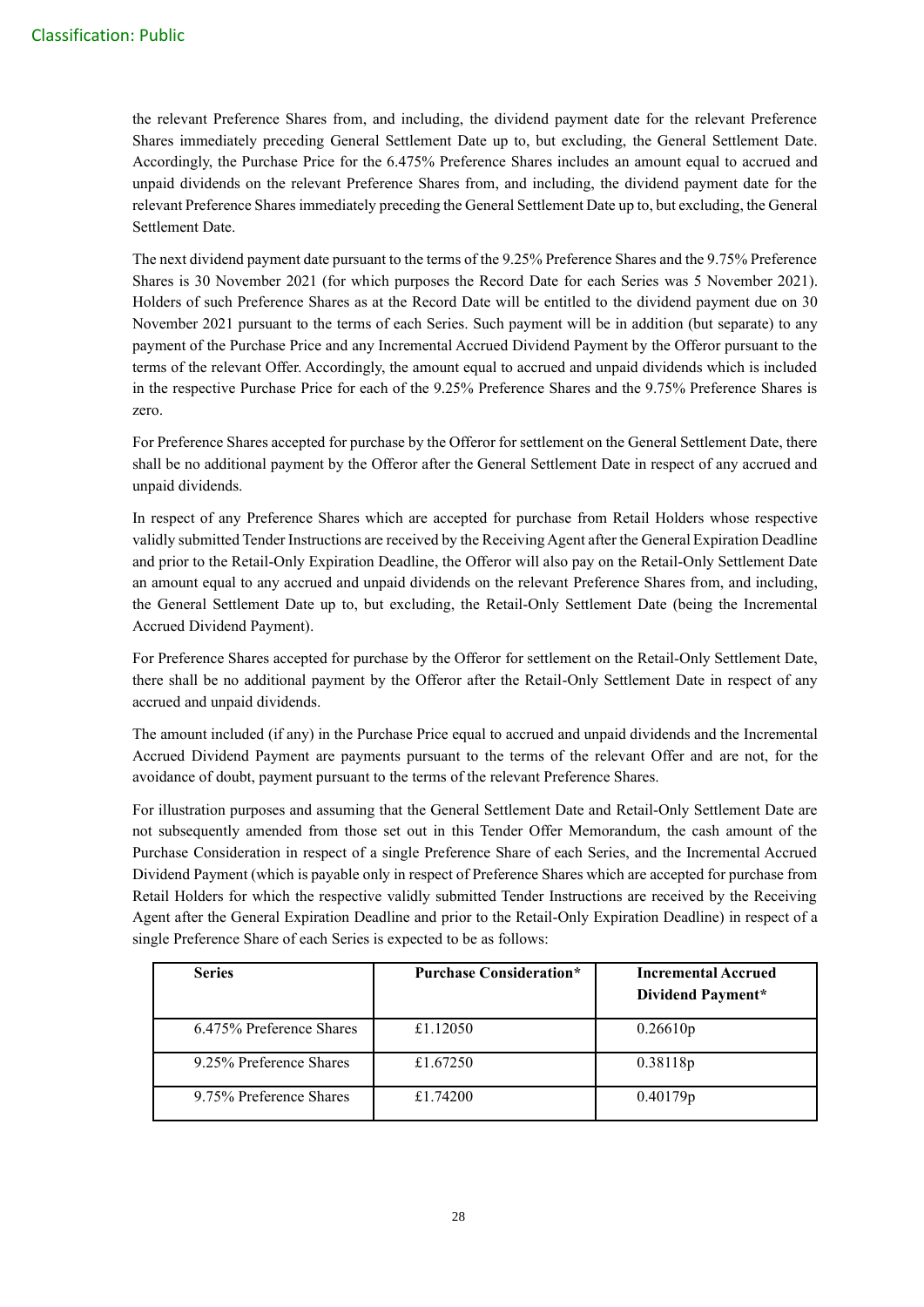the relevant Preference Shares from, and including, the dividend payment date for the relevant Preference Shares immediately preceding General Settlement Date up to, but excluding, the General Settlement Date. Accordingly, the Purchase Price for the 6.475% Preference Shares includes an amount equal to accrued and unpaid dividends on the relevant Preference Shares from, and including, the dividend payment date for the relevant Preference Shares immediately preceding the General Settlement Date up to, but excluding, the General Settlement Date.

The next dividend payment date pursuant to the terms of the 9.25% Preference Shares and the 9.75% Preference Shares is 30 November 2021 (for which purposes the Record Date for each Series was 5 November 2021). Holders of such Preference Shares as at the Record Date will be entitled to the dividend payment due on 30 November 2021 pursuant to the terms of each Series. Such payment will be in addition (but separate) to any payment of the Purchase Price and any Incremental Accrued Dividend Payment by the Offeror pursuant to the terms of the relevant Offer. Accordingly, the amount equal to accrued and unpaid dividends which is included in the respective Purchase Price for each of the 9.25% Preference Shares and the 9.75% Preference Shares is zero.

For Preference Shares accepted for purchase by the Offeror for settlement on the General Settlement Date, there shall be no additional payment by the Offeror after the General Settlement Date in respect of any accrued and unpaid dividends.

In respect of any Preference Shares which are accepted for purchase from Retail Holders whose respective validly submitted Tender Instructions are received by the Receiving Agent after the General Expiration Deadline and prior to the Retail-Only Expiration Deadline, the Offeror will also pay on the Retail-Only Settlement Date an amount equal to any accrued and unpaid dividends on the relevant Preference Shares from, and including, the General Settlement Date up to, but excluding, the Retail-Only Settlement Date (being the Incremental Accrued Dividend Payment).

For Preference Shares accepted for purchase by the Offeror for settlement on the Retail-Only Settlement Date, there shall be no additional payment by the Offeror after the Retail-Only Settlement Date in respect of any accrued and unpaid dividends.

The amount included (if any) in the Purchase Price equal to accrued and unpaid dividends and the Incremental Accrued Dividend Payment are payments pursuant to the terms of the relevant Offer and are not, for the avoidance of doubt, payment pursuant to the terms of the relevant Preference Shares.

For illustration purposes and assuming that the General Settlement Date and Retail-Only Settlement Date are not subsequently amended from those set out in this Tender Offer Memorandum, the cash amount of the Purchase Consideration in respect of a single Preference Share of each Series, and the Incremental Accrued Dividend Payment (which is payable only in respect of Preference Shares which are accepted for purchase from Retail Holders for which the respective validly submitted Tender Instructions are received by the Receiving Agent after the General Expiration Deadline and prior to the Retail-Only Expiration Deadline) in respect of a single Preference Share of each Series is expected to be as follows:

| **Series** | **Purchase Consideration*** | **Incremental Accrued Dividend Payment*** |
|---|---|---|
| 6.475% Preference Shares | £1.12050 | 0.26610p |
| 9.25% Preference Shares | £1.67250 | 0.38118p |
| 9.75% Preference Shares | £1.74200 | 0.40179p |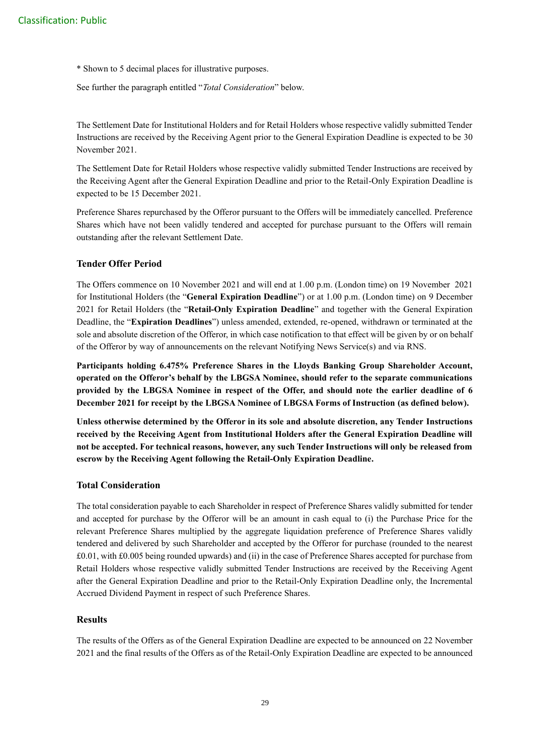* Shown to 5 decimal places for illustrative purposes.

See further the paragraph entitled "*Total Consideration*" below.

The Settlement Date for Institutional Holders and for Retail Holders whose respective validly submitted Tender Instructions are received by the Receiving Agent prior to the General Expiration Deadline is expected to be 30 November 2021.

The Settlement Date for Retail Holders whose respective validly submitted Tender Instructions are received by the Receiving Agent after the General Expiration Deadline and prior to the Retail-Only Expiration Deadline is expected to be 15 December 2021.

Preference Shares repurchased by the Offeror pursuant to the Offers will be immediately cancelled. Preference Shares which have not been validly tendered and accepted for purchase pursuant to the Offers will remain outstanding after the relevant Settlement Date.

### Tender Offer Period

The Offers commence on 10 November 2021 and will end at 1.00 p.m. (London time) on 19 November 2021 for Institutional Holders (the "**General Expiration Deadline**") or at 1.00 p.m. (London time) on 9 December 2021 for Retail Holders (the "**Retail-Only Expiration Deadline**" and together with the General Expiration Deadline, the "**Expiration Deadlines**") unless amended, extended, re-opened, withdrawn or terminated at the sole and absolute discretion of the Offeror, in which case notification to that effect will be given by or on behalf of the Offeror by way of announcements on the relevant Notifying News Service(s) and via RNS.

**Participants holding 6.475% Preference Shares in the Lloyds Banking Group Shareholder Account, operated on the Offeror's behalf by the LBGSA Nominee, should refer to the separate communications provided by the LBGSA Nominee in respect of the Offer, and should note the earlier deadline of 6 December 2021 for receipt by the LBGSA Nominee of LBGSA Forms of Instruction (as defined below).**

**Unless otherwise determined by the Offeror in its sole and absolute discretion, any Tender Instructions received by the Receiving Agent from Institutional Holders after the General Expiration Deadline will not be accepted. For technical reasons, however, any such Tender Instructions will only be released from escrow by the Receiving Agent following the Retail-Only Expiration Deadline.**

### Total Consideration

The total consideration payable to each Shareholder in respect of Preference Shares validly submitted for tender and accepted for purchase by the Offeror will be an amount in cash equal to (i) the Purchase Price for the relevant Preference Shares multiplied by the aggregate liquidation preference of Preference Shares validly tendered and delivered by such Shareholder and accepted by the Offeror for purchase (rounded to the nearest £0.01, with £0.005 being rounded upwards) and (ii) in the case of Preference Shares accepted for purchase from Retail Holders whose respective validly submitted Tender Instructions are received by the Receiving Agent after the General Expiration Deadline and prior to the Retail-Only Expiration Deadline only, the Incremental Accrued Dividend Payment in respect of such Preference Shares.

### Results

The results of the Offers as of the General Expiration Deadline are expected to be announced on 22 November 2021 and the final results of the Offers as of the Retail-Only Expiration Deadline are expected to be announced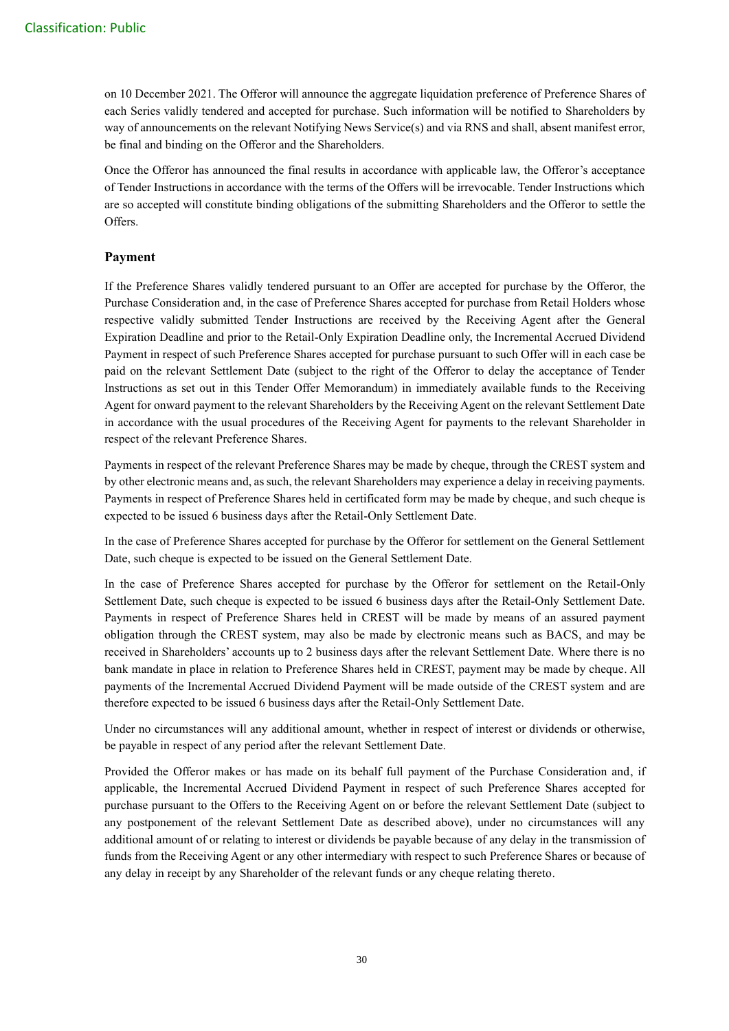on 10 December 2021. The Offeror will announce the aggregate liquidation preference of Preference Shares of each Series validly tendered and accepted for purchase. Such information will be notified to Shareholders by way of announcements on the relevant Notifying News Service(s) and via RNS and shall, absent manifest error, be final and binding on the Offeror and the Shareholders.

Once the Offeror has announced the final results in accordance with applicable law, the Offeror's acceptance of Tender Instructions in accordance with the terms of the Offers will be irrevocable. Tender Instructions which are so accepted will constitute binding obligations of the submitting Shareholders and the Offeror to settle the Offers.

### Payment

If the Preference Shares validly tendered pursuant to an Offer are accepted for purchase by the Offeror, the Purchase Consideration and, in the case of Preference Shares accepted for purchase from Retail Holders whose respective validly submitted Tender Instructions are received by the Receiving Agent after the General Expiration Deadline and prior to the Retail-Only Expiration Deadline only, the Incremental Accrued Dividend Payment in respect of such Preference Shares accepted for purchase pursuant to such Offer will in each case be paid on the relevant Settlement Date (subject to the right of the Offeror to delay the acceptance of Tender Instructions as set out in this Tender Offer Memorandum) in immediately available funds to the Receiving Agent for onward payment to the relevant Shareholders by the Receiving Agent on the relevant Settlement Date in accordance with the usual procedures of the Receiving Agent for payments to the relevant Shareholder in respect of the relevant Preference Shares.

Payments in respect of the relevant Preference Shares may be made by cheque, through the CREST system and by other electronic means and, as such, the relevant Shareholders may experience a delay in receiving payments. Payments in respect of Preference Shares held in certificated form may be made by cheque, and such cheque is expected to be issued 6 business days after the Retail-Only Settlement Date.

In the case of Preference Shares accepted for purchase by the Offeror for settlement on the General Settlement Date, such cheque is expected to be issued on the General Settlement Date.

In the case of Preference Shares accepted for purchase by the Offeror for settlement on the Retail-Only Settlement Date, such cheque is expected to be issued 6 business days after the Retail-Only Settlement Date. Payments in respect of Preference Shares held in CREST will be made by means of an assured payment obligation through the CREST system, may also be made by electronic means such as BACS, and may be received in Shareholders' accounts up to 2 business days after the relevant Settlement Date. Where there is no bank mandate in place in relation to Preference Shares held in CREST, payment may be made by cheque. All payments of the Incremental Accrued Dividend Payment will be made outside of the CREST system and are therefore expected to be issued 6 business days after the Retail-Only Settlement Date.

Under no circumstances will any additional amount, whether in respect of interest or dividends or otherwise, be payable in respect of any period after the relevant Settlement Date.

Provided the Offeror makes or has made on its behalf full payment of the Purchase Consideration and, if applicable, the Incremental Accrued Dividend Payment in respect of such Preference Shares accepted for purchase pursuant to the Offers to the Receiving Agent on or before the relevant Settlement Date (subject to any postponement of the relevant Settlement Date as described above), under no circumstances will any additional amount of or relating to interest or dividends be payable because of any delay in the transmission of funds from the Receiving Agent or any other intermediary with respect to such Preference Shares or because of any delay in receipt by any Shareholder of the relevant funds or any cheque relating thereto.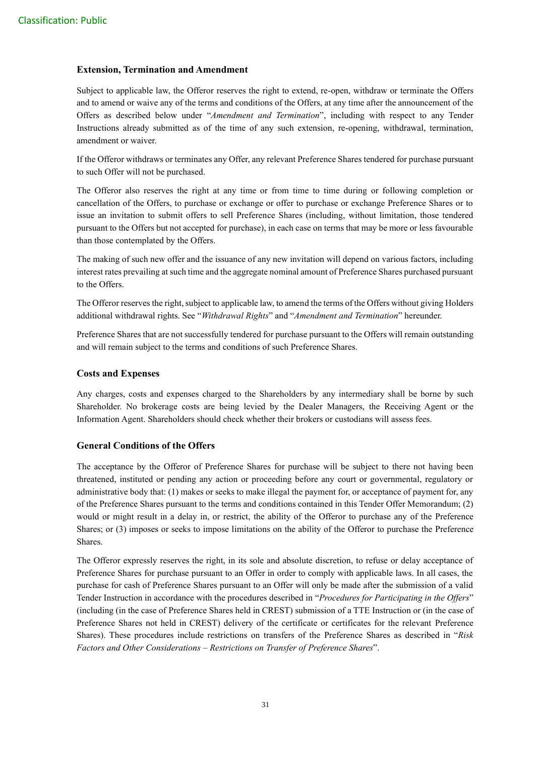### Extension, Termination and Amendment

Subject to applicable law, the Offeror reserves the right to extend, re-open, withdraw or terminate the Offers and to amend or waive any of the terms and conditions of the Offers, at any time after the announcement of the Offers as described below under "*Amendment and Termination*", including with respect to any Tender Instructions already submitted as of the time of any such extension, re-opening, withdrawal, termination, amendment or waiver.

If the Offeror withdraws or terminates any Offer, any relevant Preference Shares tendered for purchase pursuant to such Offer will not be purchased.

The Offeror also reserves the right at any time or from time to time during or following completion or cancellation of the Offers, to purchase or exchange or offer to purchase or exchange Preference Shares or to issue an invitation to submit offers to sell Preference Shares (including, without limitation, those tendered pursuant to the Offers but not accepted for purchase), in each case on terms that may be more or less favourable than those contemplated by the Offers.

The making of such new offer and the issuance of any new invitation will depend on various factors, including interest rates prevailing at such time and the aggregate nominal amount of Preference Shares purchased pursuant to the Offers.

The Offeror reserves the right, subject to applicable law, to amend the terms of the Offers without giving Holders additional withdrawal rights. See "*Withdrawal Rights*" and "*Amendment and Termination*" hereunder.

Preference Shares that are not successfully tendered for purchase pursuant to the Offers will remain outstanding and will remain subject to the terms and conditions of such Preference Shares.

### Costs and Expenses

Any charges, costs and expenses charged to the Shareholders by any intermediary shall be borne by such Shareholder. No brokerage costs are being levied by the Dealer Managers, the Receiving Agent or the Information Agent. Shareholders should check whether their brokers or custodians will assess fees.

### General Conditions of the Offers

The acceptance by the Offeror of Preference Shares for purchase will be subject to there not having been threatened, instituted or pending any action or proceeding before any court or governmental, regulatory or administrative body that: (1) makes or seeks to make illegal the payment for, or acceptance of payment for, any of the Preference Shares pursuant to the terms and conditions contained in this Tender Offer Memorandum; (2) would or might result in a delay in, or restrict, the ability of the Offeror to purchase any of the Preference Shares; or (3) imposes or seeks to impose limitations on the ability of the Offeror to purchase the Preference Shares.

The Offeror expressly reserves the right, in its sole and absolute discretion, to refuse or delay acceptance of Preference Shares for purchase pursuant to an Offer in order to comply with applicable laws. In all cases, the purchase for cash of Preference Shares pursuant to an Offer will only be made after the submission of a valid Tender Instruction in accordance with the procedures described in "*Procedures for Participating in the Offers*" (including (in the case of Preference Shares held in CREST) submission of a TTE Instruction or (in the case of Preference Shares not held in CREST) delivery of the certificate or certificates for the relevant Preference Shares). These procedures include restrictions on transfers of the Preference Shares as described in "*Risk Factors and Other Considerations – Restrictions on Transfer of Preference Shares*".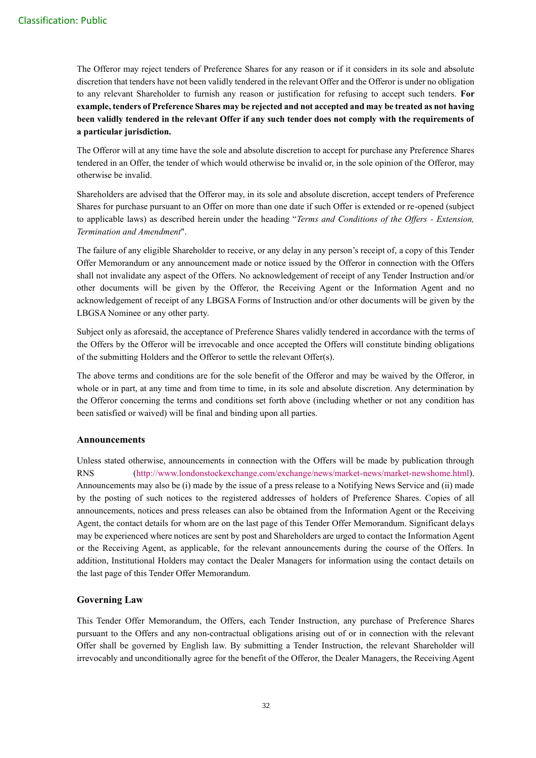The Offeror may reject tenders of Preference Shares for any reason or if it considers in its sole and absolute discretion that tenders have not been validly tendered in the relevant Offer and the Offeror is under no obligation to any relevant Shareholder to furnish any reason or justification for refusing to accept such tenders. **For example, tenders of Preference Shares may be rejected and not accepted and may be treated as not having been validly tendered in the relevant Offer if any such tender does not comply with the requirements of a particular jurisdiction.**

The Offeror will at any time have the sole and absolute discretion to accept for purchase any Preference Shares tendered in an Offer, the tender of which would otherwise be invalid or, in the sole opinion of the Offeror, may otherwise be invalid.

Shareholders are advised that the Offeror may, in its sole and absolute discretion, accept tenders of Preference Shares for purchase pursuant to an Offer on more than one date if such Offer is extended or re-opened (subject to applicable laws) as described herein under the heading "*Terms and Conditions of the Offers - Extension, Termination and Amendment*".

The failure of any eligible Shareholder to receive, or any delay in any person's receipt of, a copy of this Tender Offer Memorandum or any announcement made or notice issued by the Offeror in connection with the Offers shall not invalidate any aspect of the Offers. No acknowledgement of receipt of any Tender Instruction and/or other documents will be given by the Offeror, the Receiving Agent or the Information Agent and no acknowledgement of receipt of any LBGSA Forms of Instruction and/or other documents will be given by the LBGSA Nominee or any other party.

Subject only as aforesaid, the acceptance of Preference Shares validly tendered in accordance with the terms of the Offers by the Offeror will be irrevocable and once accepted the Offers will constitute binding obligations of the submitting Holders and the Offeror to settle the relevant Offer(s).

The above terms and conditions are for the sole benefit of the Offeror and may be waived by the Offeror, in whole or in part, at any time and from time to time, in its sole and absolute discretion. Any determination by the Offeror concerning the terms and conditions set forth above (including whether or not any condition has been satisfied or waived) will be final and binding upon all parties.

### Announcements

Unless stated otherwise, announcements in connection with the Offers will be made by publication through RNS (http://www.londonstockexchange.com/exchange/news/market-news/market-newshome.html). Announcements may also be (i) made by the issue of a press release to a Notifying News Service and (ii) made by the posting of such notices to the registered addresses of holders of Preference Shares. Copies of all announcements, notices and press releases can also be obtained from the Information Agent or the Receiving Agent, the contact details for whom are on the last page of this Tender Offer Memorandum. Significant delays may be experienced where notices are sent by post and Shareholders are urged to contact the Information Agent or the Receiving Agent, as applicable, for the relevant announcements during the course of the Offers. In addition, Institutional Holders may contact the Dealer Managers for information using the contact details on the last page of this Tender Offer Memorandum.

### Governing Law

This Tender Offer Memorandum, the Offers, each Tender Instruction, any purchase of Preference Shares pursuant to the Offers and any non-contractual obligations arising out of or in connection with the relevant Offer shall be governed by English law. By submitting a Tender Instruction, the relevant Shareholder will irrevocably and unconditionally agree for the benefit of the Offeror, the Dealer Managers, the Receiving Agent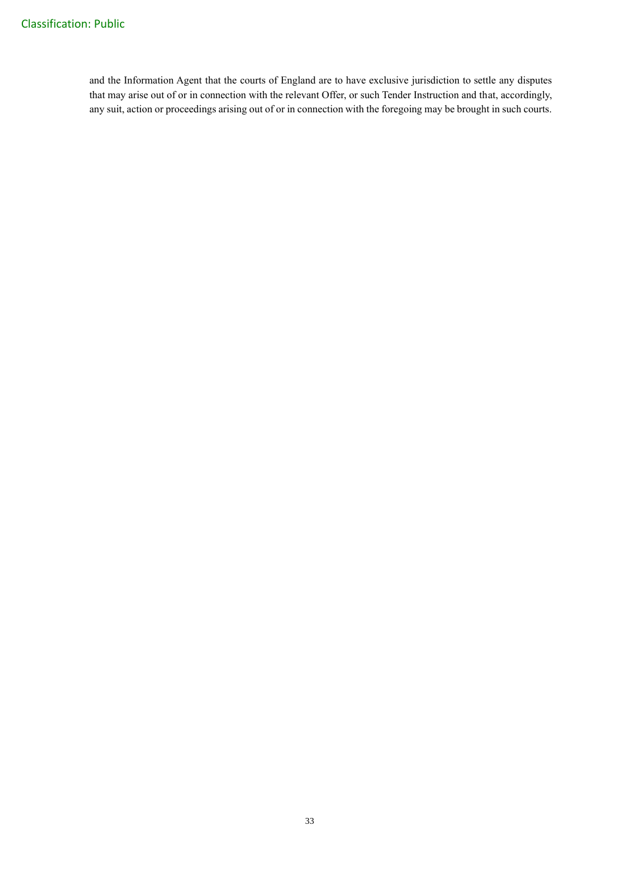and the Information Agent that the courts of England are to have exclusive jurisdiction to settle any disputes that may arise out of or in connection with the relevant Offer, or such Tender Instruction and that, accordingly, any suit, action or proceedings arising out of or in connection with the foregoing may be brought in such courts.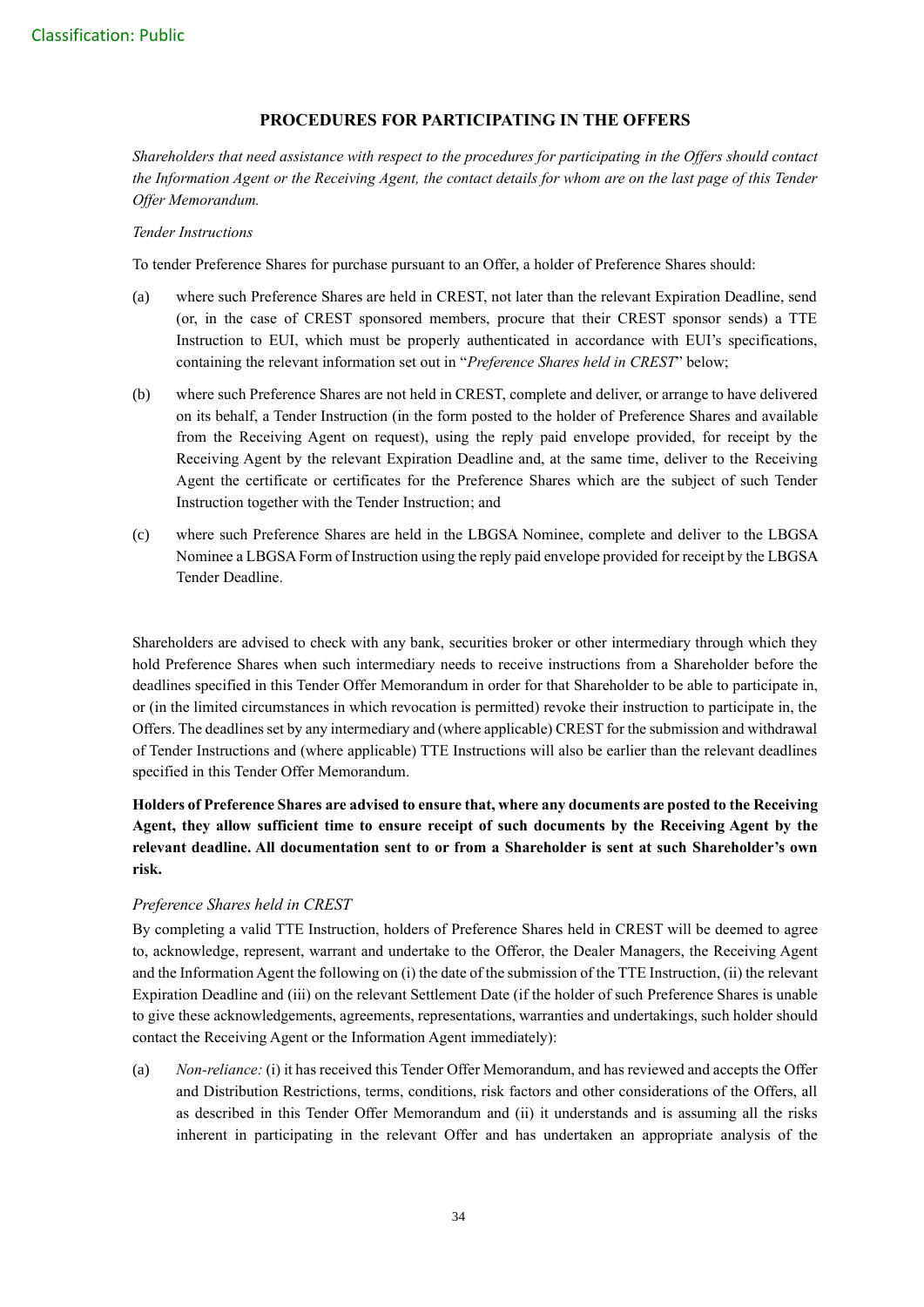## PROCEDURES FOR PARTICIPATING IN THE OFFERS

*Shareholders that need assistance with respect to the procedures for participating in the Offers should contact the Information Agent or the Receiving Agent, the contact details for whom are on the last page of this Tender Offer Memorandum.*

*Tender Instructions*

To tender Preference Shares for purchase pursuant to an Offer, a holder of Preference Shares should:

(a) where such Preference Shares are held in CREST, not later than the relevant Expiration Deadline, send (or, in the case of CREST sponsored members, procure that their CREST sponsor sends) a TTE Instruction to EUI, which must be properly authenticated in accordance with EUI's specifications, containing the relevant information set out in "*Preference Shares held in CREST*" below;

(b) where such Preference Shares are not held in CREST, complete and deliver, or arrange to have delivered on its behalf, a Tender Instruction (in the form posted to the holder of Preference Shares and available from the Receiving Agent on request), using the reply paid envelope provided, for receipt by the Receiving Agent by the relevant Expiration Deadline and, at the same time, deliver to the Receiving Agent the certificate or certificates for the Preference Shares which are the subject of such Tender Instruction together with the Tender Instruction; and

(c) where such Preference Shares are held in the LBGSA Nominee, complete and deliver to the LBGSA Nominee a LBGSA Form of Instruction using the reply paid envelope provided for receipt by the LBGSA Tender Deadline.

Shareholders are advised to check with any bank, securities broker or other intermediary through which they hold Preference Shares when such intermediary needs to receive instructions from a Shareholder before the deadlines specified in this Tender Offer Memorandum in order for that Shareholder to be able to participate in, or (in the limited circumstances in which revocation is permitted) revoke their instruction to participate in, the Offers. The deadlines set by any intermediary and (where applicable) CREST for the submission and withdrawal of Tender Instructions and (where applicable) TTE Instructions will also be earlier than the relevant deadlines specified in this Tender Offer Memorandum.

**Holders of Preference Shares are advised to ensure that, where any documents are posted to the Receiving Agent, they allow sufficient time to ensure receipt of such documents by the Receiving Agent by the relevant deadline. All documentation sent to or from a Shareholder is sent at such Shareholder's own risk.**

*Preference Shares held in CREST*

By completing a valid TTE Instruction, holders of Preference Shares held in CREST will be deemed to agree to, acknowledge, represent, warrant and undertake to the Offeror, the Dealer Managers, the Receiving Agent and the Information Agent the following on (i) the date of the submission of the TTE Instruction, (ii) the relevant Expiration Deadline and (iii) on the relevant Settlement Date (if the holder of such Preference Shares is unable to give these acknowledgements, agreements, representations, warranties and undertakings, such holder should contact the Receiving Agent or the Information Agent immediately):

(a) *Non-reliance:* (i) it has received this Tender Offer Memorandum, and has reviewed and accepts the Offer and Distribution Restrictions, terms, conditions, risk factors and other considerations of the Offers, all as described in this Tender Offer Memorandum and (ii) it understands and is assuming all the risks inherent in participating in the relevant Offer and has undertaken an appropriate analysis of the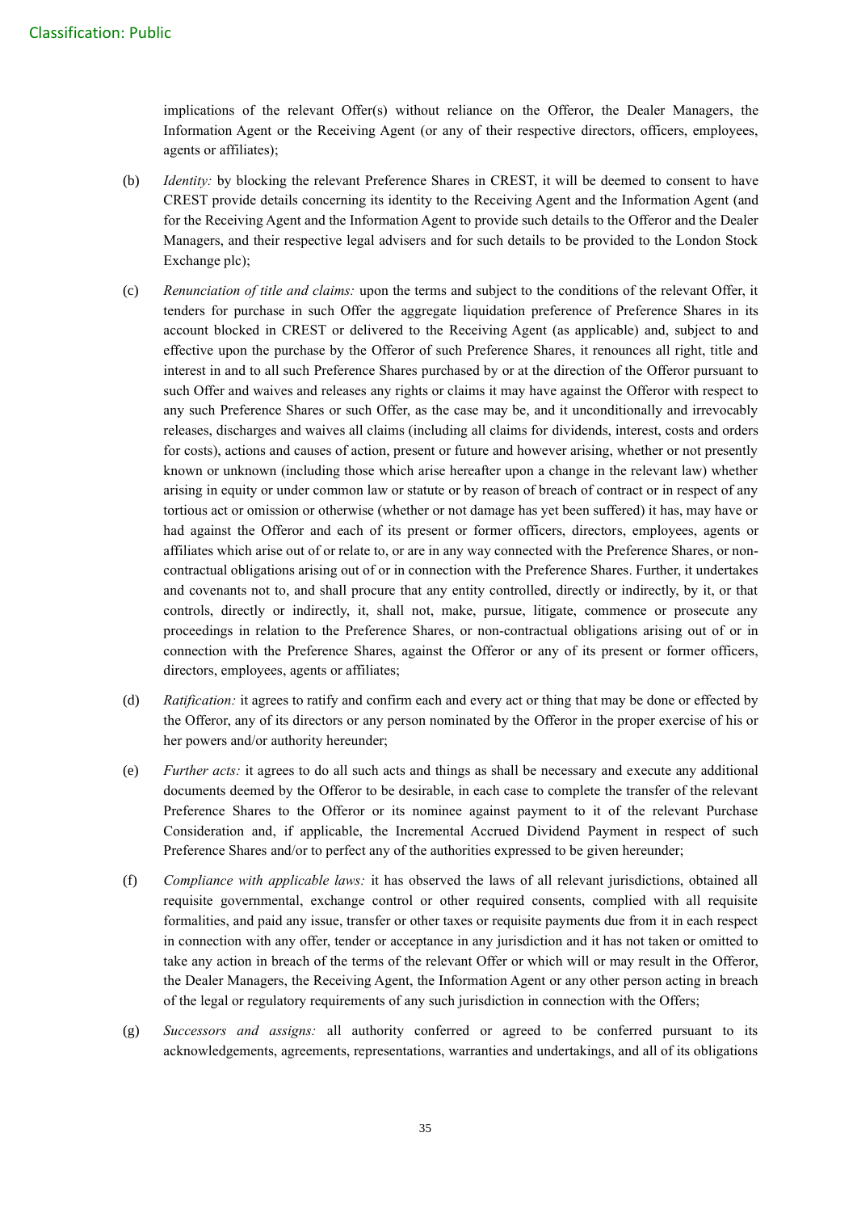implications of the relevant Offer(s) without reliance on the Offeror, the Dealer Managers, the Information Agent or the Receiving Agent (or any of their respective directors, officers, employees, agents or affiliates);

(b) *Identity:* by blocking the relevant Preference Shares in CREST, it will be deemed to consent to have CREST provide details concerning its identity to the Receiving Agent and the Information Agent (and for the Receiving Agent and the Information Agent to provide such details to the Offeror and the Dealer Managers, and their respective legal advisers and for such details to be provided to the London Stock Exchange plc);

(c) *Renunciation of title and claims:* upon the terms and subject to the conditions of the relevant Offer, it tenders for purchase in such Offer the aggregate liquidation preference of Preference Shares in its account blocked in CREST or delivered to the Receiving Agent (as applicable) and, subject to and effective upon the purchase by the Offeror of such Preference Shares, it renounces all right, title and interest in and to all such Preference Shares purchased by or at the direction of the Offeror pursuant to such Offer and waives and releases any rights or claims it may have against the Offeror with respect to any such Preference Shares or such Offer, as the case may be, and it unconditionally and irrevocably releases, discharges and waives all claims (including all claims for dividends, interest, costs and orders for costs), actions and causes of action, present or future and however arising, whether or not presently known or unknown (including those which arise hereafter upon a change in the relevant law) whether arising in equity or under common law or statute or by reason of breach of contract or in respect of any tortious act or omission or otherwise (whether or not damage has yet been suffered) it has, may have or had against the Offeror and each of its present or former officers, directors, employees, agents or affiliates which arise out of or relate to, or are in any way connected with the Preference Shares, or non-contractual obligations arising out of or in connection with the Preference Shares. Further, it undertakes and covenants not to, and shall procure that any entity controlled, directly or indirectly, by it, or that controls, directly or indirectly, it, shall not, make, pursue, litigate, commence or prosecute any proceedings in relation to the Preference Shares, or non-contractual obligations arising out of or in connection with the Preference Shares, against the Offeror or any of its present or former officers, directors, employees, agents or affiliates;

(d) *Ratification:* it agrees to ratify and confirm each and every act or thing that may be done or effected by the Offeror, any of its directors or any person nominated by the Offeror in the proper exercise of his or her powers and/or authority hereunder;

(e) *Further acts:* it agrees to do all such acts and things as shall be necessary and execute any additional documents deemed by the Offeror to be desirable, in each case to complete the transfer of the relevant Preference Shares to the Offeror or its nominee against payment to it of the relevant Purchase Consideration and, if applicable, the Incremental Accrued Dividend Payment in respect of such Preference Shares and/or to perfect any of the authorities expressed to be given hereunder;

(f) *Compliance with applicable laws:* it has observed the laws of all relevant jurisdictions, obtained all requisite governmental, exchange control or other required consents, complied with all requisite formalities, and paid any issue, transfer or other taxes or requisite payments due from it in each respect in connection with any offer, tender or acceptance in any jurisdiction and it has not taken or omitted to take any action in breach of the terms of the relevant Offer or which will or may result in the Offeror, the Dealer Managers, the Receiving Agent, the Information Agent or any other person acting in breach of the legal or regulatory requirements of any such jurisdiction in connection with the Offers;

(g) *Successors and assigns:* all authority conferred or agreed to be conferred pursuant to its acknowledgements, agreements, representations, warranties and undertakings, and all of its obligations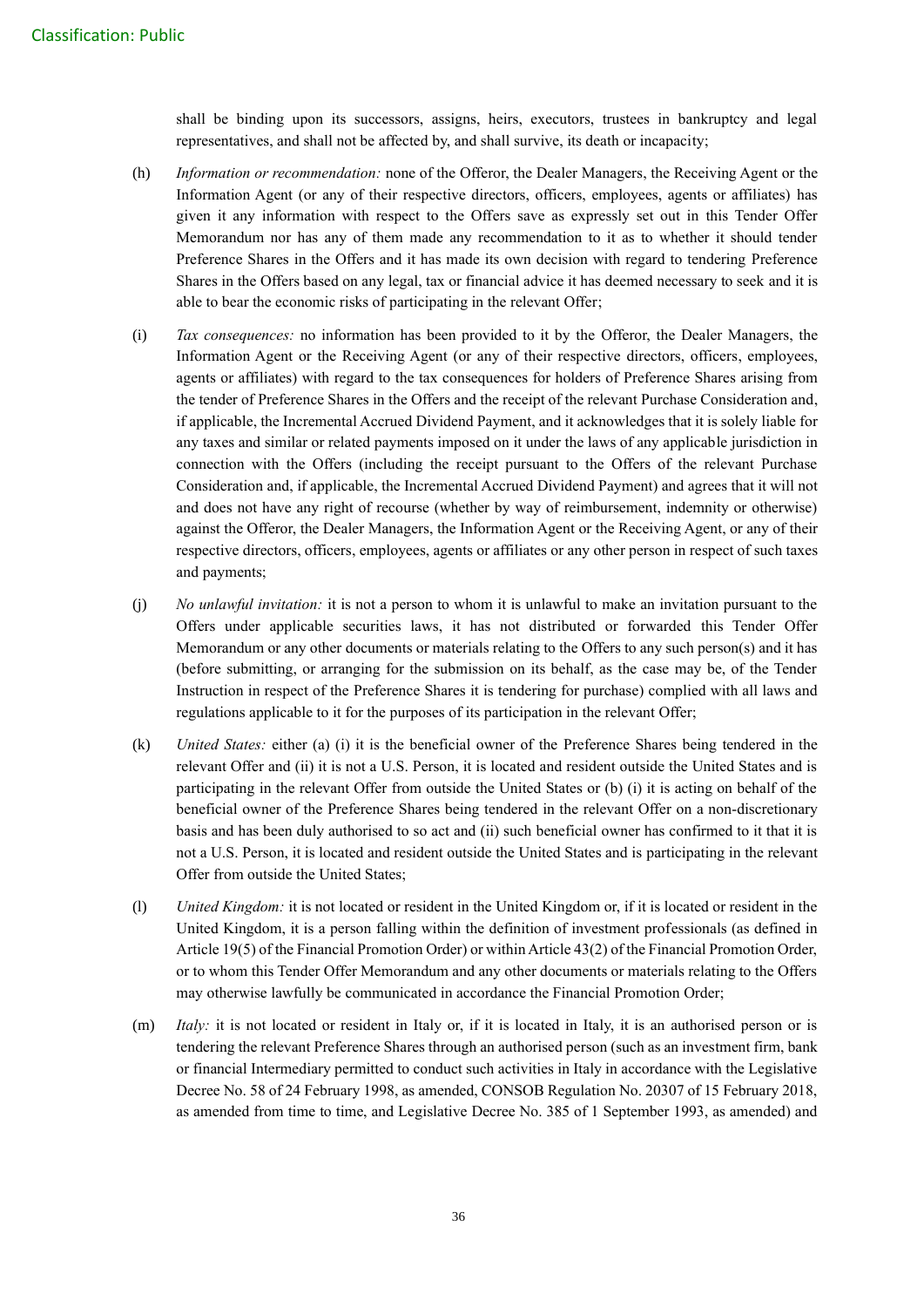shall be binding upon its successors, assigns, heirs, executors, trustees in bankruptcy and legal representatives, and shall not be affected by, and shall survive, its death or incapacity;

(h) *Information or recommendation:* none of the Offeror, the Dealer Managers, the Receiving Agent or the Information Agent (or any of their respective directors, officers, employees, agents or affiliates) has given it any information with respect to the Offers save as expressly set out in this Tender Offer Memorandum nor has any of them made any recommendation to it as to whether it should tender Preference Shares in the Offers and it has made its own decision with regard to tendering Preference Shares in the Offers based on any legal, tax or financial advice it has deemed necessary to seek and it is able to bear the economic risks of participating in the relevant Offer;

(i) *Tax consequences:* no information has been provided to it by the Offeror, the Dealer Managers, the Information Agent or the Receiving Agent (or any of their respective directors, officers, employees, agents or affiliates) with regard to the tax consequences for holders of Preference Shares arising from the tender of Preference Shares in the Offers and the receipt of the relevant Purchase Consideration and, if applicable, the Incremental Accrued Dividend Payment, and it acknowledges that it is solely liable for any taxes and similar or related payments imposed on it under the laws of any applicable jurisdiction in connection with the Offers (including the receipt pursuant to the Offers of the relevant Purchase Consideration and, if applicable, the Incremental Accrued Dividend Payment) and agrees that it will not and does not have any right of recourse (whether by way of reimbursement, indemnity or otherwise) against the Offeror, the Dealer Managers, the Information Agent or the Receiving Agent, or any of their respective directors, officers, employees, agents or affiliates or any other person in respect of such taxes and payments;

(j) *No unlawful invitation:* it is not a person to whom it is unlawful to make an invitation pursuant to the Offers under applicable securities laws, it has not distributed or forwarded this Tender Offer Memorandum or any other documents or materials relating to the Offers to any such person(s) and it has (before submitting, or arranging for the submission on its behalf, as the case may be, of the Tender Instruction in respect of the Preference Shares it is tendering for purchase) complied with all laws and regulations applicable to it for the purposes of its participation in the relevant Offer;

(k) *United States:* either (a) (i) it is the beneficial owner of the Preference Shares being tendered in the relevant Offer and (ii) it is not a U.S. Person, it is located and resident outside the United States and is participating in the relevant Offer from outside the United States or (b) (i) it is acting on behalf of the beneficial owner of the Preference Shares being tendered in the relevant Offer on a non-discretionary basis and has been duly authorised to so act and (ii) such beneficial owner has confirmed to it that it is not a U.S. Person, it is located and resident outside the United States and is participating in the relevant Offer from outside the United States;

(l) *United Kingdom:* it is not located or resident in the United Kingdom or, if it is located or resident in the United Kingdom, it is a person falling within the definition of investment professionals (as defined in Article 19(5) of the Financial Promotion Order) or within Article 43(2) of the Financial Promotion Order, or to whom this Tender Offer Memorandum and any other documents or materials relating to the Offers may otherwise lawfully be communicated in accordance the Financial Promotion Order;

(m) *Italy:* it is not located or resident in Italy or, if it is located in Italy, it is an authorised person or is tendering the relevant Preference Shares through an authorised person (such as an investment firm, bank or financial Intermediary permitted to conduct such activities in Italy in accordance with the Legislative Decree No. 58 of 24 February 1998, as amended, CONSOB Regulation No. 20307 of 15 February 2018, as amended from time to time, and Legislative Decree No. 385 of 1 September 1993, as amended) and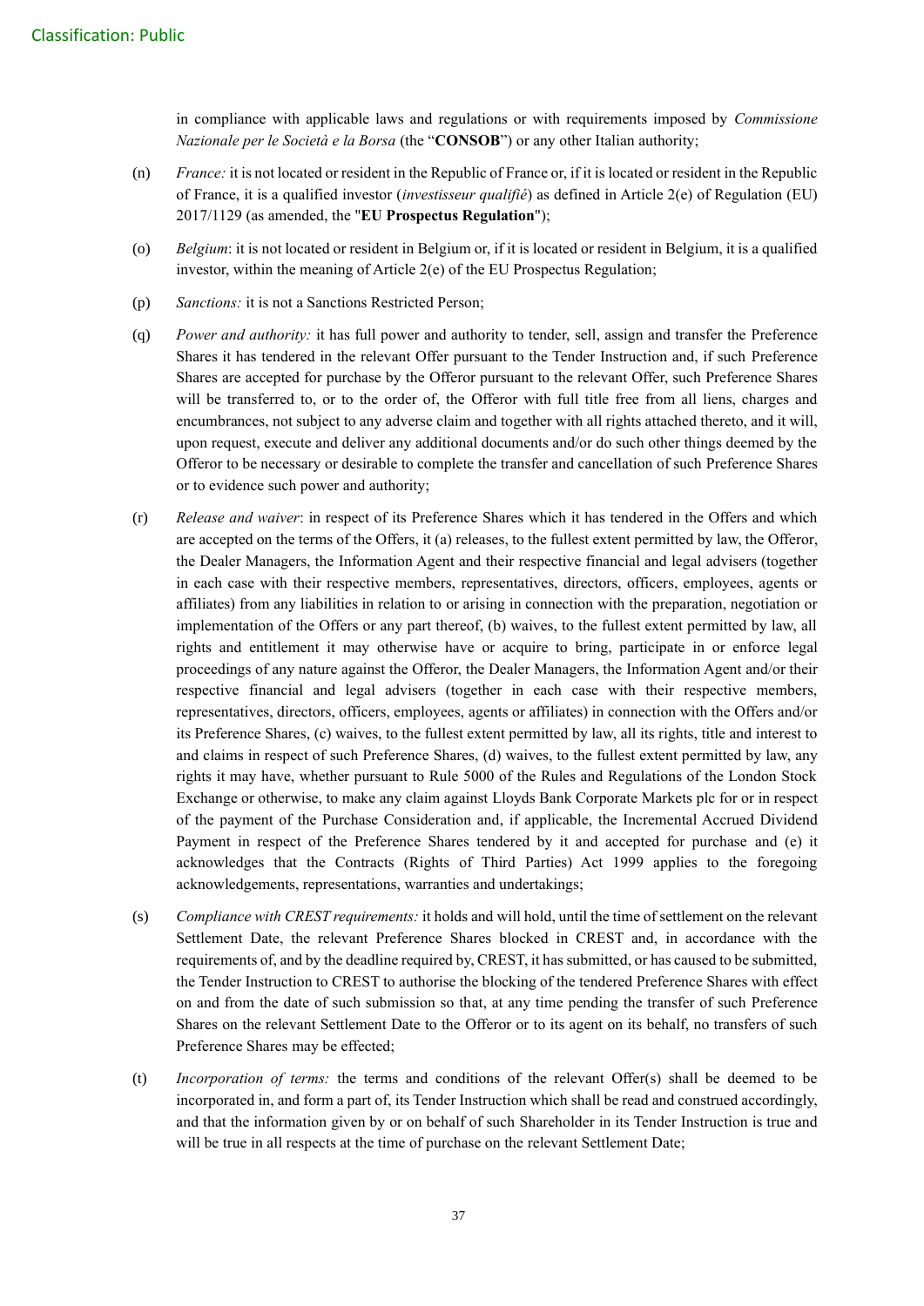in compliance with applicable laws and regulations or with requirements imposed by *Commissione Nazionale per le Società e la Borsa* (the "**CONSOB**") or any other Italian authority;

(n) *France:* it is not located or resident in the Republic of France or, if it is located or resident in the Republic of France, it is a qualified investor (*investisseur qualifié*) as defined in Article 2(e) of Regulation (EU) 2017/1129 (as amended, the "**EU Prospectus Regulation**");

(o) *Belgium*: it is not located or resident in Belgium or, if it is located or resident in Belgium, it is a qualified investor, within the meaning of Article 2(e) of the EU Prospectus Regulation;

(p) *Sanctions:* it is not a Sanctions Restricted Person;

(q) *Power and authority:* it has full power and authority to tender, sell, assign and transfer the Preference Shares it has tendered in the relevant Offer pursuant to the Tender Instruction and, if such Preference Shares are accepted for purchase by the Offeror pursuant to the relevant Offer, such Preference Shares will be transferred to, or to the order of, the Offeror with full title free from all liens, charges and encumbrances, not subject to any adverse claim and together with all rights attached thereto, and it will, upon request, execute and deliver any additional documents and/or do such other things deemed by the Offeror to be necessary or desirable to complete the transfer and cancellation of such Preference Shares or to evidence such power and authority;

(r) *Release and waiver*: in respect of its Preference Shares which it has tendered in the Offers and which are accepted on the terms of the Offers, it (a) releases, to the fullest extent permitted by law, the Offeror, the Dealer Managers, the Information Agent and their respective financial and legal advisers (together in each case with their respective members, representatives, directors, officers, employees, agents or affiliates) from any liabilities in relation to or arising in connection with the preparation, negotiation or implementation of the Offers or any part thereof, (b) waives, to the fullest extent permitted by law, all rights and entitlement it may otherwise have or acquire to bring, participate in or enforce legal proceedings of any nature against the Offeror, the Dealer Managers, the Information Agent and/or their respective financial and legal advisers (together in each case with their respective members, representatives, directors, officers, employees, agents or affiliates) in connection with the Offers and/or its Preference Shares, (c) waives, to the fullest extent permitted by law, all its rights, title and interest to and claims in respect of such Preference Shares, (d) waives, to the fullest extent permitted by law, any rights it may have, whether pursuant to Rule 5000 of the Rules and Regulations of the London Stock Exchange or otherwise, to make any claim against Lloyds Bank Corporate Markets plc for or in respect of the payment of the Purchase Consideration and, if applicable, the Incremental Accrued Dividend Payment in respect of the Preference Shares tendered by it and accepted for purchase and (e) it acknowledges that the Contracts (Rights of Third Parties) Act 1999 applies to the foregoing acknowledgements, representations, warranties and undertakings;

(s) *Compliance with CREST requirements:* it holds and will hold, until the time of settlement on the relevant Settlement Date, the relevant Preference Shares blocked in CREST and, in accordance with the requirements of, and by the deadline required by, CREST, it has submitted, or has caused to be submitted, the Tender Instruction to CREST to authorise the blocking of the tendered Preference Shares with effect on and from the date of such submission so that, at any time pending the transfer of such Preference Shares on the relevant Settlement Date to the Offeror or to its agent on its behalf, no transfers of such Preference Shares may be effected;

(t) *Incorporation of terms:* the terms and conditions of the relevant Offer(s) shall be deemed to be incorporated in, and form a part of, its Tender Instruction which shall be read and construed accordingly, and that the information given by or on behalf of such Shareholder in its Tender Instruction is true and will be true in all respects at the time of purchase on the relevant Settlement Date;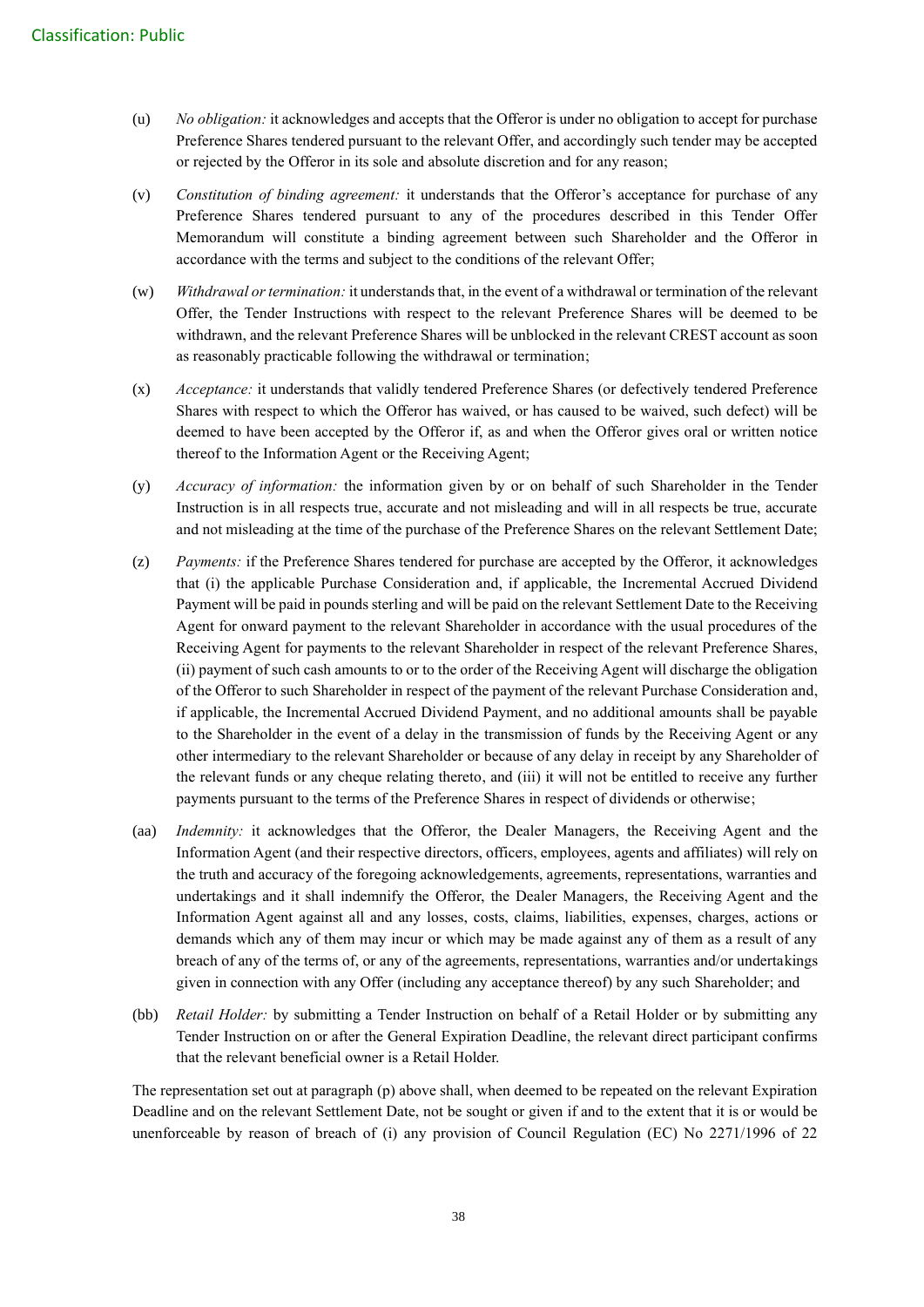(u) *No obligation:* it acknowledges and accepts that the Offeror is under no obligation to accept for purchase Preference Shares tendered pursuant to the relevant Offer, and accordingly such tender may be accepted or rejected by the Offeror in its sole and absolute discretion and for any reason;

(v) *Constitution of binding agreement:* it understands that the Offeror's acceptance for purchase of any Preference Shares tendered pursuant to any of the procedures described in this Tender Offer Memorandum will constitute a binding agreement between such Shareholder and the Offeror in accordance with the terms and subject to the conditions of the relevant Offer;

(w) *Withdrawal or termination:* it understands that, in the event of a withdrawal or termination of the relevant Offer, the Tender Instructions with respect to the relevant Preference Shares will be deemed to be withdrawn, and the relevant Preference Shares will be unblocked in the relevant CREST account as soon as reasonably practicable following the withdrawal or termination;

(x) *Acceptance:* it understands that validly tendered Preference Shares (or defectively tendered Preference Shares with respect to which the Offeror has waived, or has caused to be waived, such defect) will be deemed to have been accepted by the Offeror if, as and when the Offeror gives oral or written notice thereof to the Information Agent or the Receiving Agent;

(y) *Accuracy of information:* the information given by or on behalf of such Shareholder in the Tender Instruction is in all respects true, accurate and not misleading and will in all respects be true, accurate and not misleading at the time of the purchase of the Preference Shares on the relevant Settlement Date;

(z) *Payments:* if the Preference Shares tendered for purchase are accepted by the Offeror, it acknowledges that (i) the applicable Purchase Consideration and, if applicable, the Incremental Accrued Dividend Payment will be paid in pounds sterling and will be paid on the relevant Settlement Date to the Receiving Agent for onward payment to the relevant Shareholder in accordance with the usual procedures of the Receiving Agent for payments to the relevant Shareholder in respect of the relevant Preference Shares, (ii) payment of such cash amounts to or to the order of the Receiving Agent will discharge the obligation of the Offeror to such Shareholder in respect of the payment of the relevant Purchase Consideration and, if applicable, the Incremental Accrued Dividend Payment, and no additional amounts shall be payable to the Shareholder in the event of a delay in the transmission of funds by the Receiving Agent or any other intermediary to the relevant Shareholder or because of any delay in receipt by any Shareholder of the relevant funds or any cheque relating thereto, and (iii) it will not be entitled to receive any further payments pursuant to the terms of the Preference Shares in respect of dividends or otherwise;

(aa) *Indemnity:* it acknowledges that the Offeror, the Dealer Managers, the Receiving Agent and the Information Agent (and their respective directors, officers, employees, agents and affiliates) will rely on the truth and accuracy of the foregoing acknowledgements, agreements, representations, warranties and undertakings and it shall indemnify the Offeror, the Dealer Managers, the Receiving Agent and the Information Agent against all and any losses, costs, claims, liabilities, expenses, charges, actions or demands which any of them may incur or which may be made against any of them as a result of any breach of any of the terms of, or any of the agreements, representations, warranties and/or undertakings given in connection with any Offer (including any acceptance thereof) by any such Shareholder; and

(bb) *Retail Holder:* by submitting a Tender Instruction on behalf of a Retail Holder or by submitting any Tender Instruction on or after the General Expiration Deadline, the relevant direct participant confirms that the relevant beneficial owner is a Retail Holder.

The representation set out at paragraph (p) above shall, when deemed to be repeated on the relevant Expiration Deadline and on the relevant Settlement Date, not be sought or given if and to the extent that it is or would be unenforceable by reason of breach of (i) any provision of Council Regulation (EC) No 2271/1996 of 22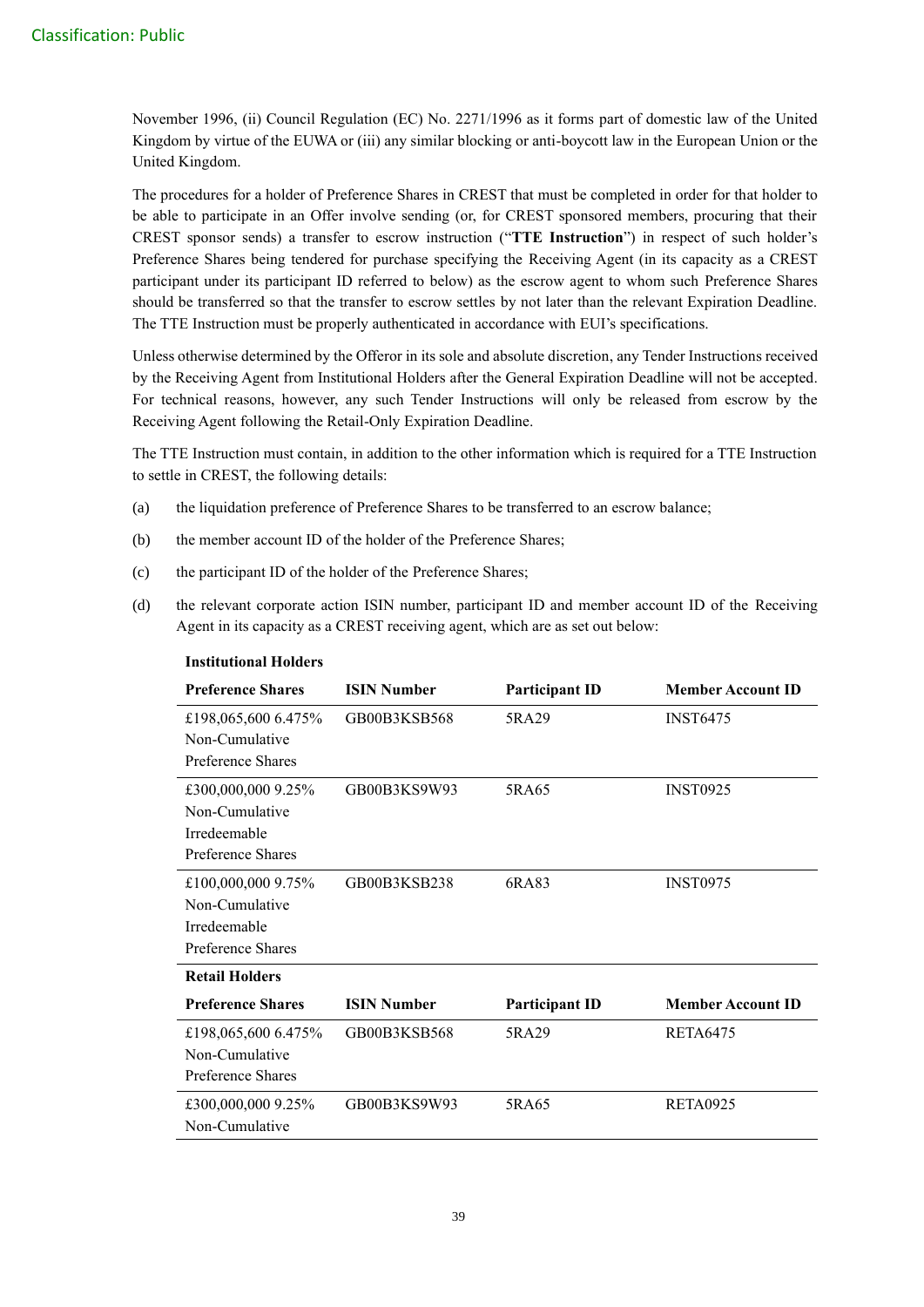November 1996, (ii) Council Regulation (EC) No. 2271/1996 as it forms part of domestic law of the United Kingdom by virtue of the EUWA or (iii) any similar blocking or anti-boycott law in the European Union or the United Kingdom.

The procedures for a holder of Preference Shares in CREST that must be completed in order for that holder to be able to participate in an Offer involve sending (or, for CREST sponsored members, procuring that their CREST sponsor sends) a transfer to escrow instruction ("**TTE Instruction**") in respect of such holder's Preference Shares being tendered for purchase specifying the Receiving Agent (in its capacity as a CREST participant under its participant ID referred to below) as the escrow agent to whom such Preference Shares should be transferred so that the transfer to escrow settles by not later than the relevant Expiration Deadline. The TTE Instruction must be properly authenticated in accordance with EUI's specifications.

Unless otherwise determined by the Offeror in its sole and absolute discretion, any Tender Instructions received by the Receiving Agent from Institutional Holders after the General Expiration Deadline will not be accepted. For technical reasons, however, any such Tender Instructions will only be released from escrow by the Receiving Agent following the Retail-Only Expiration Deadline.

The TTE Instruction must contain, in addition to the other information which is required for a TTE Instruction to settle in CREST, the following details:

(a) the liquidation preference of Preference Shares to be transferred to an escrow balance;

(b) the member account ID of the holder of the Preference Shares;

(c) the participant ID of the holder of the Preference Shares;

(d) the relevant corporate action ISIN number, participant ID and member account ID of the Receiving Agent in its capacity as a CREST receiving agent, which are as set out below:

**Institutional Holders**

| Preference Shares | ISIN Number | Participant ID | Member Account ID |
|---|---|---|---|
| £198,065,600 6.475% Non-Cumulative Preference Shares | GB00B3KSB568 | 5RA29 | INST6475 |
| £300,000,000 9.25% Non-Cumulative Irredeemable Preference Shares | GB00B3KS9W93 | 5RA65 | INST0925 |
| £100,000,000 9.75% Non-Cumulative Irredeemable Preference Shares | GB00B3KSB238 | 6RA83 | INST0975 |

**Retail Holders**

| Preference Shares | ISIN Number | Participant ID | Member Account ID |
|---|---|---|---|
| £198,065,600 6.475% Non-Cumulative Preference Shares | GB00B3KSB568 | 5RA29 | RETA6475 |
| £300,000,000 9.25% Non-Cumulative | GB00B3KS9W93 | 5RA65 | RETA0925 |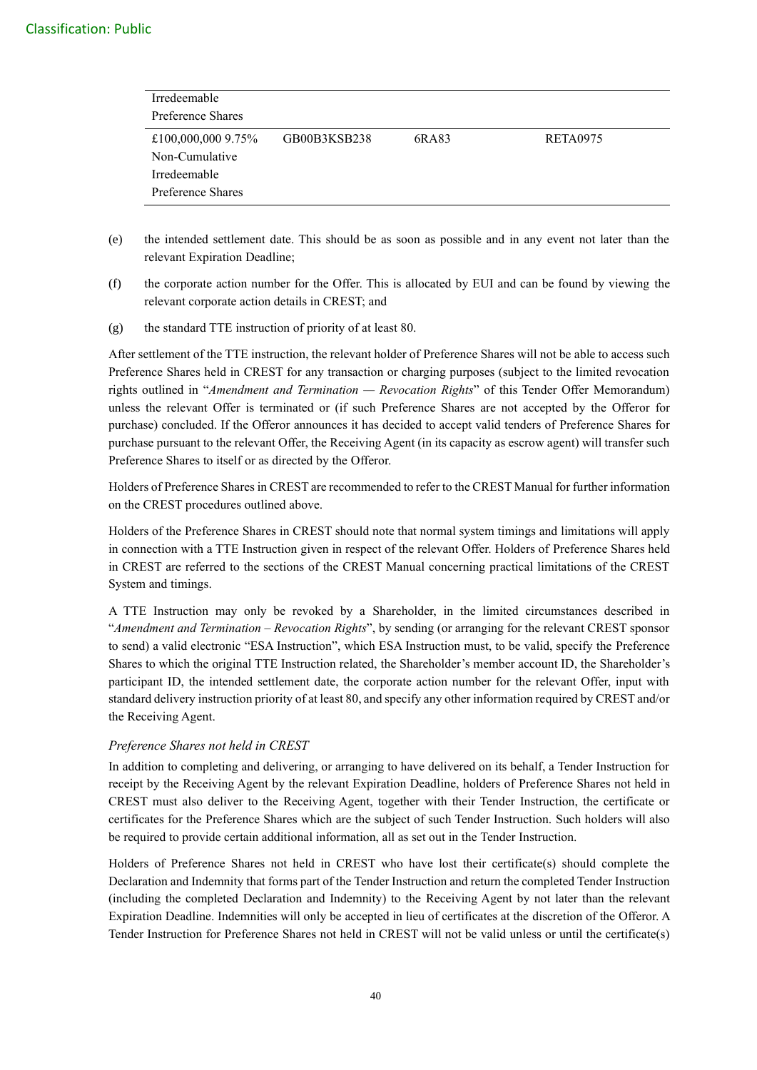| | | | |
|---|---|---|---|
| Irredeemable Preference Shares | | | |
| £100,000,000 9.75% Non-Cumulative Irredeemable Preference Shares | GB00B3KSB238 | 6RA83 | RETA0975 |

(e) the intended settlement date. This should be as soon as possible and in any event not later than the relevant Expiration Deadline;

(f) the corporate action number for the Offer. This is allocated by EUI and can be found by viewing the relevant corporate action details in CREST; and

(g) the standard TTE instruction of priority of at least 80.

After settlement of the TTE instruction, the relevant holder of Preference Shares will not be able to access such Preference Shares held in CREST for any transaction or charging purposes (subject to the limited revocation rights outlined in "*Amendment and Termination — Revocation Rights*" of this Tender Offer Memorandum) unless the relevant Offer is terminated or (if such Preference Shares are not accepted by the Offeror for purchase) concluded. If the Offeror announces it has decided to accept valid tenders of Preference Shares for purchase pursuant to the relevant Offer, the Receiving Agent (in its capacity as escrow agent) will transfer such Preference Shares to itself or as directed by the Offeror.

Holders of Preference Shares in CREST are recommended to refer to the CREST Manual for further information on the CREST procedures outlined above.

Holders of the Preference Shares in CREST should note that normal system timings and limitations will apply in connection with a TTE Instruction given in respect of the relevant Offer. Holders of Preference Shares held in CREST are referred to the sections of the CREST Manual concerning practical limitations of the CREST System and timings.

A TTE Instruction may only be revoked by a Shareholder, in the limited circumstances described in "*Amendment and Termination – Revocation Rights*", by sending (or arranging for the relevant CREST sponsor to send) a valid electronic "ESA Instruction", which ESA Instruction must, to be valid, specify the Preference Shares to which the original TTE Instruction related, the Shareholder's member account ID, the Shareholder's participant ID, the intended settlement date, the corporate action number for the relevant Offer, input with standard delivery instruction priority of at least 80, and specify any other information required by CREST and/or the Receiving Agent.

*Preference Shares not held in CREST*

In addition to completing and delivering, or arranging to have delivered on its behalf, a Tender Instruction for receipt by the Receiving Agent by the relevant Expiration Deadline, holders of Preference Shares not held in CREST must also deliver to the Receiving Agent, together with their Tender Instruction, the certificate or certificates for the Preference Shares which are the subject of such Tender Instruction. Such holders will also be required to provide certain additional information, all as set out in the Tender Instruction.

Holders of Preference Shares not held in CREST who have lost their certificate(s) should complete the Declaration and Indemnity that forms part of the Tender Instruction and return the completed Tender Instruction (including the completed Declaration and Indemnity) to the Receiving Agent by not later than the relevant Expiration Deadline. Indemnities will only be accepted in lieu of certificates at the discretion of the Offeror. A Tender Instruction for Preference Shares not held in CREST will not be valid unless or until the certificate(s)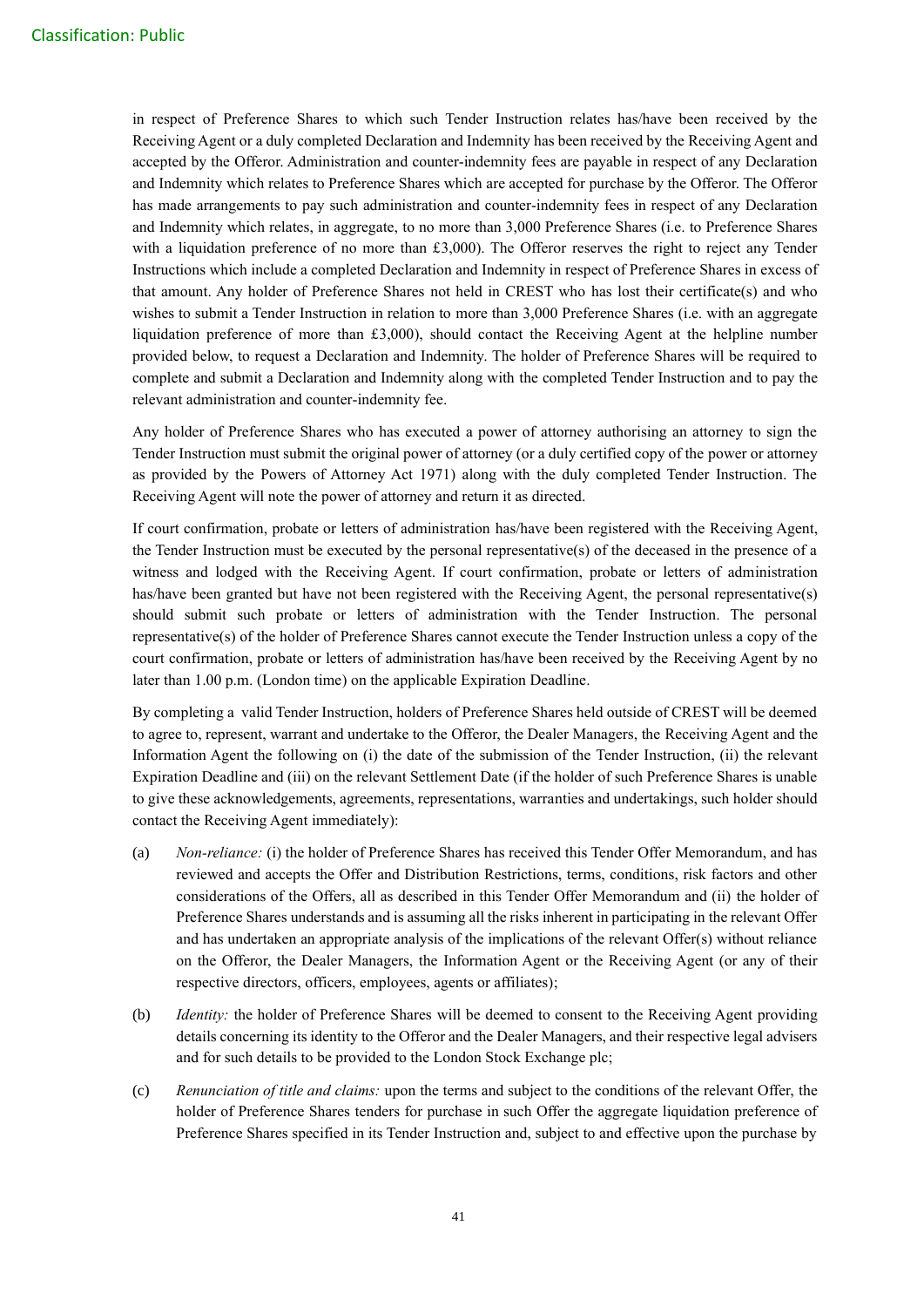in respect of Preference Shares to which such Tender Instruction relates has/have been received by the Receiving Agent or a duly completed Declaration and Indemnity has been received by the Receiving Agent and accepted by the Offeror. Administration and counter-indemnity fees are payable in respect of any Declaration and Indemnity which relates to Preference Shares which are accepted for purchase by the Offeror. The Offeror has made arrangements to pay such administration and counter-indemnity fees in respect of any Declaration and Indemnity which relates, in aggregate, to no more than 3,000 Preference Shares (i.e. to Preference Shares with a liquidation preference of no more than £3,000). The Offeror reserves the right to reject any Tender Instructions which include a completed Declaration and Indemnity in respect of Preference Shares in excess of that amount. Any holder of Preference Shares not held in CREST who has lost their certificate(s) and who wishes to submit a Tender Instruction in relation to more than 3,000 Preference Shares (i.e. with an aggregate liquidation preference of more than £3,000), should contact the Receiving Agent at the helpline number provided below, to request a Declaration and Indemnity. The holder of Preference Shares will be required to complete and submit a Declaration and Indemnity along with the completed Tender Instruction and to pay the relevant administration and counter-indemnity fee.

Any holder of Preference Shares who has executed a power of attorney authorising an attorney to sign the Tender Instruction must submit the original power of attorney (or a duly certified copy of the power or attorney as provided by the Powers of Attorney Act 1971) along with the duly completed Tender Instruction. The Receiving Agent will note the power of attorney and return it as directed.

If court confirmation, probate or letters of administration has/have been registered with the Receiving Agent, the Tender Instruction must be executed by the personal representative(s) of the deceased in the presence of a witness and lodged with the Receiving Agent. If court confirmation, probate or letters of administration has/have been granted but have not been registered with the Receiving Agent, the personal representative(s) should submit such probate or letters of administration with the Tender Instruction. The personal representative(s) of the holder of Preference Shares cannot execute the Tender Instruction unless a copy of the court confirmation, probate or letters of administration has/have been received by the Receiving Agent by no later than 1.00 p.m. (London time) on the applicable Expiration Deadline.

By completing a valid Tender Instruction, holders of Preference Shares held outside of CREST will be deemed to agree to, represent, warrant and undertake to the Offeror, the Dealer Managers, the Receiving Agent and the Information Agent the following on (i) the date of the submission of the Tender Instruction, (ii) the relevant Expiration Deadline and (iii) on the relevant Settlement Date (if the holder of such Preference Shares is unable to give these acknowledgements, agreements, representations, warranties and undertakings, such holder should contact the Receiving Agent immediately):

(a) *Non-reliance:* (i) the holder of Preference Shares has received this Tender Offer Memorandum, and has reviewed and accepts the Offer and Distribution Restrictions, terms, conditions, risk factors and other considerations of the Offers, all as described in this Tender Offer Memorandum and (ii) the holder of Preference Shares understands and is assuming all the risks inherent in participating in the relevant Offer and has undertaken an appropriate analysis of the implications of the relevant Offer(s) without reliance on the Offeror, the Dealer Managers, the Information Agent or the Receiving Agent (or any of their respective directors, officers, employees, agents or affiliates);

(b) *Identity:* the holder of Preference Shares will be deemed to consent to the Receiving Agent providing details concerning its identity to the Offeror and the Dealer Managers, and their respective legal advisers and for such details to be provided to the London Stock Exchange plc;

(c) *Renunciation of title and claims:* upon the terms and subject to the conditions of the relevant Offer, the holder of Preference Shares tenders for purchase in such Offer the aggregate liquidation preference of Preference Shares specified in its Tender Instruction and, subject to and effective upon the purchase by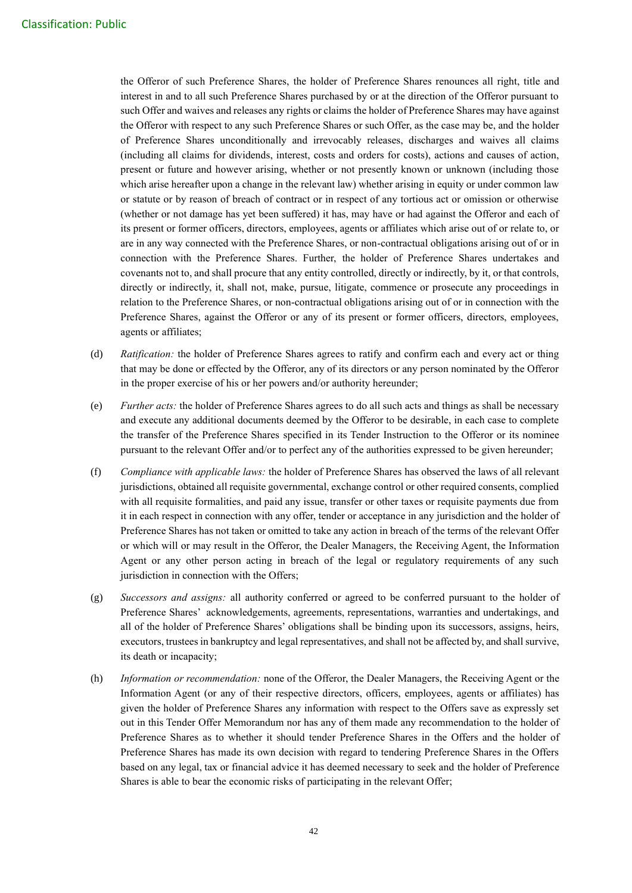the Offeror of such Preference Shares, the holder of Preference Shares renounces all right, title and interest in and to all such Preference Shares purchased by or at the direction of the Offeror pursuant to such Offer and waives and releases any rights or claims the holder of Preference Shares may have against the Offeror with respect to any such Preference Shares or such Offer, as the case may be, and the holder of Preference Shares unconditionally and irrevocably releases, discharges and waives all claims (including all claims for dividends, interest, costs and orders for costs), actions and causes of action, present or future and however arising, whether or not presently known or unknown (including those which arise hereafter upon a change in the relevant law) whether arising in equity or under common law or statute or by reason of breach of contract or in respect of any tortious act or omission or otherwise (whether or not damage has yet been suffered) it has, may have or had against the Offeror and each of its present or former officers, directors, employees, agents or affiliates which arise out of or relate to, or are in any way connected with the Preference Shares, or non-contractual obligations arising out of or in connection with the Preference Shares. Further, the holder of Preference Shares undertakes and covenants not to, and shall procure that any entity controlled, directly or indirectly, by it, or that controls, directly or indirectly, it, shall not, make, pursue, litigate, commence or prosecute any proceedings in relation to the Preference Shares, or non-contractual obligations arising out of or in connection with the Preference Shares, against the Offeror or any of its present or former officers, directors, employees, agents or affiliates;

(d) *Ratification:* the holder of Preference Shares agrees to ratify and confirm each and every act or thing that may be done or effected by the Offeror, any of its directors or any person nominated by the Offeror in the proper exercise of his or her powers and/or authority hereunder;

(e) *Further acts:* the holder of Preference Shares agrees to do all such acts and things as shall be necessary and execute any additional documents deemed by the Offeror to be desirable, in each case to complete the transfer of the Preference Shares specified in its Tender Instruction to the Offeror or its nominee pursuant to the relevant Offer and/or to perfect any of the authorities expressed to be given hereunder;

(f) *Compliance with applicable laws:* the holder of Preference Shares has observed the laws of all relevant jurisdictions, obtained all requisite governmental, exchange control or other required consents, complied with all requisite formalities, and paid any issue, transfer or other taxes or requisite payments due from it in each respect in connection with any offer, tender or acceptance in any jurisdiction and the holder of Preference Shares has not taken or omitted to take any action in breach of the terms of the relevant Offer or which will or may result in the Offeror, the Dealer Managers, the Receiving Agent, the Information Agent or any other person acting in breach of the legal or regulatory requirements of any such jurisdiction in connection with the Offers;

(g) *Successors and assigns:* all authority conferred or agreed to be conferred pursuant to the holder of Preference Shares' acknowledgements, agreements, representations, warranties and undertakings, and all of the holder of Preference Shares' obligations shall be binding upon its successors, assigns, heirs, executors, trustees in bankruptcy and legal representatives, and shall not be affected by, and shall survive, its death or incapacity;

(h) *Information or recommendation:* none of the Offeror, the Dealer Managers, the Receiving Agent or the Information Agent (or any of their respective directors, officers, employees, agents or affiliates) has given the holder of Preference Shares any information with respect to the Offers save as expressly set out in this Tender Offer Memorandum nor has any of them made any recommendation to the holder of Preference Shares as to whether it should tender Preference Shares in the Offers and the holder of Preference Shares has made its own decision with regard to tendering Preference Shares in the Offers based on any legal, tax or financial advice it has deemed necessary to seek and the holder of Preference Shares is able to bear the economic risks of participating in the relevant Offer;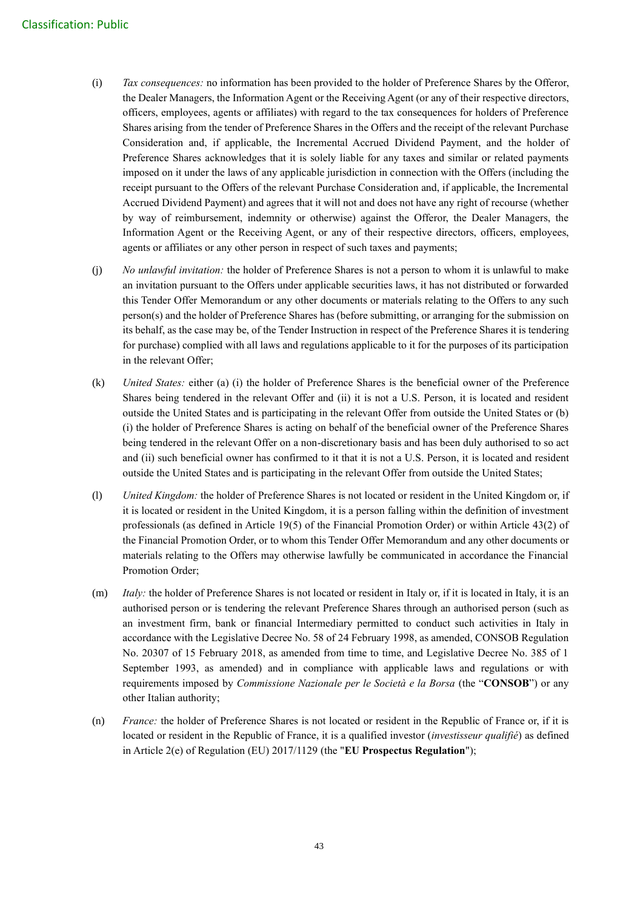(i) *Tax consequences:* no information has been provided to the holder of Preference Shares by the Offeror, the Dealer Managers, the Information Agent or the Receiving Agent (or any of their respective directors, officers, employees, agents or affiliates) with regard to the tax consequences for holders of Preference Shares arising from the tender of Preference Shares in the Offers and the receipt of the relevant Purchase Consideration and, if applicable, the Incremental Accrued Dividend Payment, and the holder of Preference Shares acknowledges that it is solely liable for any taxes and similar or related payments imposed on it under the laws of any applicable jurisdiction in connection with the Offers (including the receipt pursuant to the Offers of the relevant Purchase Consideration and, if applicable, the Incremental Accrued Dividend Payment) and agrees that it will not and does not have any right of recourse (whether by way of reimbursement, indemnity or otherwise) against the Offeror, the Dealer Managers, the Information Agent or the Receiving Agent, or any of their respective directors, officers, employees, agents or affiliates or any other person in respect of such taxes and payments;

(j) *No unlawful invitation:* the holder of Preference Shares is not a person to whom it is unlawful to make an invitation pursuant to the Offers under applicable securities laws, it has not distributed or forwarded this Tender Offer Memorandum or any other documents or materials relating to the Offers to any such person(s) and the holder of Preference Shares has (before submitting, or arranging for the submission on its behalf, as the case may be, of the Tender Instruction in respect of the Preference Shares it is tendering for purchase) complied with all laws and regulations applicable to it for the purposes of its participation in the relevant Offer;

(k) *United States:* either (a) (i) the holder of Preference Shares is the beneficial owner of the Preference Shares being tendered in the relevant Offer and (ii) it is not a U.S. Person, it is located and resident outside the United States and is participating in the relevant Offer from outside the United States or (b) (i) the holder of Preference Shares is acting on behalf of the beneficial owner of the Preference Shares being tendered in the relevant Offer on a non-discretionary basis and has been duly authorised to so act and (ii) such beneficial owner has confirmed to it that it is not a U.S. Person, it is located and resident outside the United States and is participating in the relevant Offer from outside the United States;

(l) *United Kingdom:* the holder of Preference Shares is not located or resident in the United Kingdom or, if it is located or resident in the United Kingdom, it is a person falling within the definition of investment professionals (as defined in Article 19(5) of the Financial Promotion Order) or within Article 43(2) of the Financial Promotion Order, or to whom this Tender Offer Memorandum and any other documents or materials relating to the Offers may otherwise lawfully be communicated in accordance the Financial Promotion Order;

(m) *Italy:* the holder of Preference Shares is not located or resident in Italy or, if it is located in Italy, it is an authorised person or is tendering the relevant Preference Shares through an authorised person (such as an investment firm, bank or financial Intermediary permitted to conduct such activities in Italy in accordance with the Legislative Decree No. 58 of 24 February 1998, as amended, CONSOB Regulation No. 20307 of 15 February 2018, as amended from time to time, and Legislative Decree No. 385 of 1 September 1993, as amended) and in compliance with applicable laws and regulations or with requirements imposed by *Commissione Nazionale per le Società e la Borsa* (the "**CONSOB**") or any other Italian authority;

(n) *France:* the holder of Preference Shares is not located or resident in the Republic of France or, if it is located or resident in the Republic of France, it is a qualified investor (*investisseur qualifié*) as defined in Article 2(e) of Regulation (EU) 2017/1129 (the "**EU Prospectus Regulation**");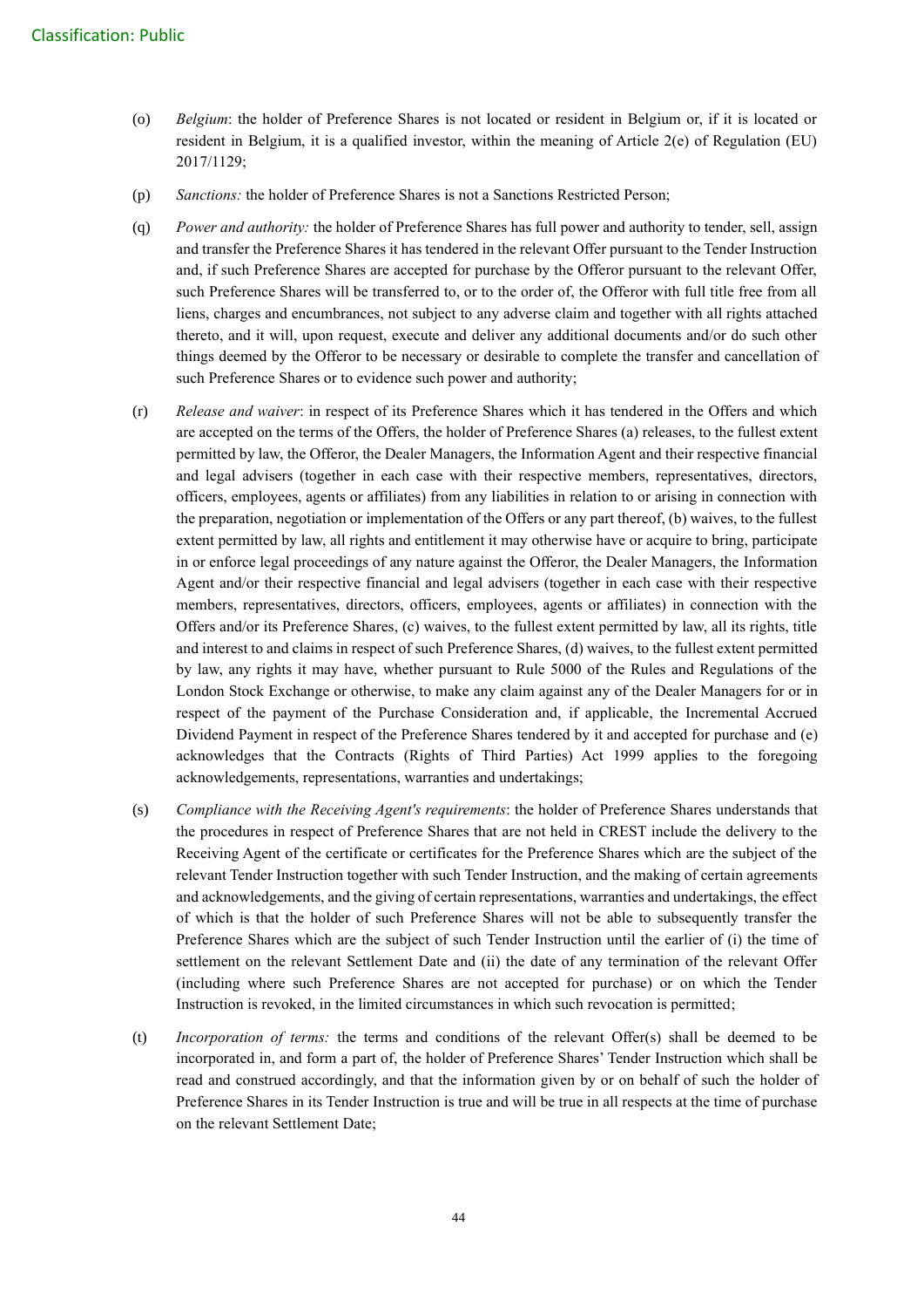(o) *Belgium*: the holder of Preference Shares is not located or resident in Belgium or, if it is located or resident in Belgium, it is a qualified investor, within the meaning of Article 2(e) of Regulation (EU) 2017/1129;

(p) *Sanctions:* the holder of Preference Shares is not a Sanctions Restricted Person;

(q) *Power and authority:* the holder of Preference Shares has full power and authority to tender, sell, assign and transfer the Preference Shares it has tendered in the relevant Offer pursuant to the Tender Instruction and, if such Preference Shares are accepted for purchase by the Offeror pursuant to the relevant Offer, such Preference Shares will be transferred to, or to the order of, the Offeror with full title free from all liens, charges and encumbrances, not subject to any adverse claim and together with all rights attached thereto, and it will, upon request, execute and deliver any additional documents and/or do such other things deemed by the Offeror to be necessary or desirable to complete the transfer and cancellation of such Preference Shares or to evidence such power and authority;

(r) *Release and waiver*: in respect of its Preference Shares which it has tendered in the Offers and which are accepted on the terms of the Offers, the holder of Preference Shares (a) releases, to the fullest extent permitted by law, the Offeror, the Dealer Managers, the Information Agent and their respective financial and legal advisers (together in each case with their respective members, representatives, directors, officers, employees, agents or affiliates) from any liabilities in relation to or arising in connection with the preparation, negotiation or implementation of the Offers or any part thereof, (b) waives, to the fullest extent permitted by law, all rights and entitlement it may otherwise have or acquire to bring, participate in or enforce legal proceedings of any nature against the Offeror, the Dealer Managers, the Information Agent and/or their respective financial and legal advisers (together in each case with their respective members, representatives, directors, officers, employees, agents or affiliates) in connection with the Offers and/or its Preference Shares, (c) waives, to the fullest extent permitted by law, all its rights, title and interest to and claims in respect of such Preference Shares, (d) waives, to the fullest extent permitted by law, any rights it may have, whether pursuant to Rule 5000 of the Rules and Regulations of the London Stock Exchange or otherwise, to make any claim against any of the Dealer Managers for or in respect of the payment of the Purchase Consideration and, if applicable, the Incremental Accrued Dividend Payment in respect of the Preference Shares tendered by it and accepted for purchase and (e) acknowledges that the Contracts (Rights of Third Parties) Act 1999 applies to the foregoing acknowledgements, representations, warranties and undertakings;

(s) *Compliance with the Receiving Agent's requirements*: the holder of Preference Shares understands that the procedures in respect of Preference Shares that are not held in CREST include the delivery to the Receiving Agent of the certificate or certificates for the Preference Shares which are the subject of the relevant Tender Instruction together with such Tender Instruction, and the making of certain agreements and acknowledgements, and the giving of certain representations, warranties and undertakings, the effect of which is that the holder of such Preference Shares will not be able to subsequently transfer the Preference Shares which are the subject of such Tender Instruction until the earlier of (i) the time of settlement on the relevant Settlement Date and (ii) the date of any termination of the relevant Offer (including where such Preference Shares are not accepted for purchase) or on which the Tender Instruction is revoked, in the limited circumstances in which such revocation is permitted;

(t) *Incorporation of terms:* the terms and conditions of the relevant Offer(s) shall be deemed to be incorporated in, and form a part of, the holder of Preference Shares' Tender Instruction which shall be read and construed accordingly, and that the information given by or on behalf of such the holder of Preference Shares in its Tender Instruction is true and will be true in all respects at the time of purchase on the relevant Settlement Date;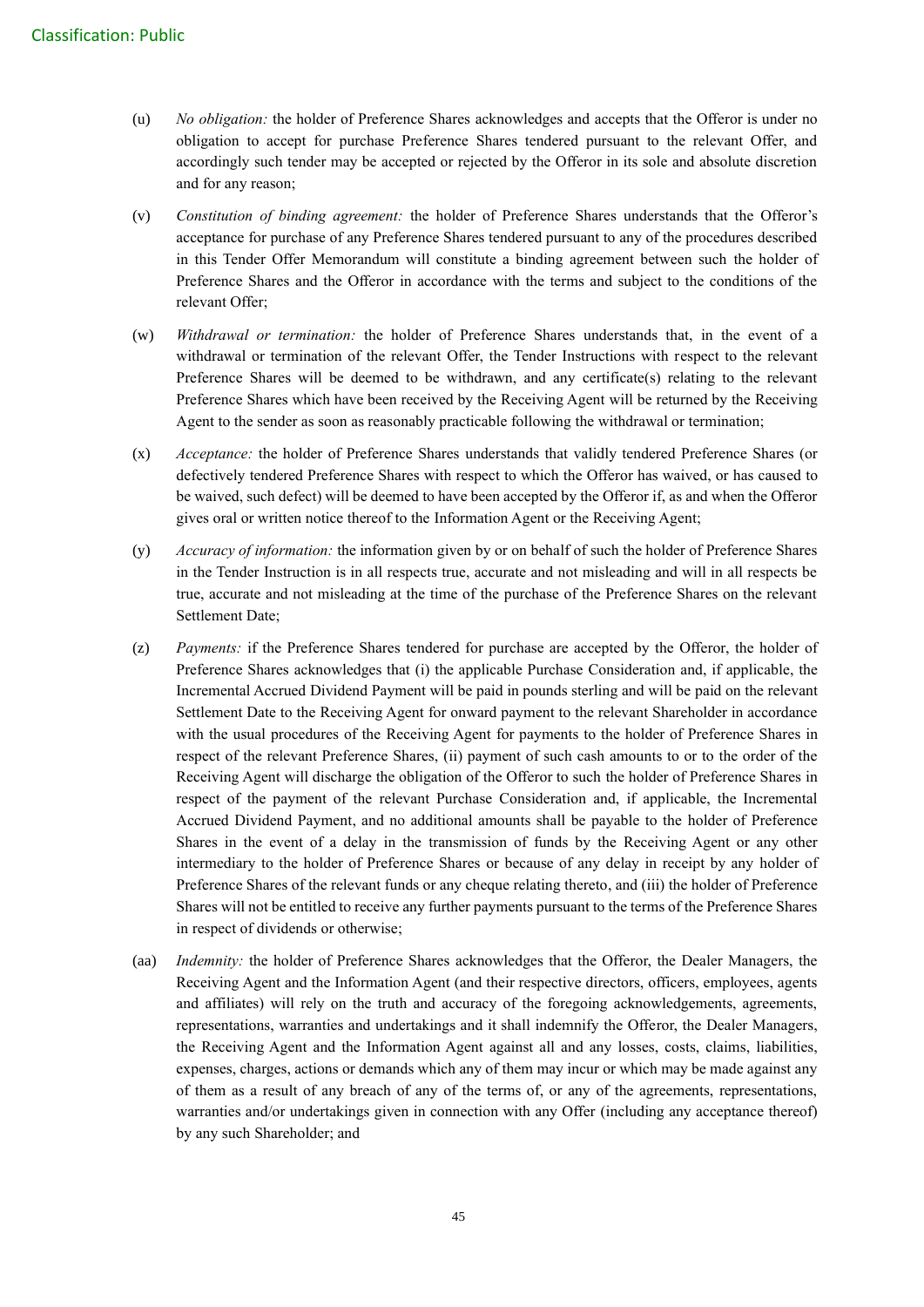(u) *No obligation:* the holder of Preference Shares acknowledges and accepts that the Offeror is under no obligation to accept for purchase Preference Shares tendered pursuant to the relevant Offer, and accordingly such tender may be accepted or rejected by the Offeror in its sole and absolute discretion and for any reason;

(v) *Constitution of binding agreement:* the holder of Preference Shares understands that the Offeror's acceptance for purchase of any Preference Shares tendered pursuant to any of the procedures described in this Tender Offer Memorandum will constitute a binding agreement between such the holder of Preference Shares and the Offeror in accordance with the terms and subject to the conditions of the relevant Offer;

(w) *Withdrawal or termination:* the holder of Preference Shares understands that, in the event of a withdrawal or termination of the relevant Offer, the Tender Instructions with respect to the relevant Preference Shares will be deemed to be withdrawn, and any certificate(s) relating to the relevant Preference Shares which have been received by the Receiving Agent will be returned by the Receiving Agent to the sender as soon as reasonably practicable following the withdrawal or termination;

(x) *Acceptance:* the holder of Preference Shares understands that validly tendered Preference Shares (or defectively tendered Preference Shares with respect to which the Offeror has waived, or has caused to be waived, such defect) will be deemed to have been accepted by the Offeror if, as and when the Offeror gives oral or written notice thereof to the Information Agent or the Receiving Agent;

(y) *Accuracy of information:* the information given by or on behalf of such the holder of Preference Shares in the Tender Instruction is in all respects true, accurate and not misleading and will in all respects be true, accurate and not misleading at the time of the purchase of the Preference Shares on the relevant Settlement Date;

(z) *Payments:* if the Preference Shares tendered for purchase are accepted by the Offeror, the holder of Preference Shares acknowledges that (i) the applicable Purchase Consideration and, if applicable, the Incremental Accrued Dividend Payment will be paid in pounds sterling and will be paid on the relevant Settlement Date to the Receiving Agent for onward payment to the relevant Shareholder in accordance with the usual procedures of the Receiving Agent for payments to the holder of Preference Shares in respect of the relevant Preference Shares, (ii) payment of such cash amounts to or to the order of the Receiving Agent will discharge the obligation of the Offeror to such the holder of Preference Shares in respect of the payment of the relevant Purchase Consideration and, if applicable, the Incremental Accrued Dividend Payment, and no additional amounts shall be payable to the holder of Preference Shares in the event of a delay in the transmission of funds by the Receiving Agent or any other intermediary to the holder of Preference Shares or because of any delay in receipt by any holder of Preference Shares of the relevant funds or any cheque relating thereto, and (iii) the holder of Preference Shares will not be entitled to receive any further payments pursuant to the terms of the Preference Shares in respect of dividends or otherwise;

(aa) *Indemnity:* the holder of Preference Shares acknowledges that the Offeror, the Dealer Managers, the Receiving Agent and the Information Agent (and their respective directors, officers, employees, agents and affiliates) will rely on the truth and accuracy of the foregoing acknowledgements, agreements, representations, warranties and undertakings and it shall indemnify the Offeror, the Dealer Managers, the Receiving Agent and the Information Agent against all and any losses, costs, claims, liabilities, expenses, charges, actions or demands which any of them may incur or which may be made against any of them as a result of any breach of any of the terms of, or any of the agreements, representations, warranties and/or undertakings given in connection with any Offer (including any acceptance thereof) by any such Shareholder; and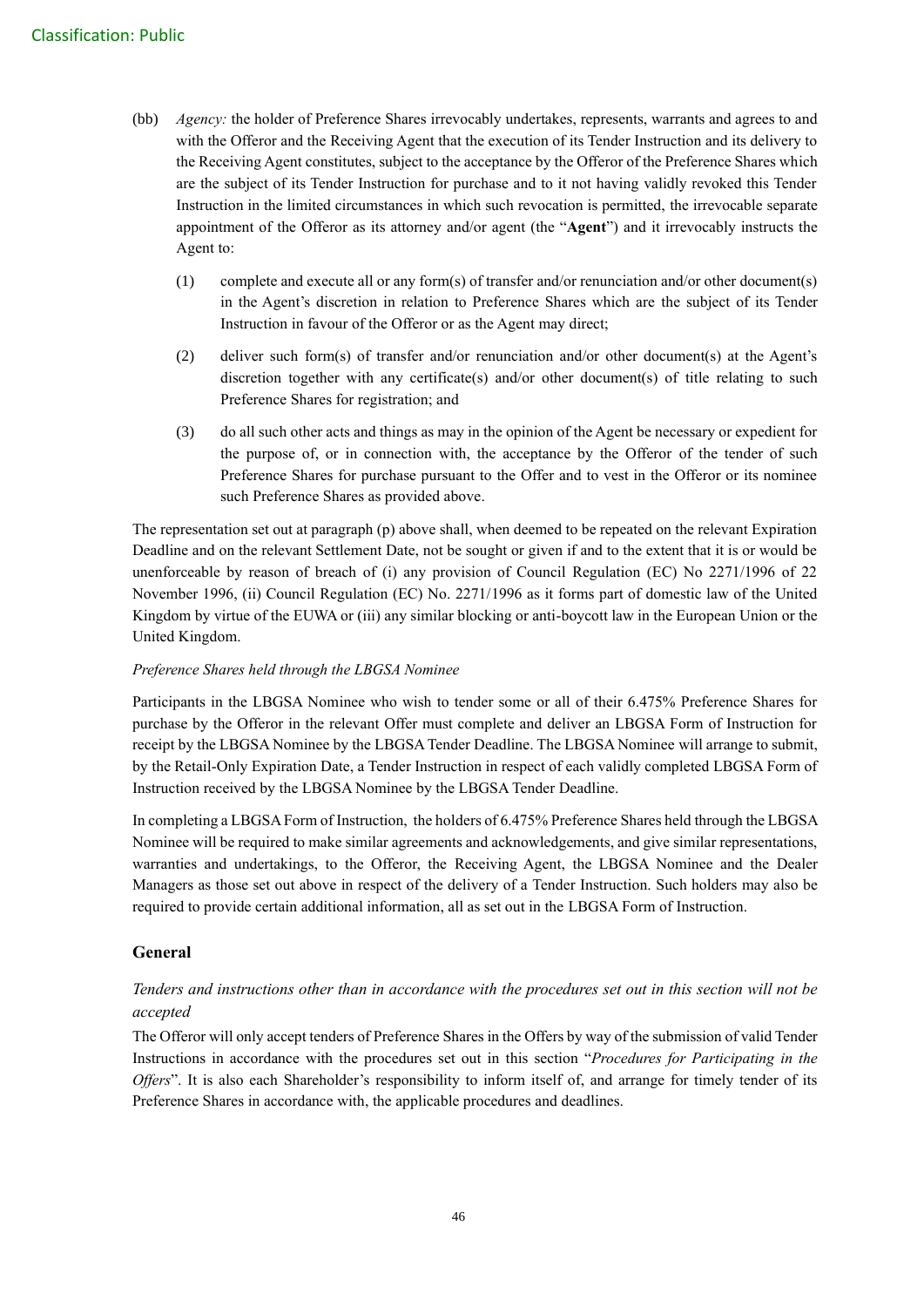(bb) *Agency:* the holder of Preference Shares irrevocably undertakes, represents, warrants and agrees to and with the Offeror and the Receiving Agent that the execution of its Tender Instruction and its delivery to the Receiving Agent constitutes, subject to the acceptance by the Offeror of the Preference Shares which are the subject of its Tender Instruction for purchase and to it not having validly revoked this Tender Instruction in the limited circumstances in which such revocation is permitted, the irrevocable separate appointment of the Offeror as its attorney and/or agent (the "**Agent**") and it irrevocably instructs the Agent to:

(1) complete and execute all or any form(s) of transfer and/or renunciation and/or other document(s) in the Agent's discretion in relation to Preference Shares which are the subject of its Tender Instruction in favour of the Offeror or as the Agent may direct;

(2) deliver such form(s) of transfer and/or renunciation and/or other document(s) at the Agent's discretion together with any certificate(s) and/or other document(s) of title relating to such Preference Shares for registration; and

(3) do all such other acts and things as may in the opinion of the Agent be necessary or expedient for the purpose of, or in connection with, the acceptance by the Offeror of the tender of such Preference Shares for purchase pursuant to the Offer and to vest in the Offeror or its nominee such Preference Shares as provided above.

The representation set out at paragraph (p) above shall, when deemed to be repeated on the relevant Expiration Deadline and on the relevant Settlement Date, not be sought or given if and to the extent that it is or would be unenforceable by reason of breach of (i) any provision of Council Regulation (EC) No 2271/1996 of 22 November 1996, (ii) Council Regulation (EC) No. 2271/1996 as it forms part of domestic law of the United Kingdom by virtue of the EUWA or (iii) any similar blocking or anti-boycott law in the European Union or the United Kingdom.

*Preference Shares held through the LBGSA Nominee*

Participants in the LBGSA Nominee who wish to tender some or all of their 6.475% Preference Shares for purchase by the Offeror in the relevant Offer must complete and deliver an LBGSA Form of Instruction for receipt by the LBGSA Nominee by the LBGSA Tender Deadline. The LBGSA Nominee will arrange to submit, by the Retail-Only Expiration Date, a Tender Instruction in respect of each validly completed LBGSA Form of Instruction received by the LBGSA Nominee by the LBGSA Tender Deadline.

In completing a LBGSA Form of Instruction, the holders of 6.475% Preference Shares held through the LBGSA Nominee will be required to make similar agreements and acknowledgements, and give similar representations, warranties and undertakings, to the Offeror, the Receiving Agent, the LBGSA Nominee and the Dealer Managers as those set out above in respect of the delivery of a Tender Instruction. Such holders may also be required to provide certain additional information, all as set out in the LBGSA Form of Instruction.

## General

*Tenders and instructions other than in accordance with the procedures set out in this section will not be accepted*

The Offeror will only accept tenders of Preference Shares in the Offers by way of the submission of valid Tender Instructions in accordance with the procedures set out in this section "*Procedures for Participating in the Offers*". It is also each Shareholder's responsibility to inform itself of, and arrange for timely tender of its Preference Shares in accordance with, the applicable procedures and deadlines.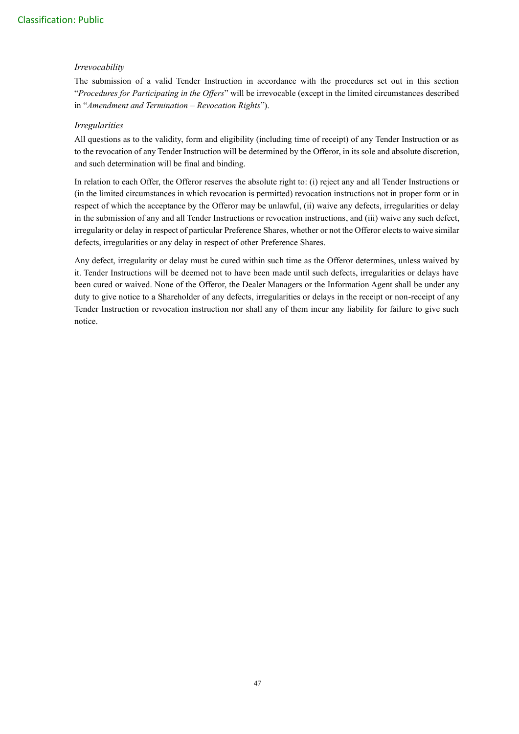*Irrevocability*

The submission of a valid Tender Instruction in accordance with the procedures set out in this section "*Procedures for Participating in the Offers*" will be irrevocable (except in the limited circumstances described in "*Amendment and Termination – Revocation Rights*").

*Irregularities*

All questions as to the validity, form and eligibility (including time of receipt) of any Tender Instruction or as to the revocation of any Tender Instruction will be determined by the Offeror, in its sole and absolute discretion, and such determination will be final and binding.

In relation to each Offer, the Offeror reserves the absolute right to: (i) reject any and all Tender Instructions or (in the limited circumstances in which revocation is permitted) revocation instructions not in proper form or in respect of which the acceptance by the Offeror may be unlawful, (ii) waive any defects, irregularities or delay in the submission of any and all Tender Instructions or revocation instructions, and (iii) waive any such defect, irregularity or delay in respect of particular Preference Shares, whether or not the Offeror elects to waive similar defects, irregularities or any delay in respect of other Preference Shares.

Any defect, irregularity or delay must be cured within such time as the Offeror determines, unless waived by it. Tender Instructions will be deemed not to have been made until such defects, irregularities or delays have been cured or waived. None of the Offeror, the Dealer Managers or the Information Agent shall be under any duty to give notice to a Shareholder of any defects, irregularities or delays in the receipt or non-receipt of any Tender Instruction or revocation instruction nor shall any of them incur any liability for failure to give such notice.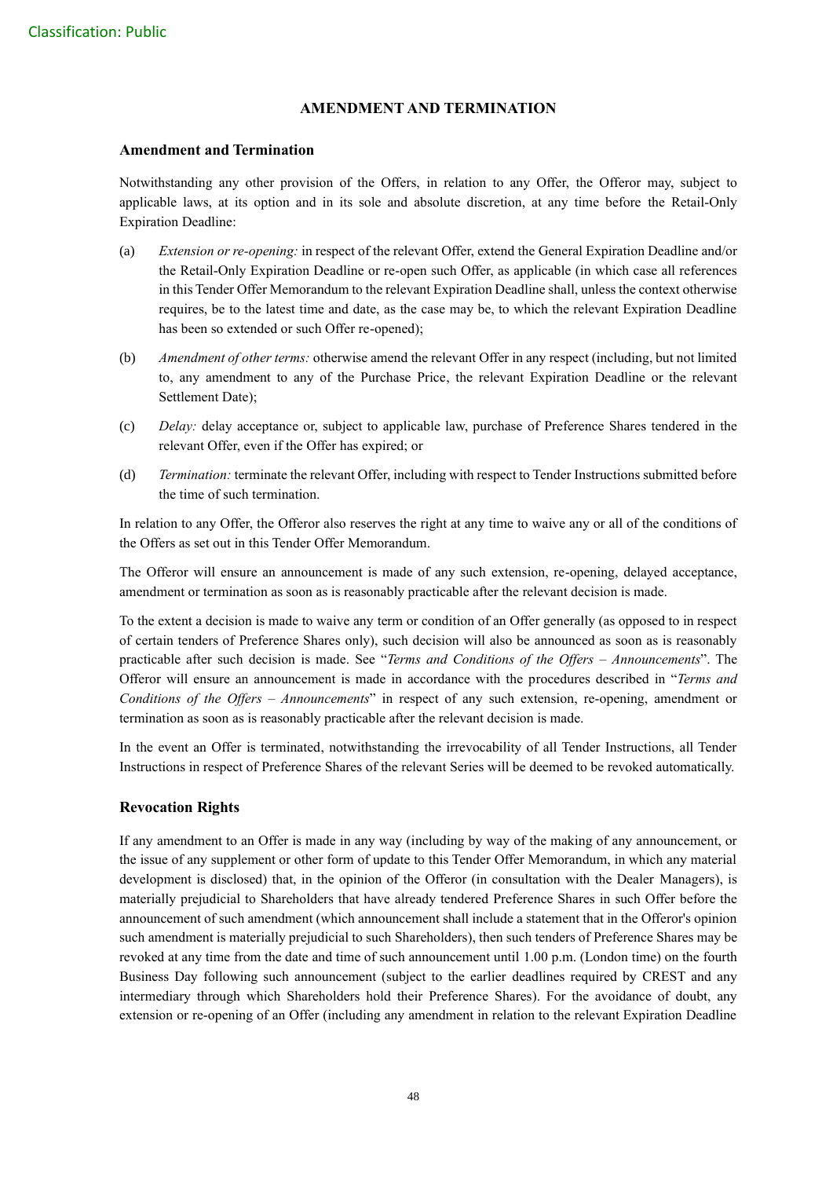# AMENDMENT AND TERMINATION

## Amendment and Termination

Notwithstanding any other provision of the Offers, in relation to any Offer, the Offeror may, subject to applicable laws, at its option and in its sole and absolute discretion, at any time before the Retail-Only Expiration Deadline:

(a) *Extension or re-opening:* in respect of the relevant Offer, extend the General Expiration Deadline and/or the Retail-Only Expiration Deadline or re-open such Offer, as applicable (in which case all references in this Tender Offer Memorandum to the relevant Expiration Deadline shall, unless the context otherwise requires, be to the latest time and date, as the case may be, to which the relevant Expiration Deadline has been so extended or such Offer re-opened);

(b) *Amendment of other terms:* otherwise amend the relevant Offer in any respect (including, but not limited to, any amendment to any of the Purchase Price, the relevant Expiration Deadline or the relevant Settlement Date);

(c) *Delay:* delay acceptance or, subject to applicable law, purchase of Preference Shares tendered in the relevant Offer, even if the Offer has expired; or

(d) *Termination:* terminate the relevant Offer, including with respect to Tender Instructions submitted before the time of such termination.

In relation to any Offer, the Offeror also reserves the right at any time to waive any or all of the conditions of the Offers as set out in this Tender Offer Memorandum.

The Offeror will ensure an announcement is made of any such extension, re-opening, delayed acceptance, amendment or termination as soon as is reasonably practicable after the relevant decision is made.

To the extent a decision is made to waive any term or condition of an Offer generally (as opposed to in respect of certain tenders of Preference Shares only), such decision will also be announced as soon as is reasonably practicable after such decision is made. See "*Terms and Conditions of the Offers – Announcements*". The Offeror will ensure an announcement is made in accordance with the procedures described in "*Terms and Conditions of the Offers – Announcements*" in respect of any such extension, re-opening, amendment or termination as soon as is reasonably practicable after the relevant decision is made.

In the event an Offer is terminated, notwithstanding the irrevocability of all Tender Instructions, all Tender Instructions in respect of Preference Shares of the relevant Series will be deemed to be revoked automatically.

## Revocation Rights

If any amendment to an Offer is made in any way (including by way of the making of any announcement, or the issue of any supplement or other form of update to this Tender Offer Memorandum, in which any material development is disclosed) that, in the opinion of the Offeror (in consultation with the Dealer Managers), is materially prejudicial to Shareholders that have already tendered Preference Shares in such Offer before the announcement of such amendment (which announcement shall include a statement that in the Offeror's opinion such amendment is materially prejudicial to such Shareholders), then such tenders of Preference Shares may be revoked at any time from the date and time of such announcement until 1.00 p.m. (London time) on the fourth Business Day following such announcement (subject to the earlier deadlines required by CREST and any intermediary through which Shareholders hold their Preference Shares). For the avoidance of doubt, any extension or re-opening of an Offer (including any amendment in relation to the relevant Expiration Deadline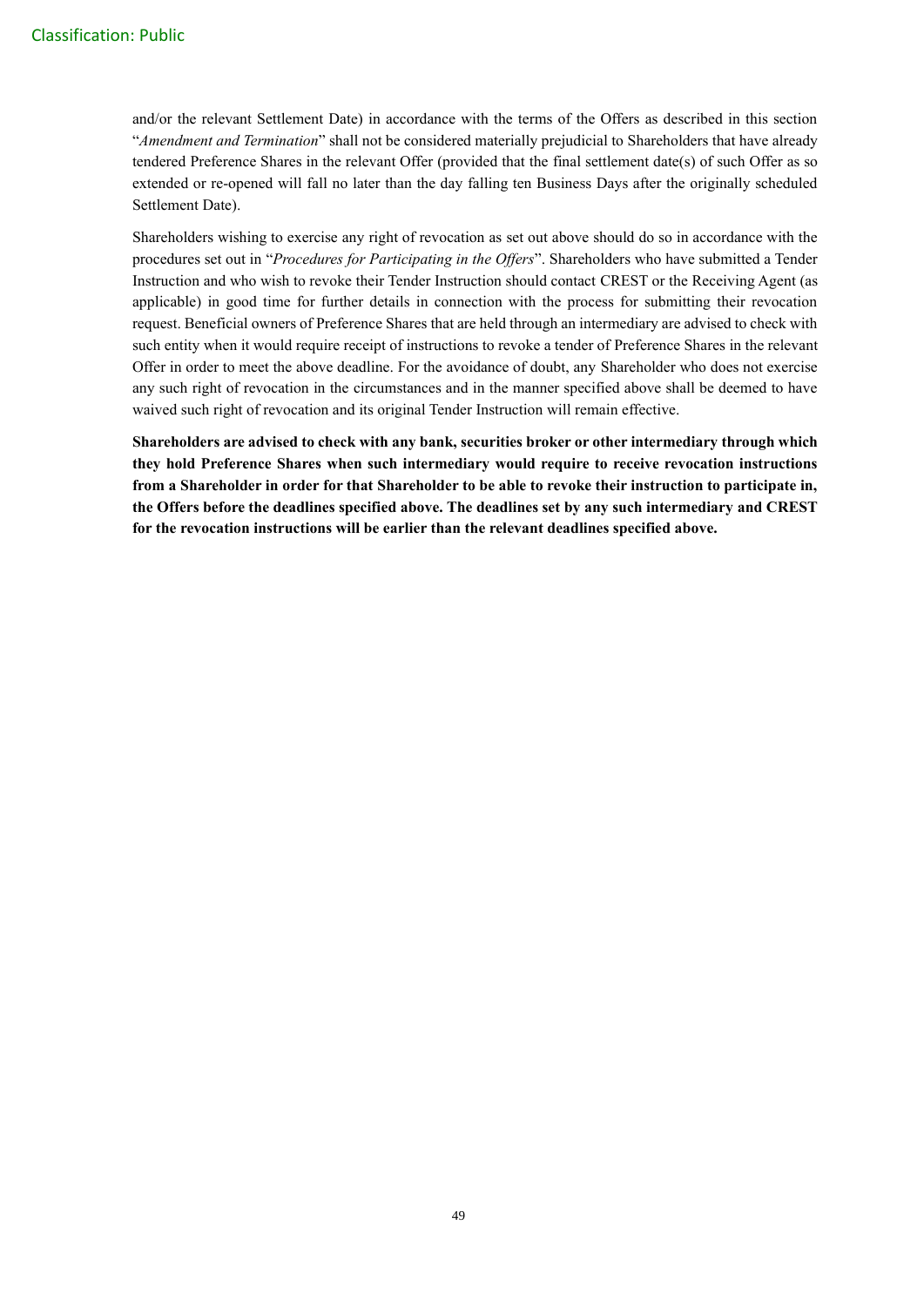and/or the relevant Settlement Date) in accordance with the terms of the Offers as described in this section "*Amendment and Termination*" shall not be considered materially prejudicial to Shareholders that have already tendered Preference Shares in the relevant Offer (provided that the final settlement date(s) of such Offer as so extended or re-opened will fall no later than the day falling ten Business Days after the originally scheduled Settlement Date).

Shareholders wishing to exercise any right of revocation as set out above should do so in accordance with the procedures set out in "*Procedures for Participating in the Offers*". Shareholders who have submitted a Tender Instruction and who wish to revoke their Tender Instruction should contact CREST or the Receiving Agent (as applicable) in good time for further details in connection with the process for submitting their revocation request. Beneficial owners of Preference Shares that are held through an intermediary are advised to check with such entity when it would require receipt of instructions to revoke a tender of Preference Shares in the relevant Offer in order to meet the above deadline. For the avoidance of doubt, any Shareholder who does not exercise any such right of revocation in the circumstances and in the manner specified above shall be deemed to have waived such right of revocation and its original Tender Instruction will remain effective.

**Shareholders are advised to check with any bank, securities broker or other intermediary through which they hold Preference Shares when such intermediary would require to receive revocation instructions from a Shareholder in order for that Shareholder to be able to revoke their instruction to participate in, the Offers before the deadlines specified above. The deadlines set by any such intermediary and CREST for the revocation instructions will be earlier than the relevant deadlines specified above.**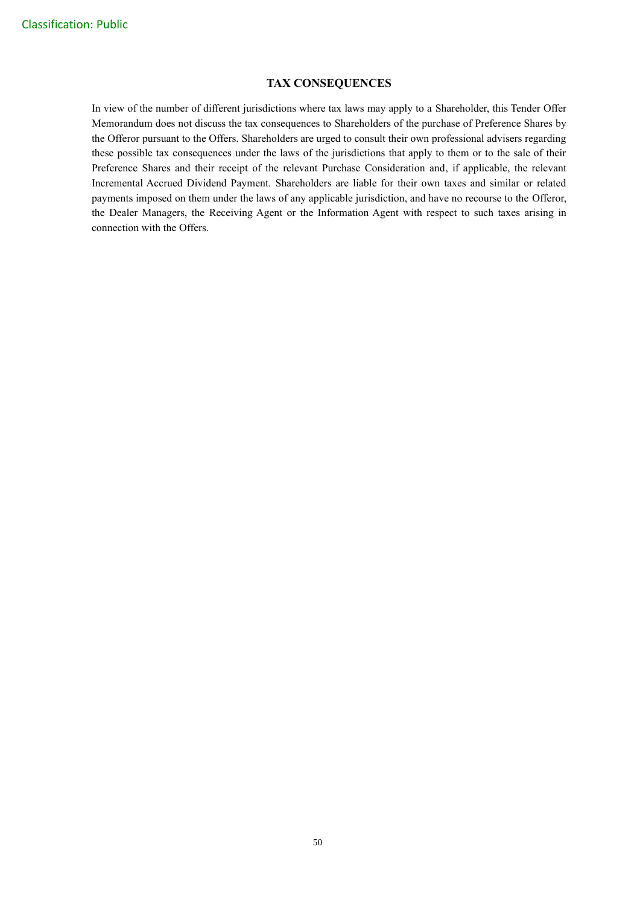## TAX CONSEQUENCES

In view of the number of different jurisdictions where tax laws may apply to a Shareholder, this Tender Offer Memorandum does not discuss the tax consequences to Shareholders of the purchase of Preference Shares by the Offeror pursuant to the Offers. Shareholders are urged to consult their own professional advisers regarding these possible tax consequences under the laws of the jurisdictions that apply to them or to the sale of their Preference Shares and their receipt of the relevant Purchase Consideration and, if applicable, the relevant Incremental Accrued Dividend Payment. Shareholders are liable for their own taxes and similar or related payments imposed on them under the laws of any applicable jurisdiction, and have no recourse to the Offeror, the Dealer Managers, the Receiving Agent or the Information Agent with respect to such taxes arising in connection with the Offers.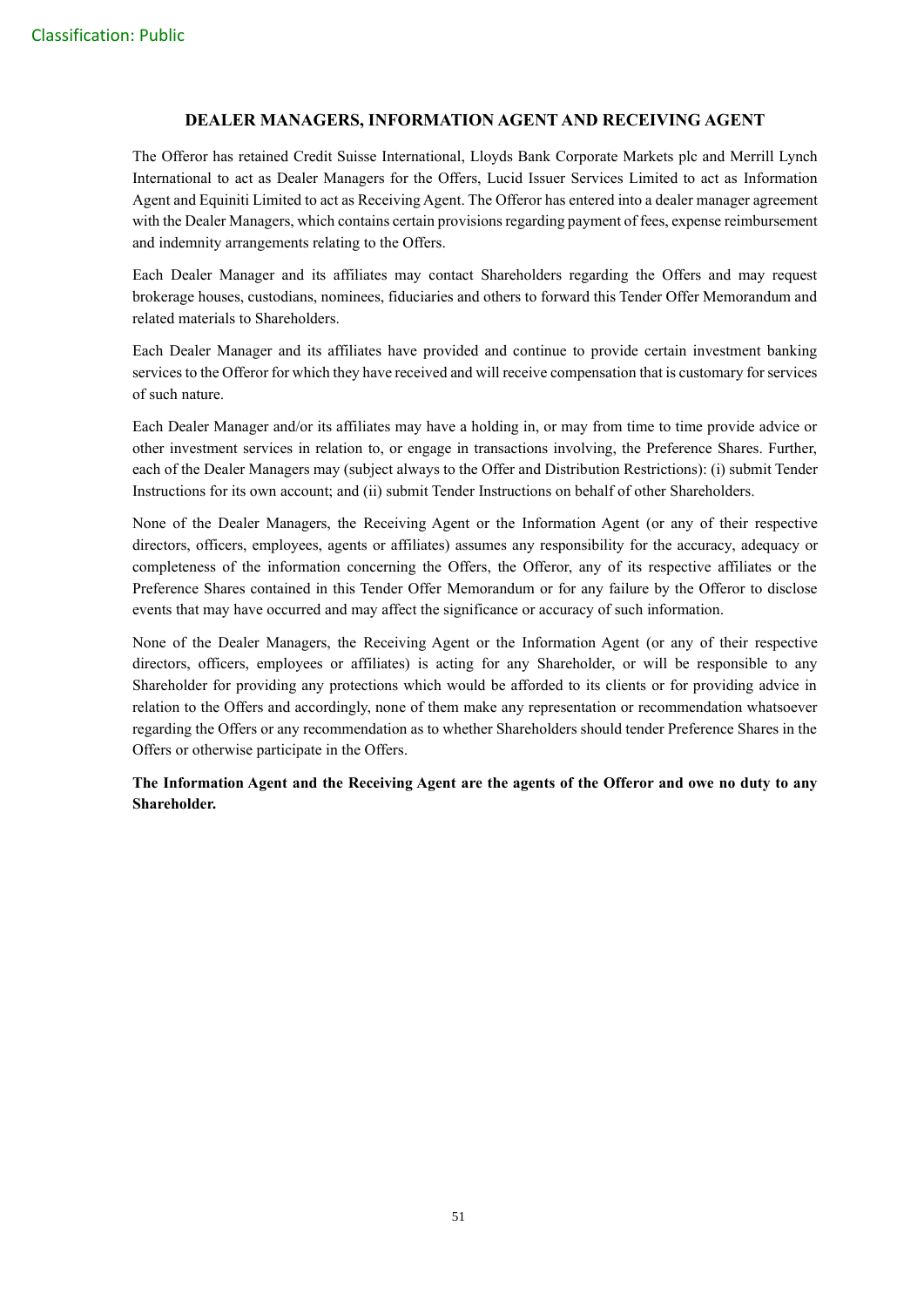## DEALER MANAGERS, INFORMATION AGENT AND RECEIVING AGENT

The Offeror has retained Credit Suisse International, Lloyds Bank Corporate Markets plc and Merrill Lynch International to act as Dealer Managers for the Offers, Lucid Issuer Services Limited to act as Information Agent and Equiniti Limited to act as Receiving Agent. The Offeror has entered into a dealer manager agreement with the Dealer Managers, which contains certain provisions regarding payment of fees, expense reimbursement and indemnity arrangements relating to the Offers.

Each Dealer Manager and its affiliates may contact Shareholders regarding the Offers and may request brokerage houses, custodians, nominees, fiduciaries and others to forward this Tender Offer Memorandum and related materials to Shareholders.

Each Dealer Manager and its affiliates have provided and continue to provide certain investment banking services to the Offeror for which they have received and will receive compensation that is customary for services of such nature.

Each Dealer Manager and/or its affiliates may have a holding in, or may from time to time provide advice or other investment services in relation to, or engage in transactions involving, the Preference Shares. Further, each of the Dealer Managers may (subject always to the Offer and Distribution Restrictions): (i) submit Tender Instructions for its own account; and (ii) submit Tender Instructions on behalf of other Shareholders.

None of the Dealer Managers, the Receiving Agent or the Information Agent (or any of their respective directors, officers, employees, agents or affiliates) assumes any responsibility for the accuracy, adequacy or completeness of the information concerning the Offers, the Offeror, any of its respective affiliates or the Preference Shares contained in this Tender Offer Memorandum or for any failure by the Offeror to disclose events that may have occurred and may affect the significance or accuracy of such information.

None of the Dealer Managers, the Receiving Agent or the Information Agent (or any of their respective directors, officers, employees or affiliates) is acting for any Shareholder, or will be responsible to any Shareholder for providing any protections which would be afforded to its clients or for providing advice in relation to the Offers and accordingly, none of them make any representation or recommendation whatsoever regarding the Offers or any recommendation as to whether Shareholders should tender Preference Shares in the Offers or otherwise participate in the Offers.

**The Information Agent and the Receiving Agent are the agents of the Offeror and owe no duty to any Shareholder.**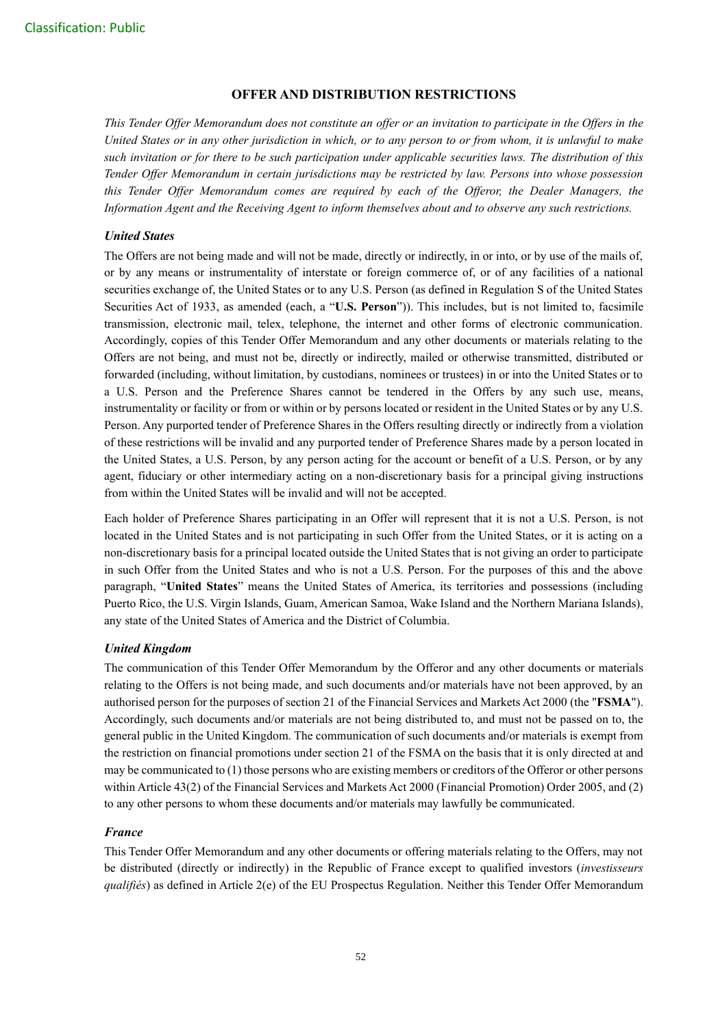## OFFER AND DISTRIBUTION RESTRICTIONS

*This Tender Offer Memorandum does not constitute an offer or an invitation to participate in the Offers in the United States or in any other jurisdiction in which, or to any person to or from whom, it is unlawful to make such invitation or for there to be such participation under applicable securities laws. The distribution of this Tender Offer Memorandum in certain jurisdictions may be restricted by law. Persons into whose possession this Tender Offer Memorandum comes are required by each of the Offeror, the Dealer Managers, the Information Agent and the Receiving Agent to inform themselves about and to observe any such restrictions.*

### *United States*

The Offers are not being made and will not be made, directly or indirectly, in or into, or by use of the mails of, or by any means or instrumentality of interstate or foreign commerce of, or of any facilities of a national securities exchange of, the United States or to any U.S. Person (as defined in Regulation S of the United States Securities Act of 1933, as amended (each, a "**U.S. Person**")). This includes, but is not limited to, facsimile transmission, electronic mail, telex, telephone, the internet and other forms of electronic communication. Accordingly, copies of this Tender Offer Memorandum and any other documents or materials relating to the Offers are not being, and must not be, directly or indirectly, mailed or otherwise transmitted, distributed or forwarded (including, without limitation, by custodians, nominees or trustees) in or into the United States or to a U.S. Person and the Preference Shares cannot be tendered in the Offers by any such use, means, instrumentality or facility or from or within or by persons located or resident in the United States or by any U.S. Person. Any purported tender of Preference Shares in the Offers resulting directly or indirectly from a violation of these restrictions will be invalid and any purported tender of Preference Shares made by a person located in the United States, a U.S. Person, by any person acting for the account or benefit of a U.S. Person, or by any agent, fiduciary or other intermediary acting on a non-discretionary basis for a principal giving instructions from within the United States will be invalid and will not be accepted.

Each holder of Preference Shares participating in an Offer will represent that it is not a U.S. Person, is not located in the United States and is not participating in such Offer from the United States, or it is acting on a non-discretionary basis for a principal located outside the United States that is not giving an order to participate in such Offer from the United States and who is not a U.S. Person. For the purposes of this and the above paragraph, "**United States**" means the United States of America, its territories and possessions (including Puerto Rico, the U.S. Virgin Islands, Guam, American Samoa, Wake Island and the Northern Mariana Islands), any state of the United States of America and the District of Columbia.

### *United Kingdom*

The communication of this Tender Offer Memorandum by the Offeror and any other documents or materials relating to the Offers is not being made, and such documents and/or materials have not been approved, by an authorised person for the purposes of section 21 of the Financial Services and Markets Act 2000 (the "**FSMA**"). Accordingly, such documents and/or materials are not being distributed to, and must not be passed on to, the general public in the United Kingdom. The communication of such documents and/or materials is exempt from the restriction on financial promotions under section 21 of the FSMA on the basis that it is only directed at and may be communicated to (1) those persons who are existing members or creditors of the Offeror or other persons within Article 43(2) of the Financial Services and Markets Act 2000 (Financial Promotion) Order 2005, and (2) to any other persons to whom these documents and/or materials may lawfully be communicated.

### *France*

This Tender Offer Memorandum and any other documents or offering materials relating to the Offers, may not be distributed (directly or indirectly) in the Republic of France except to qualified investors (*investisseurs qualifiés*) as defined in Article 2(e) of the EU Prospectus Regulation. Neither this Tender Offer Memorandum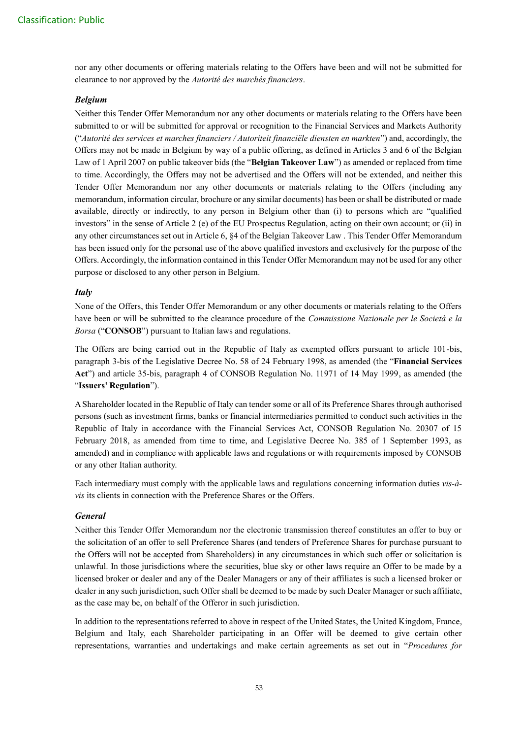nor any other documents or offering materials relating to the Offers have been and will not be submitted for clearance to nor approved by the *Autorité des marchés financiers*.

***Belgium***

Neither this Tender Offer Memorandum nor any other documents or materials relating to the Offers have been submitted to or will be submitted for approval or recognition to the Financial Services and Markets Authority ("*Autorité des services et marches financiers / Autoriteit financiële diensten en markten*") and, accordingly, the Offers may not be made in Belgium by way of a public offering, as defined in Articles 3 and 6 of the Belgian Law of 1 April 2007 on public takeover bids (the "**Belgian Takeover Law**") as amended or replaced from time to time. Accordingly, the Offers may not be advertised and the Offers will not be extended, and neither this Tender Offer Memorandum nor any other documents or materials relating to the Offers (including any memorandum, information circular, brochure or any similar documents) has been or shall be distributed or made available, directly or indirectly, to any person in Belgium other than (i) to persons which are "qualified investors" in the sense of Article 2 (e) of the EU Prospectus Regulation, acting on their own account; or (ii) in any other circumstances set out in Article 6, §4 of the Belgian Takeover Law . This Tender Offer Memorandum has been issued only for the personal use of the above qualified investors and exclusively for the purpose of the Offers. Accordingly, the information contained in this Tender Offer Memorandum may not be used for any other purpose or disclosed to any other person in Belgium.

***Italy***

None of the Offers, this Tender Offer Memorandum or any other documents or materials relating to the Offers have been or will be submitted to the clearance procedure of the *Commissione Nazionale per le Società e la Borsa* ("**CONSOB**") pursuant to Italian laws and regulations.

The Offers are being carried out in the Republic of Italy as exempted offers pursuant to article 101-bis, paragraph 3-bis of the Legislative Decree No. 58 of 24 February 1998, as amended (the "**Financial Services Act**") and article 35-bis, paragraph 4 of CONSOB Regulation No. 11971 of 14 May 1999, as amended (the "**Issuers' Regulation**").

A Shareholder located in the Republic of Italy can tender some or all of its Preference Shares through authorised persons (such as investment firms, banks or financial intermediaries permitted to conduct such activities in the Republic of Italy in accordance with the Financial Services Act, CONSOB Regulation No. 20307 of 15 February 2018, as amended from time to time, and Legislative Decree No. 385 of 1 September 1993, as amended) and in compliance with applicable laws and regulations or with requirements imposed by CONSOB or any other Italian authority.

Each intermediary must comply with the applicable laws and regulations concerning information duties *vis-à-vis* its clients in connection with the Preference Shares or the Offers.

***General***

Neither this Tender Offer Memorandum nor the electronic transmission thereof constitutes an offer to buy or the solicitation of an offer to sell Preference Shares (and tenders of Preference Shares for purchase pursuant to the Offers will not be accepted from Shareholders) in any circumstances in which such offer or solicitation is unlawful. In those jurisdictions where the securities, blue sky or other laws require an Offer to be made by a licensed broker or dealer and any of the Dealer Managers or any of their affiliates is such a licensed broker or dealer in any such jurisdiction, such Offer shall be deemed to be made by such Dealer Manager or such affiliate, as the case may be, on behalf of the Offeror in such jurisdiction.

In addition to the representations referred to above in respect of the United States, the United Kingdom, France, Belgium and Italy, each Shareholder participating in an Offer will be deemed to give certain other representations, warranties and undertakings and make certain agreements as set out in "*Procedures for*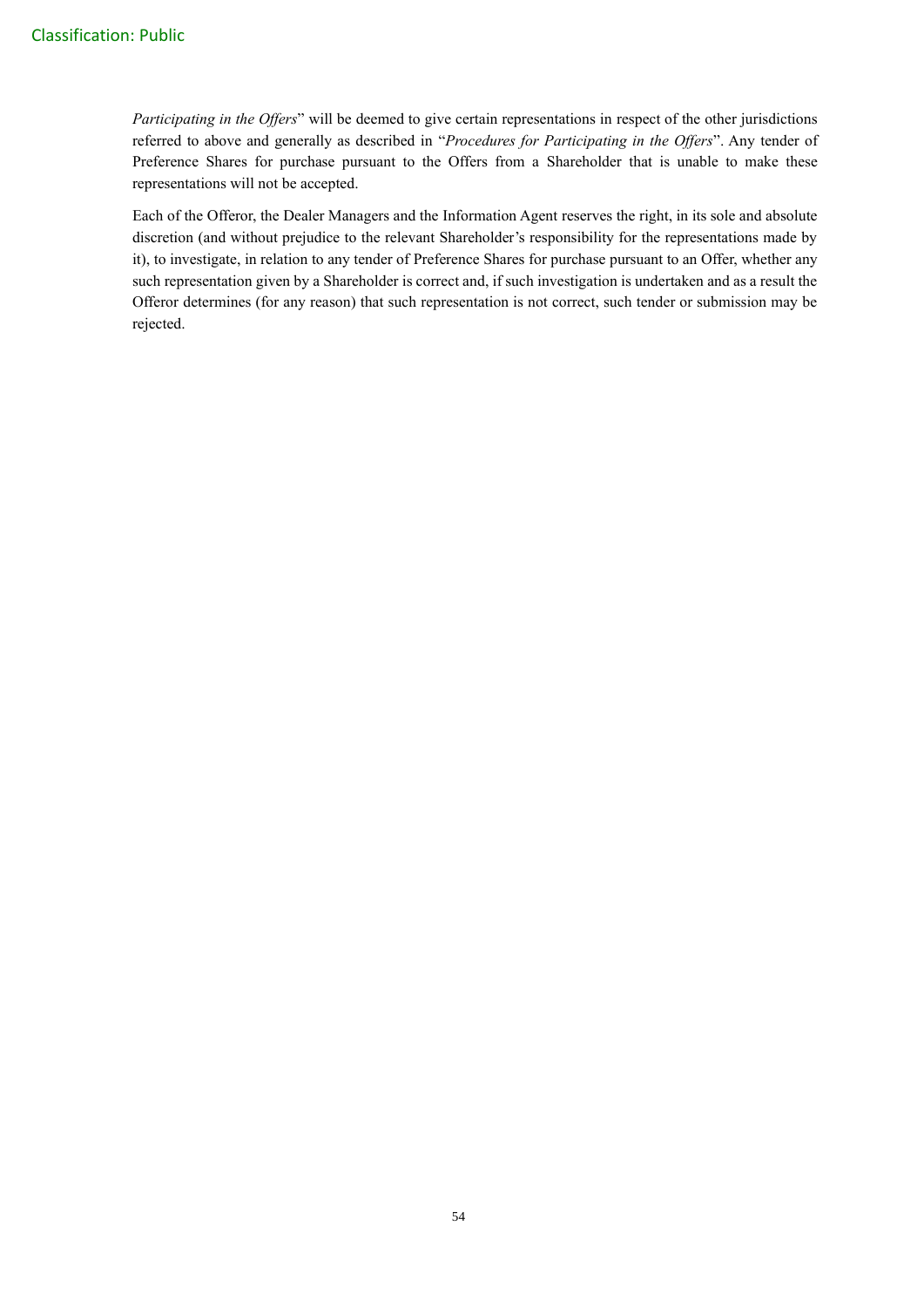*Participating in the Offers*" will be deemed to give certain representations in respect of the other jurisdictions referred to above and generally as described in "*Procedures for Participating in the Offers*". Any tender of Preference Shares for purchase pursuant to the Offers from a Shareholder that is unable to make these representations will not be accepted.

Each of the Offeror, the Dealer Managers and the Information Agent reserves the right, in its sole and absolute discretion (and without prejudice to the relevant Shareholder's responsibility for the representations made by it), to investigate, in relation to any tender of Preference Shares for purchase pursuant to an Offer, whether any such representation given by a Shareholder is correct and, if such investigation is undertaken and as a result the Offeror determines (for any reason) that such representation is not correct, such tender or submission may be rejected.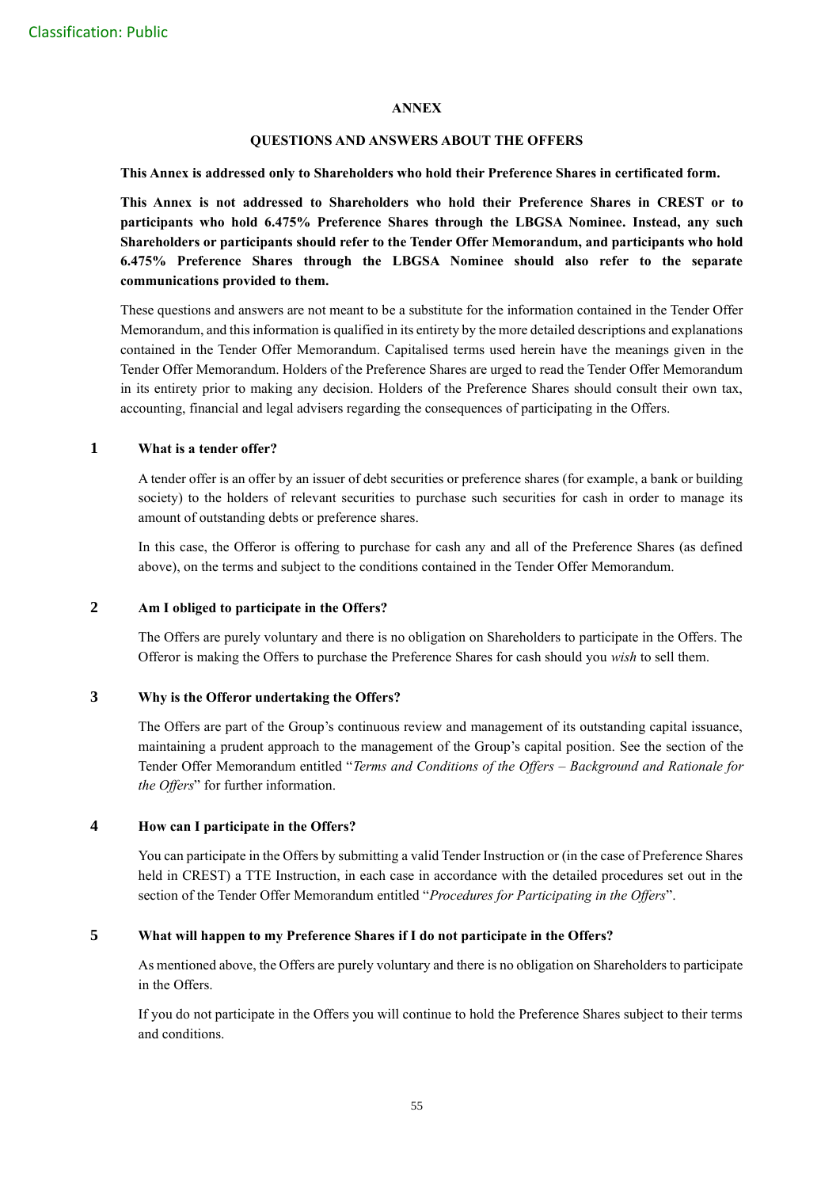## ANNEX

### QUESTIONS AND ANSWERS ABOUT THE OFFERS

**This Annex is addressed only to Shareholders who hold their Preference Shares in certificated form.**

**This Annex is not addressed to Shareholders who hold their Preference Shares in CREST or to participants who hold 6.475% Preference Shares through the LBGSA Nominee. Instead, any such Shareholders or participants should refer to the Tender Offer Memorandum, and participants who hold 6.475% Preference Shares through the LBGSA Nominee should also refer to the separate communications provided to them.**

These questions and answers are not meant to be a substitute for the information contained in the Tender Offer Memorandum, and this information is qualified in its entirety by the more detailed descriptions and explanations contained in the Tender Offer Memorandum. Capitalised terms used herein have the meanings given in the Tender Offer Memorandum. Holders of the Preference Shares are urged to read the Tender Offer Memorandum in its entirety prior to making any decision. Holders of the Preference Shares should consult their own tax, accounting, financial and legal advisers regarding the consequences of participating in the Offers.

**1 What is a tender offer?**

A tender offer is an offer by an issuer of debt securities or preference shares (for example, a bank or building society) to the holders of relevant securities to purchase such securities for cash in order to manage its amount of outstanding debts or preference shares.

In this case, the Offeror is offering to purchase for cash any and all of the Preference Shares (as defined above), on the terms and subject to the conditions contained in the Tender Offer Memorandum.

**2 Am I obliged to participate in the Offers?**

The Offers are purely voluntary and there is no obligation on Shareholders to participate in the Offers. The Offeror is making the Offers to purchase the Preference Shares for cash should you *wish* to sell them.

**3 Why is the Offeror undertaking the Offers?**

The Offers are part of the Group's continuous review and management of its outstanding capital issuance, maintaining a prudent approach to the management of the Group's capital position. See the section of the Tender Offer Memorandum entitled "*Terms and Conditions of the Offers – Background and Rationale for the Offers*" for further information.

**4 How can I participate in the Offers?**

You can participate in the Offers by submitting a valid Tender Instruction or (in the case of Preference Shares held in CREST) a TTE Instruction, in each case in accordance with the detailed procedures set out in the section of the Tender Offer Memorandum entitled "*Procedures for Participating in the Offers*".

**5 What will happen to my Preference Shares if I do not participate in the Offers?**

As mentioned above, the Offers are purely voluntary and there is no obligation on Shareholders to participate in the Offers.

If you do not participate in the Offers you will continue to hold the Preference Shares subject to their terms and conditions.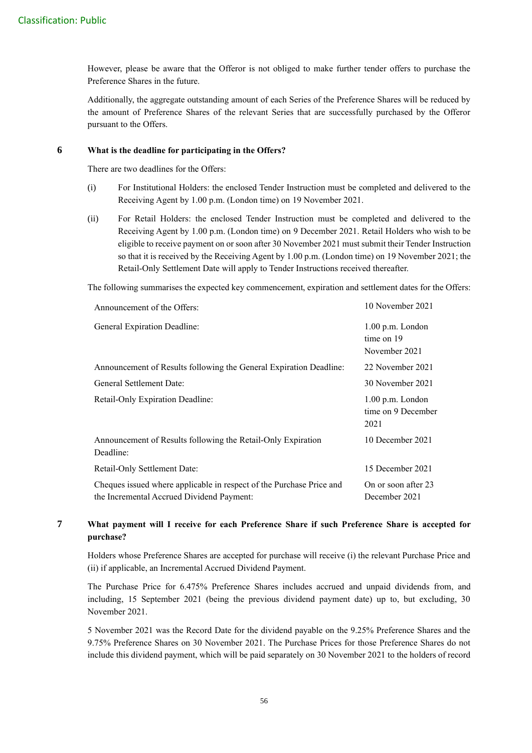However, please be aware that the Offeror is not obliged to make further tender offers to purchase the Preference Shares in the future.

Additionally, the aggregate outstanding amount of each Series of the Preference Shares will be reduced by the amount of Preference Shares of the relevant Series that are successfully purchased by the Offeror pursuant to the Offers.

### 6 What is the deadline for participating in the Offers?

There are two deadlines for the Offers:

(i) For Institutional Holders: the enclosed Tender Instruction must be completed and delivered to the Receiving Agent by 1.00 p.m. (London time) on 19 November 2021.

(ii) For Retail Holders: the enclosed Tender Instruction must be completed and delivered to the Receiving Agent by 1.00 p.m. (London time) on 9 December 2021. Retail Holders who wish to be eligible to receive payment on or soon after 30 November 2021 must submit their Tender Instruction so that it is received by the Receiving Agent by 1.00 p.m. (London time) on 19 November 2021; the Retail-Only Settlement Date will apply to Tender Instructions received thereafter.

The following summarises the expected key commencement, expiration and settlement dates for the Offers:

| | |
|---|---|
| Announcement of the Offers: | 10 November 2021 |
| General Expiration Deadline: | 1.00 p.m. London time on 19 November 2021 |
| Announcement of Results following the General Expiration Deadline: | 22 November 2021 |
| General Settlement Date: | 30 November 2021 |
| Retail-Only Expiration Deadline: | 1.00 p.m. London time on 9 December 2021 |
| Announcement of Results following the Retail-Only Expiration Deadline: | 10 December 2021 |
| Retail-Only Settlement Date: | 15 December 2021 |
| Cheques issued where applicable in respect of the Purchase Price and the Incremental Accrued Dividend Payment: | On or soon after 23 December 2021 |

### 7 What payment will I receive for each Preference Share if such Preference Share is accepted for purchase?

Holders whose Preference Shares are accepted for purchase will receive (i) the relevant Purchase Price and (ii) if applicable, an Incremental Accrued Dividend Payment.

The Purchase Price for 6.475% Preference Shares includes accrued and unpaid dividends from, and including, 15 September 2021 (being the previous dividend payment date) up to, but excluding, 30 November 2021.

5 November 2021 was the Record Date for the dividend payable on the 9.25% Preference Shares and the 9.75% Preference Shares on 30 November 2021. The Purchase Prices for those Preference Shares do not include this dividend payment, which will be paid separately on 30 November 2021 to the holders of record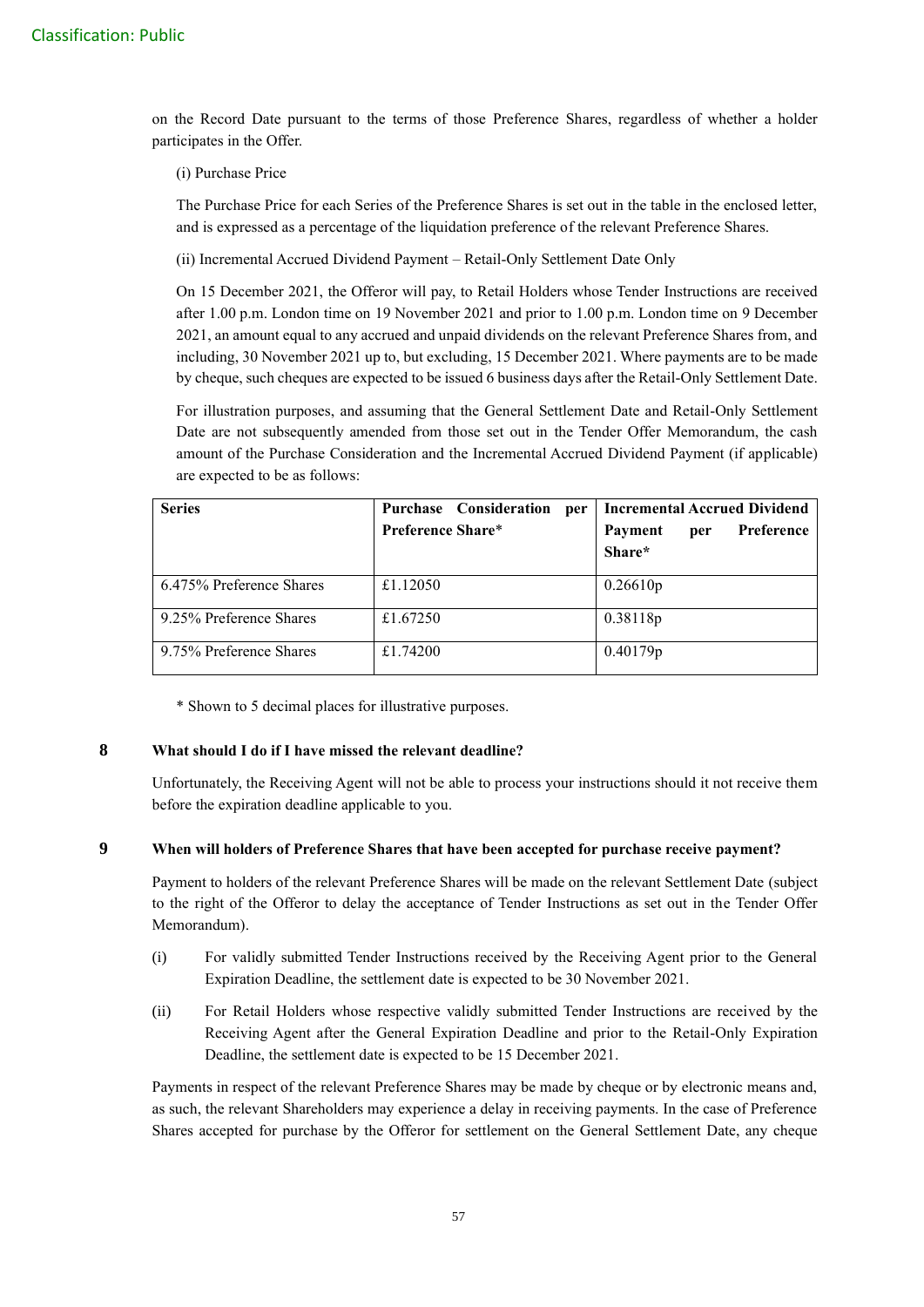on the Record Date pursuant to the terms of those Preference Shares, regardless of whether a holder participates in the Offer.

(i) Purchase Price

The Purchase Price for each Series of the Preference Shares is set out in the table in the enclosed letter, and is expressed as a percentage of the liquidation preference of the relevant Preference Shares.

(ii) Incremental Accrued Dividend Payment – Retail-Only Settlement Date Only

On 15 December 2021, the Offeror will pay, to Retail Holders whose Tender Instructions are received after 1.00 p.m. London time on 19 November 2021 and prior to 1.00 p.m. London time on 9 December 2021, an amount equal to any accrued and unpaid dividends on the relevant Preference Shares from, and including, 30 November 2021 up to, but excluding, 15 December 2021. Where payments are to be made by cheque, such cheques are expected to be issued 6 business days after the Retail-Only Settlement Date.

For illustration purposes, and assuming that the General Settlement Date and Retail-Only Settlement Date are not subsequently amended from those set out in the Tender Offer Memorandum, the cash amount of the Purchase Consideration and the Incremental Accrued Dividend Payment (if applicable) are expected to be as follows:

| Series | Purchase Consideration per Preference Share* | Incremental Accrued Dividend Payment per Preference Share* |
|---|---|---|
| 6.475% Preference Shares | £1.12050 | 0.26610p |
| 9.25% Preference Shares | £1.67250 | 0.38118p |
| 9.75% Preference Shares | £1.74200 | 0.40179p |

\* Shown to 5 decimal places for illustrative purposes.

## 8 What should I do if I have missed the relevant deadline?

Unfortunately, the Receiving Agent will not be able to process your instructions should it not receive them before the expiration deadline applicable to you.

## 9 When will holders of Preference Shares that have been accepted for purchase receive payment?

Payment to holders of the relevant Preference Shares will be made on the relevant Settlement Date (subject to the right of the Offeror to delay the acceptance of Tender Instructions as set out in the Tender Offer Memorandum).

(i) For validly submitted Tender Instructions received by the Receiving Agent prior to the General Expiration Deadline, the settlement date is expected to be 30 November 2021.

(ii) For Retail Holders whose respective validly submitted Tender Instructions are received by the Receiving Agent after the General Expiration Deadline and prior to the Retail-Only Expiration Deadline, the settlement date is expected to be 15 December 2021.

Payments in respect of the relevant Preference Shares may be made by cheque or by electronic means and, as such, the relevant Shareholders may experience a delay in receiving payments. In the case of Preference Shares accepted for purchase by the Offeror for settlement on the General Settlement Date, any cheque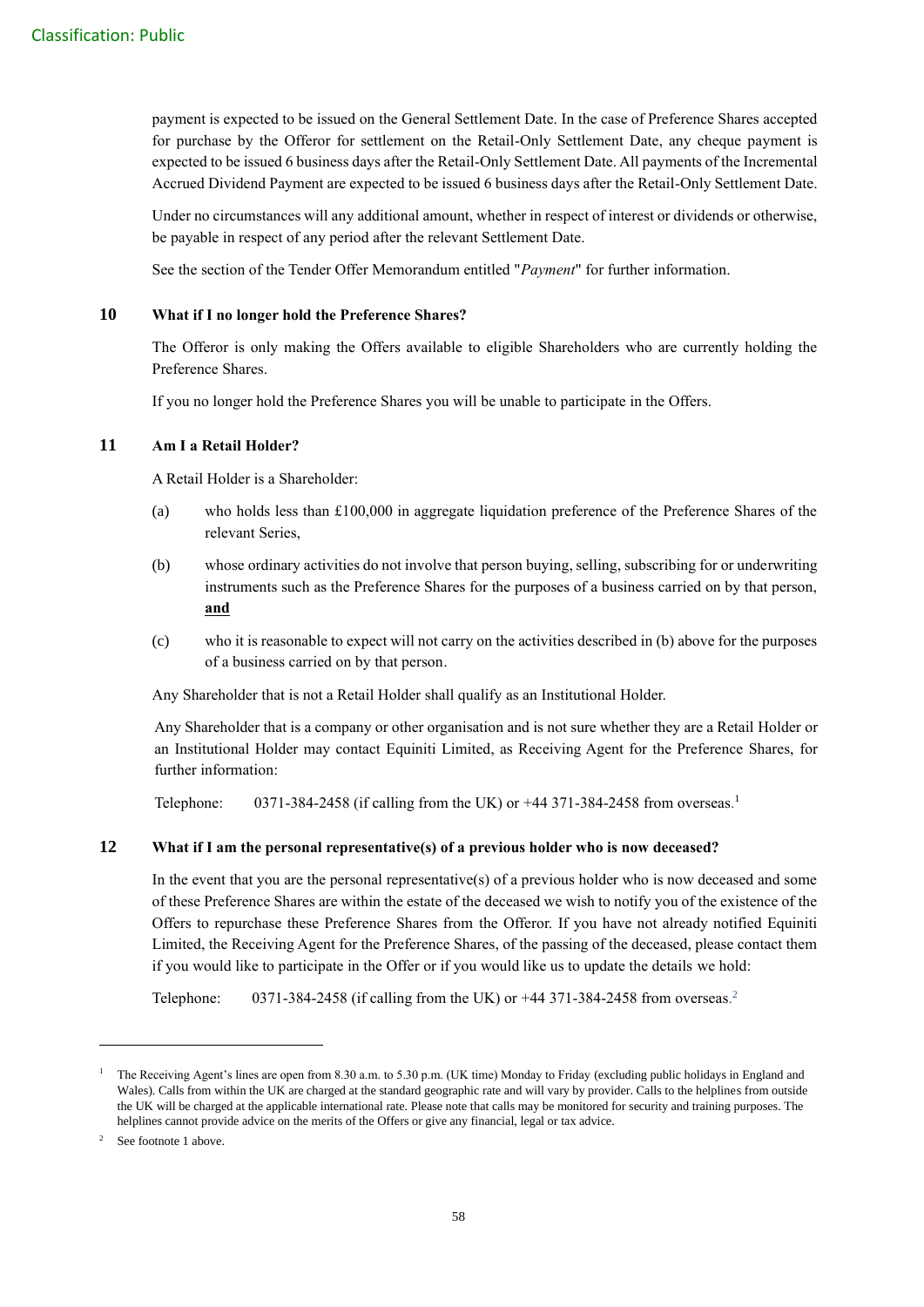payment is expected to be issued on the General Settlement Date. In the case of Preference Shares accepted for purchase by the Offeror for settlement on the Retail-Only Settlement Date, any cheque payment is expected to be issued 6 business days after the Retail-Only Settlement Date. All payments of the Incremental Accrued Dividend Payment are expected to be issued 6 business days after the Retail-Only Settlement Date.

Under no circumstances will any additional amount, whether in respect of interest or dividends or otherwise, be payable in respect of any period after the relevant Settlement Date.

See the section of the Tender Offer Memorandum entitled "*Payment*" for further information.

### 10 What if I no longer hold the Preference Shares?

The Offeror is only making the Offers available to eligible Shareholders who are currently holding the Preference Shares.

If you no longer hold the Preference Shares you will be unable to participate in the Offers.

### 11 Am I a Retail Holder?

A Retail Holder is a Shareholder:

(a) who holds less than £100,000 in aggregate liquidation preference of the Preference Shares of the relevant Series,

(b) whose ordinary activities do not involve that person buying, selling, subscribing for or underwriting instruments such as the Preference Shares for the purposes of a business carried on by that person, **and**

(c) who it is reasonable to expect will not carry on the activities described in (b) above for the purposes of a business carried on by that person.

Any Shareholder that is not a Retail Holder shall qualify as an Institutional Holder.

Any Shareholder that is a company or other organisation and is not sure whether they are a Retail Holder or an Institutional Holder may contact Equiniti Limited, as Receiving Agent for the Preference Shares, for further information:

Telephone: 0371-384-2458 (if calling from the UK) or +44 371-384-2458 from overseas.[1]

### 12 What if I am the personal representative(s) of a previous holder who is now deceased?

In the event that you are the personal representative(s) of a previous holder who is now deceased and some of these Preference Shares are within the estate of the deceased we wish to notify you of the existence of the Offers to repurchase these Preference Shares from the Offeror. If you have not already notified Equiniti Limited, the Receiving Agent for the Preference Shares, of the passing of the deceased, please contact them if you would like to participate in the Offer or if you would like us to update the details we hold:

Telephone: 0371-384-2458 (if calling from the UK) or +44 371-384-2458 from overseas.[2]

---

[1] The Receiving Agent's lines are open from 8.30 a.m. to 5.30 p.m. (UK time) Monday to Friday (excluding public holidays in England and Wales). Calls from within the UK are charged at the standard geographic rate and will vary by provider. Calls to the helplines from outside the UK will be charged at the applicable international rate. Please note that calls may be monitored for security and training purposes. The helplines cannot provide advice on the merits of the Offers or give any financial, legal or tax advice.

[2] See footnote 1 above.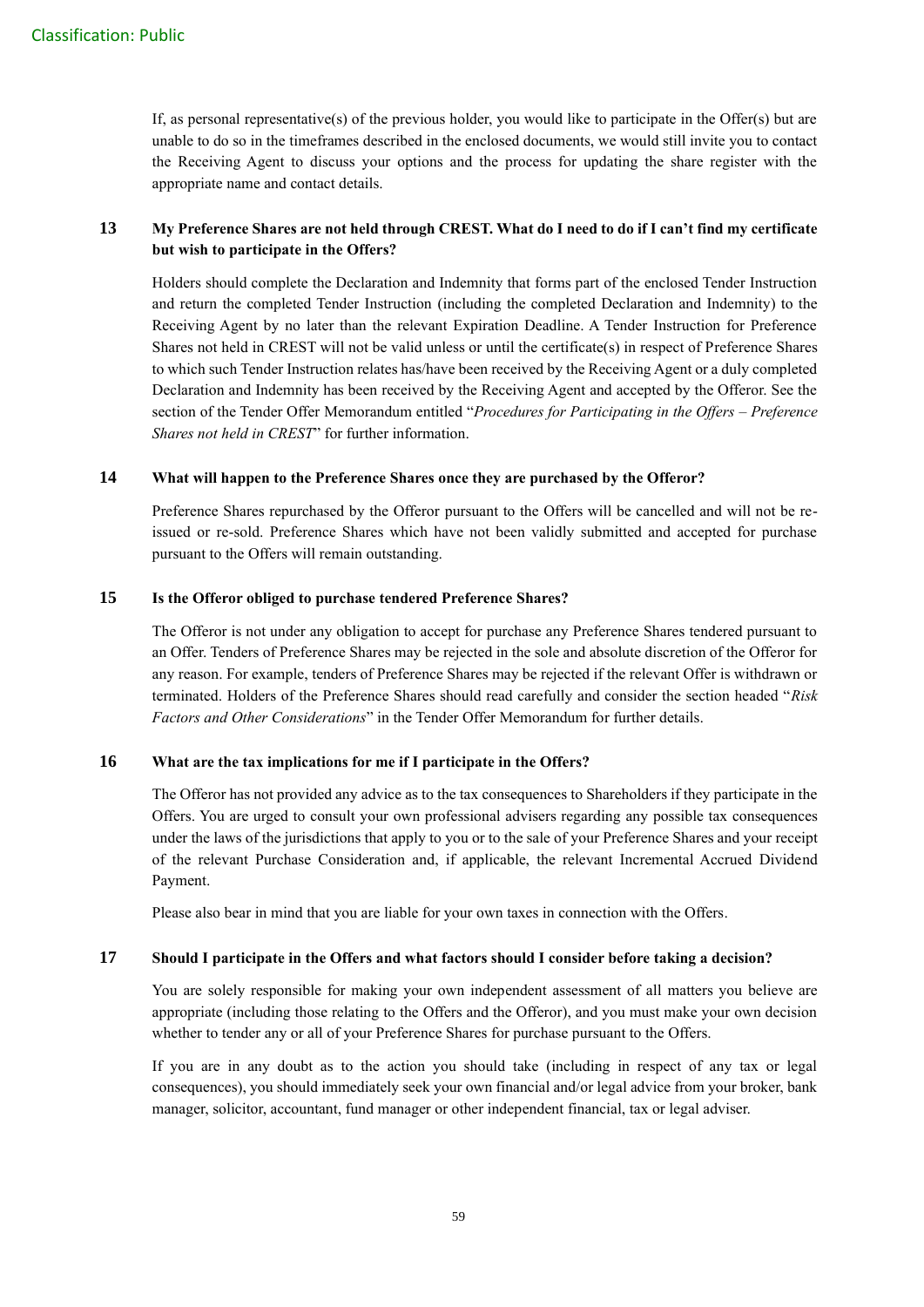If, as personal representative(s) of the previous holder, you would like to participate in the Offer(s) but are unable to do so in the timeframes described in the enclosed documents, we would still invite you to contact the Receiving Agent to discuss your options and the process for updating the share register with the appropriate name and contact details.

### 13 My Preference Shares are not held through CREST. What do I need to do if I can't find my certificate but wish to participate in the Offers?

Holders should complete the Declaration and Indemnity that forms part of the enclosed Tender Instruction and return the completed Tender Instruction (including the completed Declaration and Indemnity) to the Receiving Agent by no later than the relevant Expiration Deadline. A Tender Instruction for Preference Shares not held in CREST will not be valid unless or until the certificate(s) in respect of Preference Shares to which such Tender Instruction relates has/have been received by the Receiving Agent or a duly completed Declaration and Indemnity has been received by the Receiving Agent and accepted by the Offeror. See the section of the Tender Offer Memorandum entitled "*Procedures for Participating in the Offers – Preference Shares not held in CREST*" for further information.

### 14 What will happen to the Preference Shares once they are purchased by the Offeror?

Preference Shares repurchased by the Offeror pursuant to the Offers will be cancelled and will not be re-issued or re-sold. Preference Shares which have not been validly submitted and accepted for purchase pursuant to the Offers will remain outstanding.

### 15 Is the Offeror obliged to purchase tendered Preference Shares?

The Offeror is not under any obligation to accept for purchase any Preference Shares tendered pursuant to an Offer. Tenders of Preference Shares may be rejected in the sole and absolute discretion of the Offeror for any reason. For example, tenders of Preference Shares may be rejected if the relevant Offer is withdrawn or terminated. Holders of the Preference Shares should read carefully and consider the section headed "*Risk Factors and Other Considerations*" in the Tender Offer Memorandum for further details.

### 16 What are the tax implications for me if I participate in the Offers?

The Offeror has not provided any advice as to the tax consequences to Shareholders if they participate in the Offers. You are urged to consult your own professional advisers regarding any possible tax consequences under the laws of the jurisdictions that apply to you or to the sale of your Preference Shares and your receipt of the relevant Purchase Consideration and, if applicable, the relevant Incremental Accrued Dividend Payment.

Please also bear in mind that you are liable for your own taxes in connection with the Offers.

### 17 Should I participate in the Offers and what factors should I consider before taking a decision?

You are solely responsible for making your own independent assessment of all matters you believe are appropriate (including those relating to the Offers and the Offeror), and you must make your own decision whether to tender any or all of your Preference Shares for purchase pursuant to the Offers.

If you are in any doubt as to the action you should take (including in respect of any tax or legal consequences), you should immediately seek your own financial and/or legal advice from your broker, bank manager, solicitor, accountant, fund manager or other independent financial, tax or legal adviser.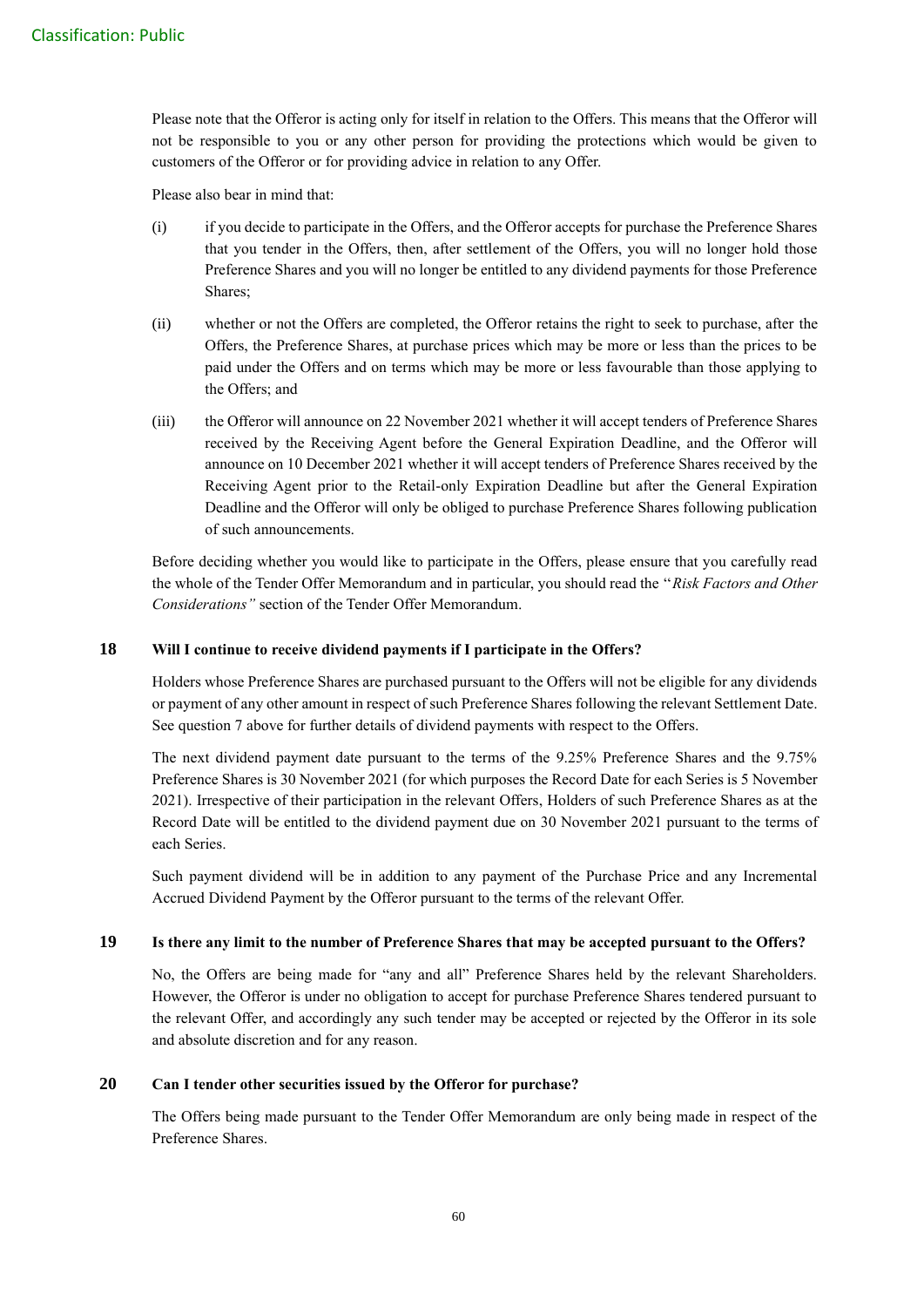Please note that the Offeror is acting only for itself in relation to the Offers. This means that the Offeror will not be responsible to you or any other person for providing the protections which would be given to customers of the Offeror or for providing advice in relation to any Offer.

Please also bear in mind that:

(i) if you decide to participate in the Offers, and the Offeror accepts for purchase the Preference Shares that you tender in the Offers, then, after settlement of the Offers, you will no longer hold those Preference Shares and you will no longer be entitled to any dividend payments for those Preference Shares;

(ii) whether or not the Offers are completed, the Offeror retains the right to seek to purchase, after the Offers, the Preference Shares, at purchase prices which may be more or less than the prices to be paid under the Offers and on terms which may be more or less favourable than those applying to the Offers; and

(iii) the Offeror will announce on 22 November 2021 whether it will accept tenders of Preference Shares received by the Receiving Agent before the General Expiration Deadline, and the Offeror will announce on 10 December 2021 whether it will accept tenders of Preference Shares received by the Receiving Agent prior to the Retail-only Expiration Deadline but after the General Expiration Deadline and the Offeror will only be obliged to purchase Preference Shares following publication of such announcements.

Before deciding whether you would like to participate in the Offers, please ensure that you carefully read the whole of the Tender Offer Memorandum and in particular, you should read the "*Risk Factors and Other Considerations*" section of the Tender Offer Memorandum.

## 18 Will I continue to receive dividend payments if I participate in the Offers?

Holders whose Preference Shares are purchased pursuant to the Offers will not be eligible for any dividends or payment of any other amount in respect of such Preference Shares following the relevant Settlement Date. See question 7 above for further details of dividend payments with respect to the Offers.

The next dividend payment date pursuant to the terms of the 9.25% Preference Shares and the 9.75% Preference Shares is 30 November 2021 (for which purposes the Record Date for each Series is 5 November 2021). Irrespective of their participation in the relevant Offers, Holders of such Preference Shares as at the Record Date will be entitled to the dividend payment due on 30 November 2021 pursuant to the terms of each Series.

Such payment dividend will be in addition to any payment of the Purchase Price and any Incremental Accrued Dividend Payment by the Offeror pursuant to the terms of the relevant Offer.

## 19 Is there any limit to the number of Preference Shares that may be accepted pursuant to the Offers?

No, the Offers are being made for "any and all" Preference Shares held by the relevant Shareholders. However, the Offeror is under no obligation to accept for purchase Preference Shares tendered pursuant to the relevant Offer, and accordingly any such tender may be accepted or rejected by the Offeror in its sole and absolute discretion and for any reason.

## 20 Can I tender other securities issued by the Offeror for purchase?

The Offers being made pursuant to the Tender Offer Memorandum are only being made in respect of the Preference Shares.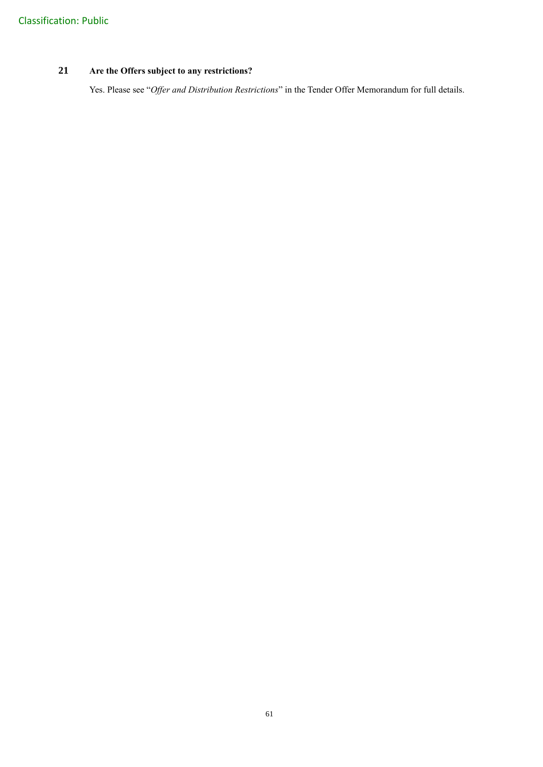### 21 Are the Offers subject to any restrictions?

Yes. Please see "*Offer and Distribution Restrictions*" in the Tender Offer Memorandum for full details.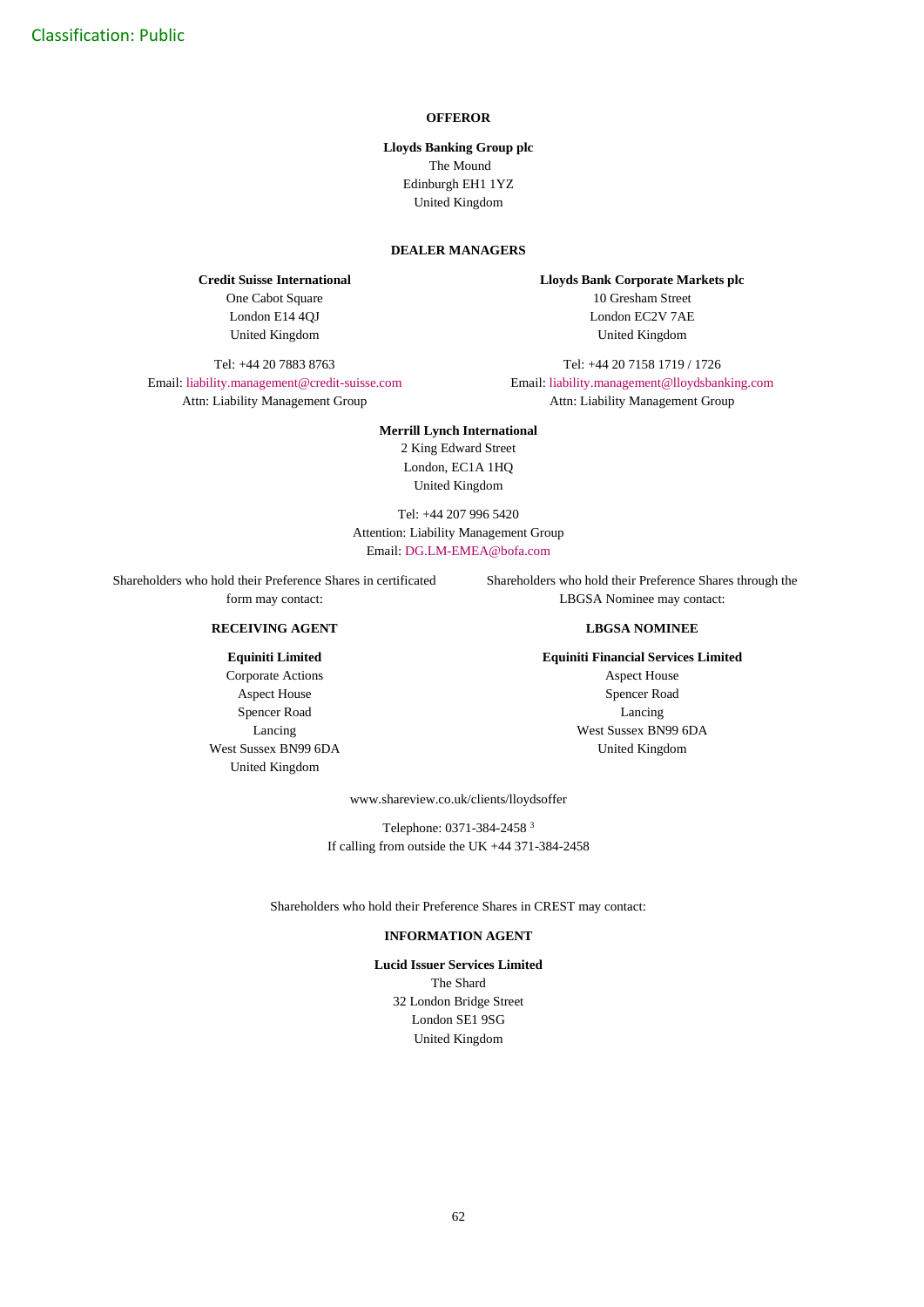Classification: Public

**OFFEROR**

**Lloyds Banking Group plc**
The Mound
Edinburgh EH1 1YZ
United Kingdom

**DEALER MANAGERS**

**Credit Suisse International**
One Cabot Square
London E14 4QJ
United Kingdom

Tel: +44 20 7883 8763
Email: liability.management@credit-suisse.com
Attn: Liability Management Group

**Lloyds Bank Corporate Markets plc**
10 Gresham Street
London EC2V 7AE
United Kingdom

Tel: +44 20 7158 1719 / 1726
Email: liability.management@lloydsbanking.com
Attn: Liability Management Group

**Merrill Lynch International**
2 King Edward Street
London, EC1A 1HQ
United Kingdom

Tel: +44 207 996 5420
Attention: Liability Management Group
Email: DG.LM-EMEA@bofa.com

Shareholders who hold their Preference Shares in certificated form may contact:

**RECEIVING AGENT**

**Equiniti Limited**
Corporate Actions
Aspect House
Spencer Road
Lancing
West Sussex BN99 6DA
United Kingdom

Shareholders who hold their Preference Shares through the LBGSA Nominee may contact:

**LBGSA NOMINEE**

**Equiniti Financial Services Limited**
Aspect House
Spencer Road
Lancing
West Sussex BN99 6DA
United Kingdom

www.shareview.co.uk/clients/lloydsoffer

Telephone: 0371-384-2458 [3]
If calling from outside the UK +44 371-384-2458

Shareholders who hold their Preference Shares in CREST may contact:

**INFORMATION AGENT**

**Lucid Issuer Services Limited**
The Shard
32 London Bridge Street
London SE1 9SG
United Kingdom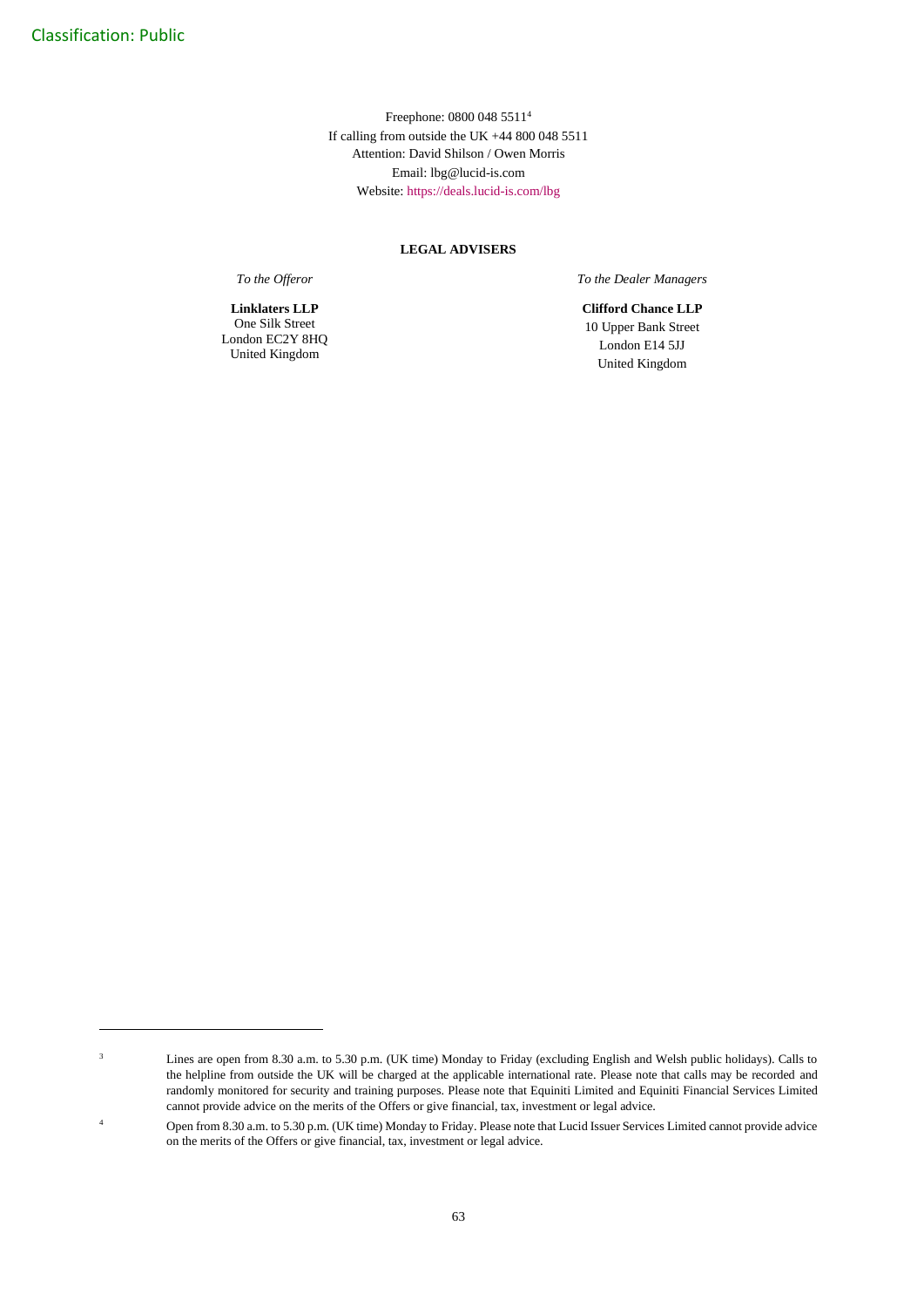Freephone: 0800 048 5511[4]
If calling from outside the UK +44 800 048 5511
Attention: David Shilson / Owen Morris
Email: lbg@lucid-is.com
Website: https://deals.lucid-is.com/lbg

**LEGAL ADVISERS**

*To the Offeror*

**Linklaters LLP**
One Silk Street
London EC2Y 8HQ
United Kingdom

*To the Dealer Managers*

**Clifford Chance LLP**
10 Upper Bank Street
London E14 5JJ
United Kingdom

---

[3] Lines are open from 8.30 a.m. to 5.30 p.m. (UK time) Monday to Friday (excluding English and Welsh public holidays). Calls to the helpline from outside the UK will be charged at the applicable international rate. Please note that calls may be recorded and randomly monitored for security and training purposes. Please note that Equiniti Limited and Equiniti Financial Services Limited cannot provide advice on the merits of the Offers or give financial, tax, investment or legal advice.

[4] Open from 8.30 a.m. to 5.30 p.m. (UK time) Monday to Friday. Please note that Lucid Issuer Services Limited cannot provide advice on the merits of the Offers or give financial, tax, investment or legal advice.